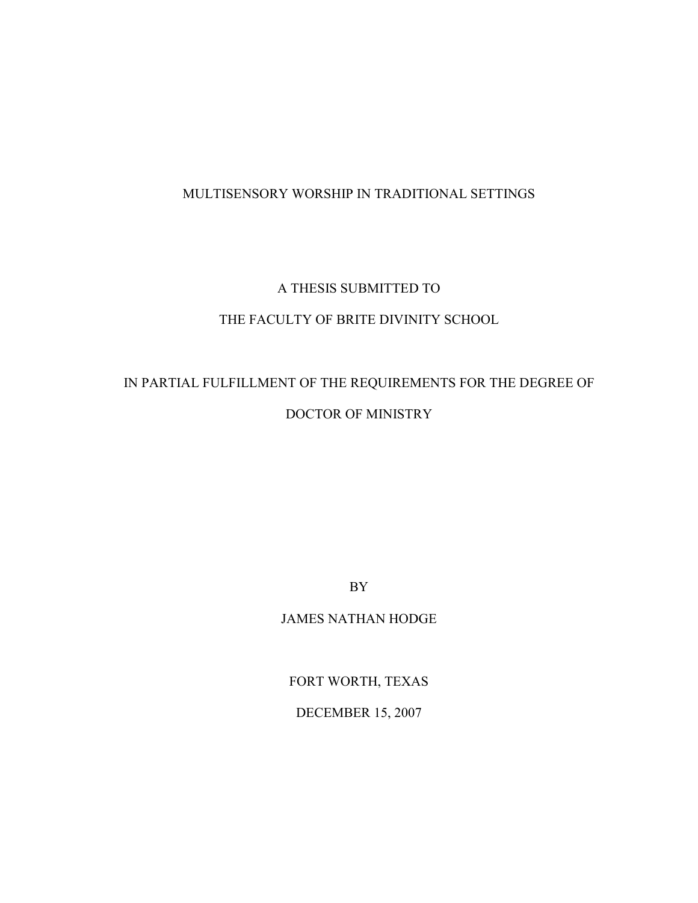# MULTISENSORY WORSHIP IN TRADITIONAL SETTINGS

A THESIS SUBMITTED TO

THE FACULTY OF BRITE DIVINITY SCHOOL

IN PARTIAL FULFILLMENT OF THE REQUIREMENTS FOR THE DEGREE OF

DOCTOR OF MINISTRY

BY

JAMES NATHAN HODGE

FORT WORTH, TEXAS

DECEMBER 15, 2007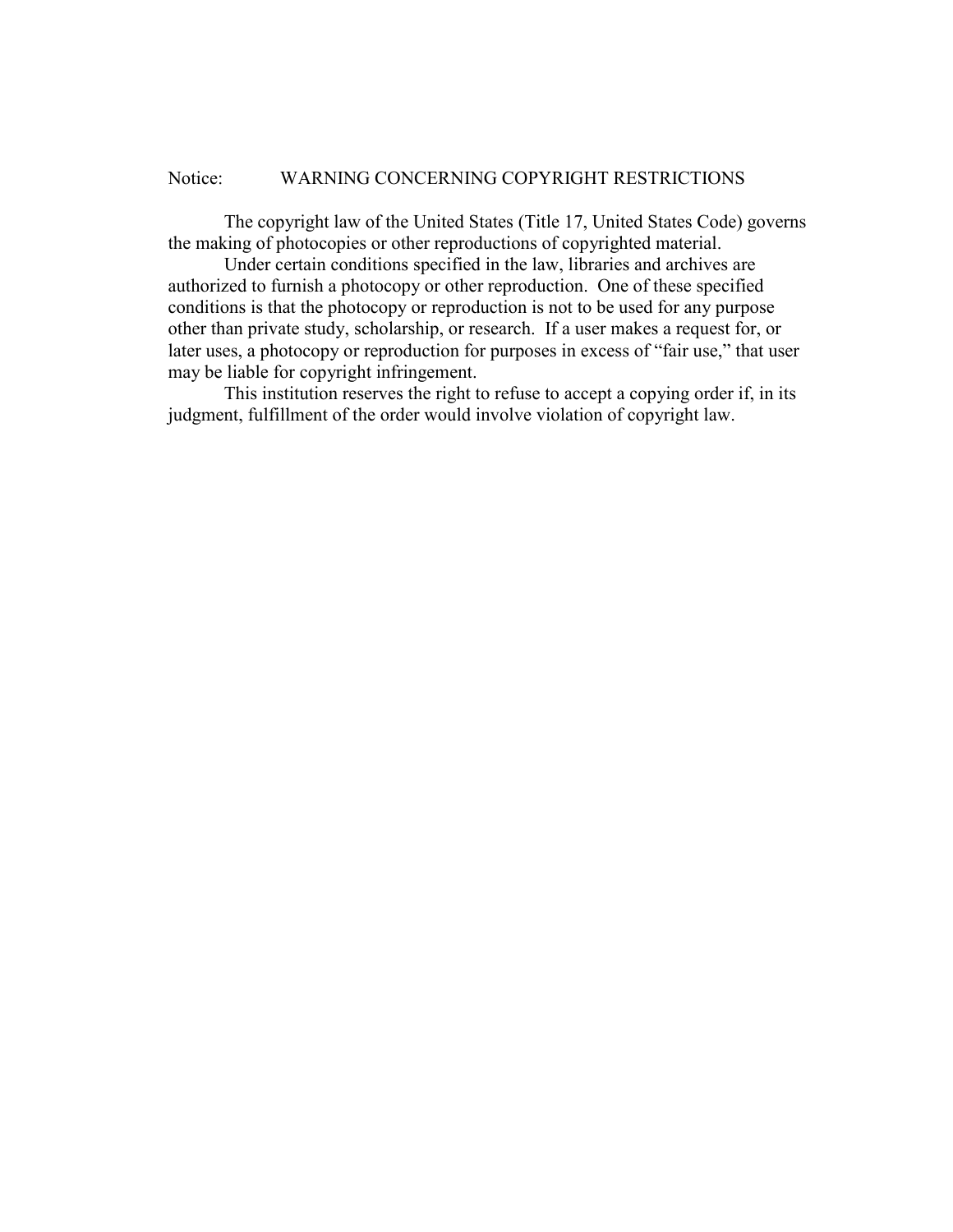Notice: WARNING CONCERNING COPYRIGHT RESTRICTIONS

The copyright law of the United States (Title 17, United States Code) governs the making of photocopies or other reproductions of copyrighted material.

Under certain conditions specified in the law, libraries and archives are authorized to furnish a photocopy or other reproduction. One of these specified conditions is that the photocopy or reproduction is not to be used for any purpose other than private study, scholarship, or research. If a user makes a request for, or later uses, a photocopy or reproduction for purposes in excess of "fair use," that user may be liable for copyright infringement.

This institution reserves the right to refuse to accept a copying order if, in its judgment, fulfillment of the order would involve violation of copyright law.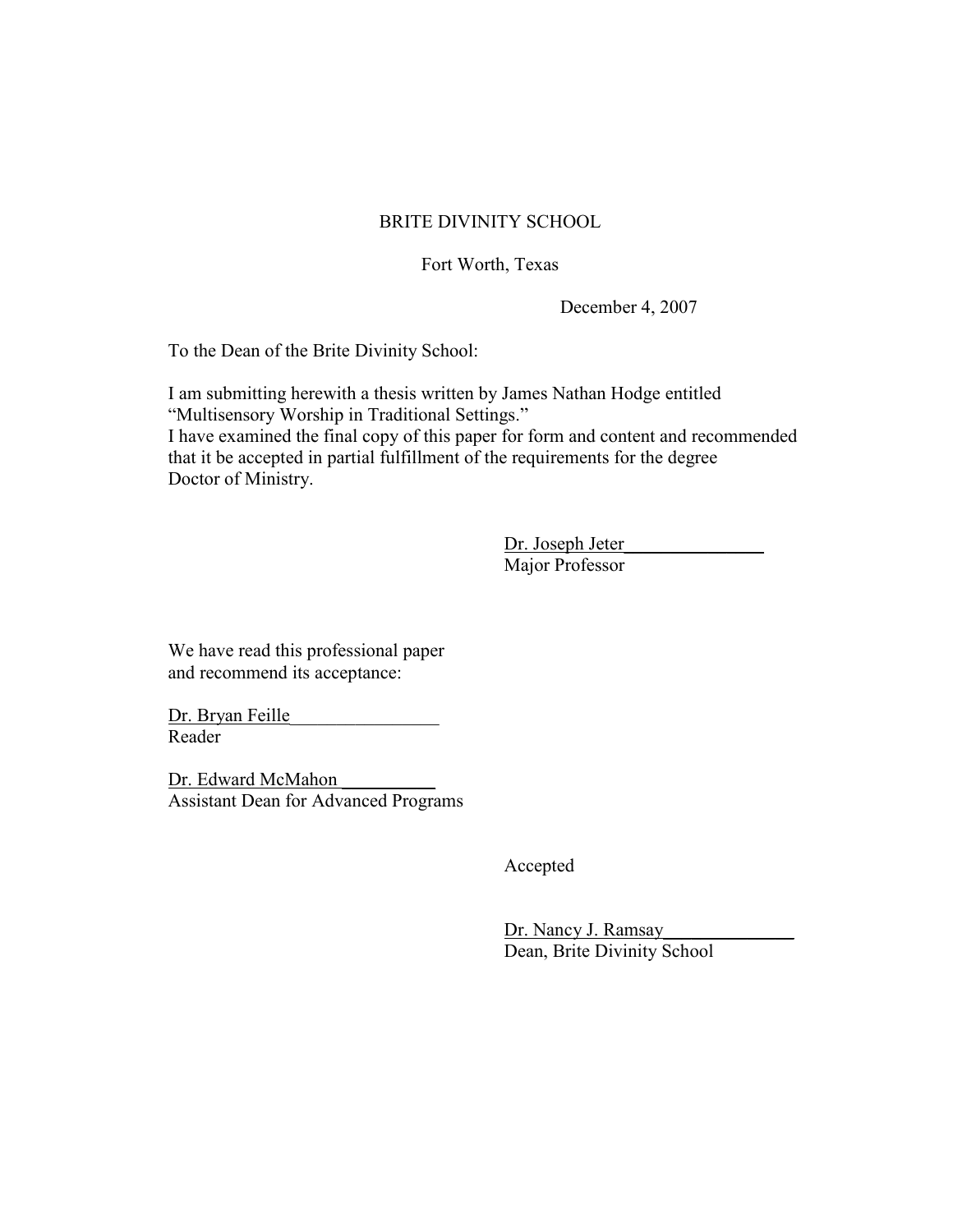BRITE DIVINITY SCHOOL

Fort Worth, Texas

December 4, 2007

To the Dean of the Brite Divinity School:

I am submitting herewith a thesis written by James Nathan Hodge entitled "Multisensory Worship in Traditional Settings."
I have examined the final copy of this paper for form and content and recommended that it be accepted in partial fulfillment of the requirements for the degree Doctor of Ministry.

Dr. Joseph Jeter_______________
Major Professor

We have read this professional paper and recommend its acceptance:

Dr. Bryan Feille________________
Reader

Dr. Edward McMahon __________
Assistant Dean for Advanced Programs

Accepted

Dr. Nancy J. Ramsay______________
Dean, Brite Divinity School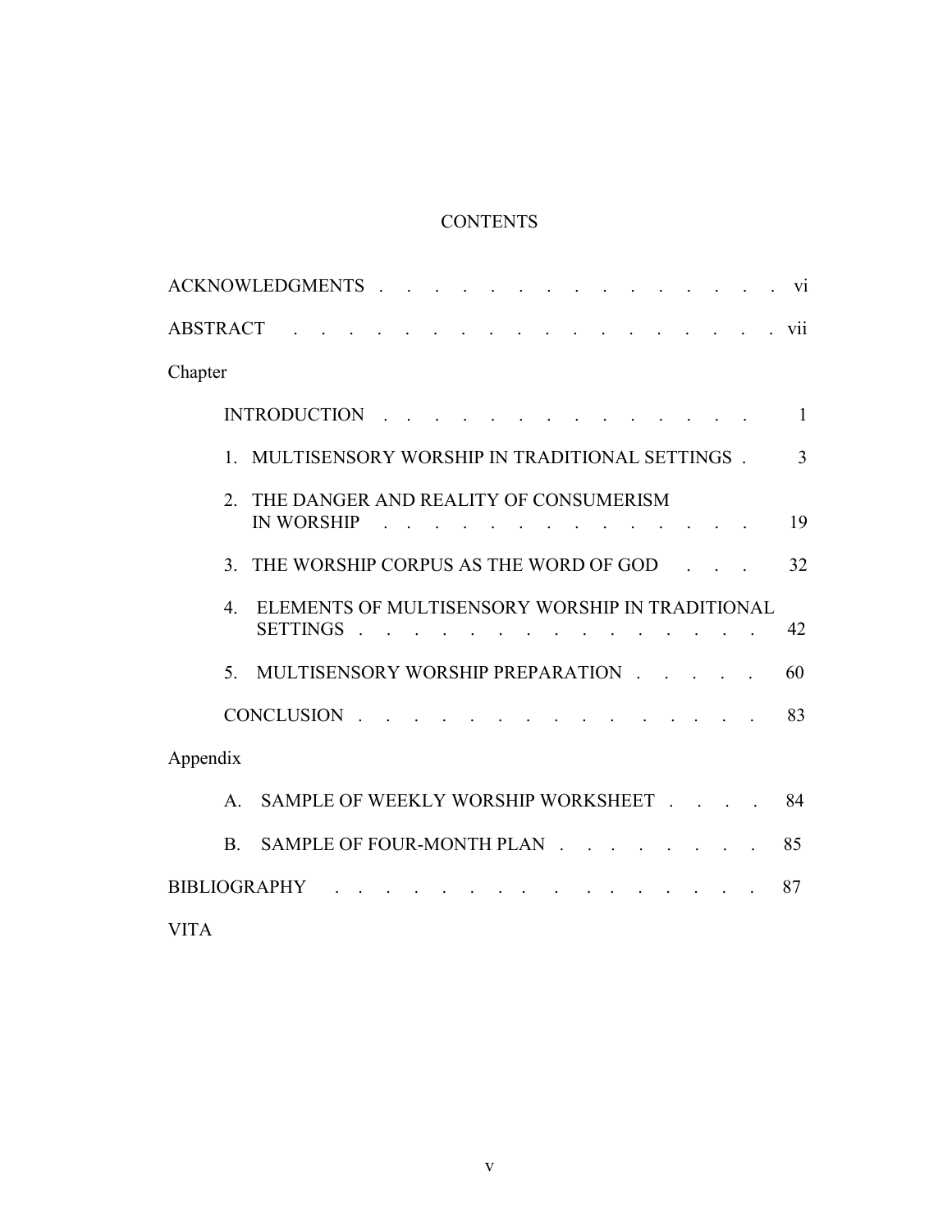# CONTENTS

ACKNOWLEDGMENTS . . . . . . . . . . . . . . . . . . vi

ABSTRACT . . . . . . . . . . . . . . . . . . . . vii

Chapter

INTRODUCTION . . . . . . . . . . . . . . . . 1

1. MULTISENSORY WORSHIP IN TRADITIONAL SETTINGS . 3

2. THE DANGER AND REALITY OF CONSUMERISM IN WORSHIP . . . . . . . . . . . . . . . 19

3. THE WORSHIP CORPUS AS THE WORD OF GOD . . . 32

4. ELEMENTS OF MULTISENSORY WORSHIP IN TRADITIONAL SETTINGS . . . . . . . . . . . . . . . 42

5. MULTISENSORY WORSHIP PREPARATION . . . . . 60

CONCLUSION . . . . . . . . . . . . . . . . 83

Appendix

A. SAMPLE OF WEEKLY WORSHIP WORKSHEET . . . . 84

B. SAMPLE OF FOUR-MONTH PLAN . . . . . . . . . 85

BIBLIOGRAPHY . . . . . . . . . . . . . . . . . 87

VITA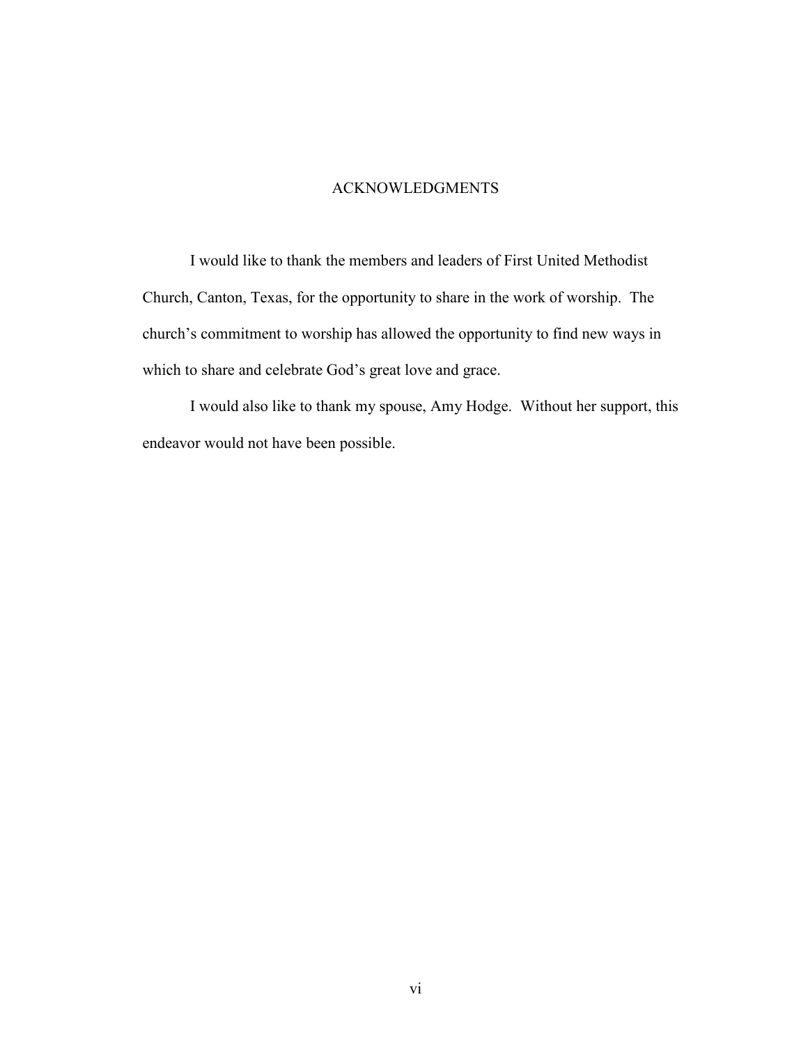# ACKNOWLEDGMENTS

I would like to thank the members and leaders of First United Methodist Church, Canton, Texas, for the opportunity to share in the work of worship. The church's commitment to worship has allowed the opportunity to find new ways in which to share and celebrate God's great love and grace.

I would also like to thank my spouse, Amy Hodge. Without her support, this endeavor would not have been possible.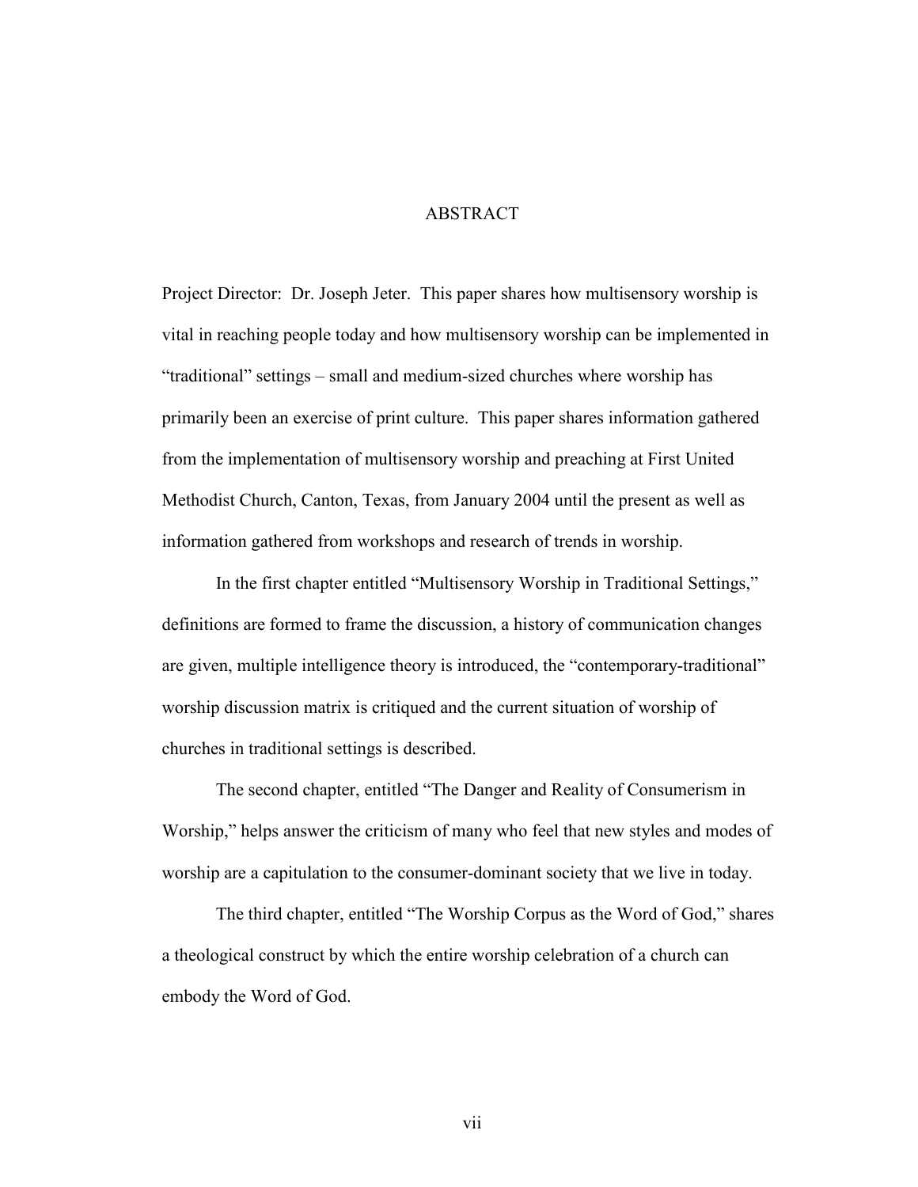# ABSTRACT

Project Director: Dr. Joseph Jeter. This paper shares how multisensory worship is vital in reaching people today and how multisensory worship can be implemented in "traditional" settings – small and medium-sized churches where worship has primarily been an exercise of print culture. This paper shares information gathered from the implementation of multisensory worship and preaching at First United Methodist Church, Canton, Texas, from January 2004 until the present as well as information gathered from workshops and research of trends in worship.

In the first chapter entitled "Multisensory Worship in Traditional Settings," definitions are formed to frame the discussion, a history of communication changes are given, multiple intelligence theory is introduced, the "contemporary-traditional" worship discussion matrix is critiqued and the current situation of worship of churches in traditional settings is described.

The second chapter, entitled "The Danger and Reality of Consumerism in Worship," helps answer the criticism of many who feel that new styles and modes of worship are a capitulation to the consumer-dominant society that we live in today.

The third chapter, entitled "The Worship Corpus as the Word of God," shares a theological construct by which the entire worship celebration of a church can embody the Word of God.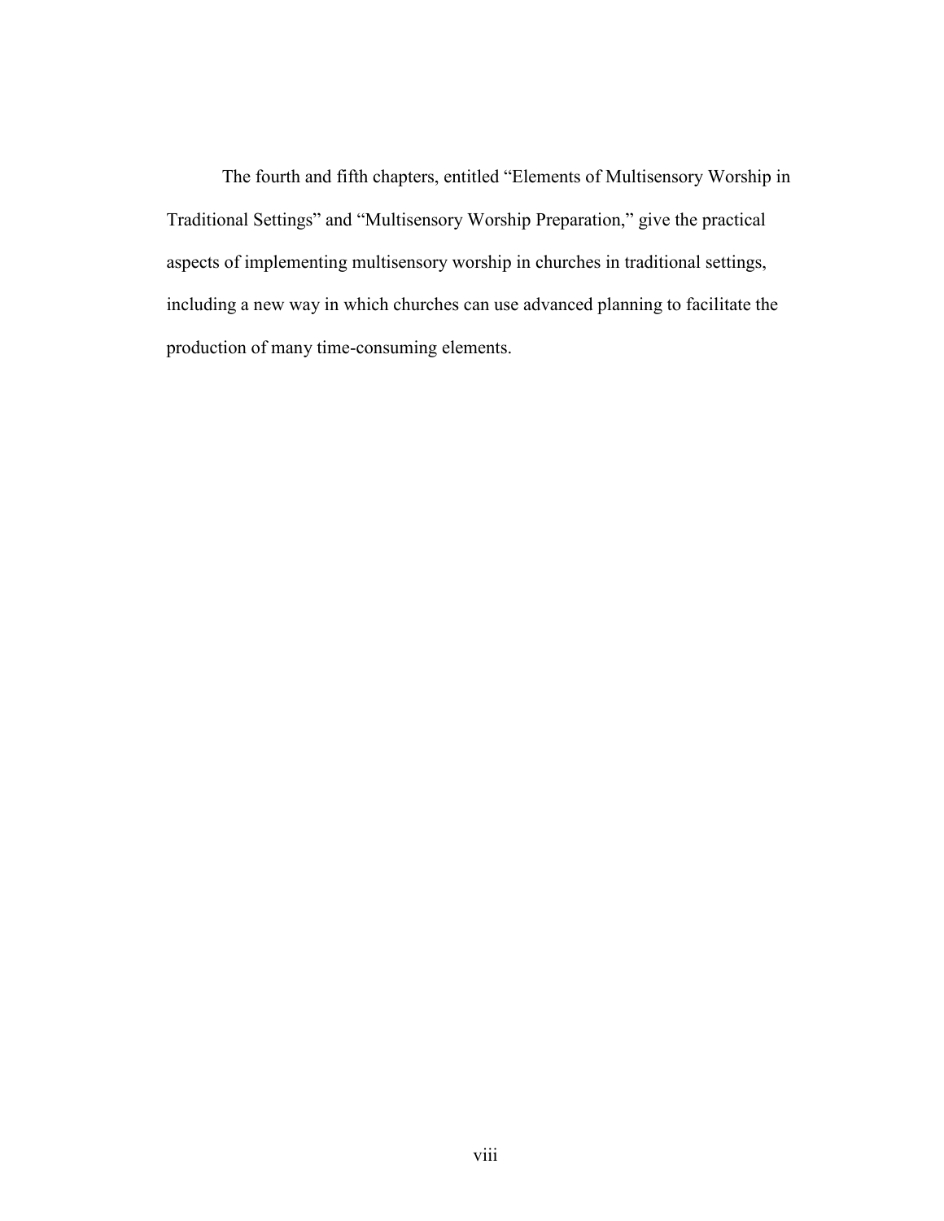The fourth and fifth chapters, entitled “Elements of Multisensory Worship in Traditional Settings” and “Multisensory Worship Preparation,” give the practical aspects of implementing multisensory worship in churches in traditional settings, including a new way in which churches can use advanced planning to facilitate the production of many time-consuming elements.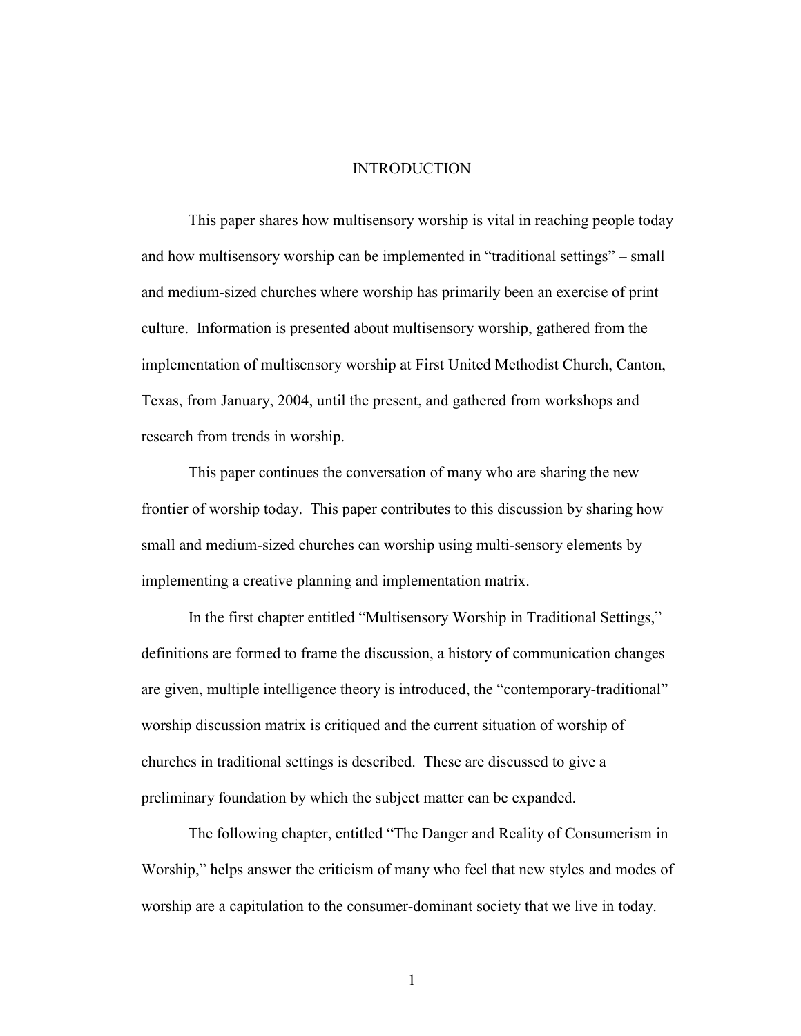# INTRODUCTION

This paper shares how multisensory worship is vital in reaching people today and how multisensory worship can be implemented in "traditional settings" – small and medium-sized churches where worship has primarily been an exercise of print culture. Information is presented about multisensory worship, gathered from the implementation of multisensory worship at First United Methodist Church, Canton, Texas, from January, 2004, until the present, and gathered from workshops and research from trends in worship.

This paper continues the conversation of many who are sharing the new frontier of worship today. This paper contributes to this discussion by sharing how small and medium-sized churches can worship using multi-sensory elements by implementing a creative planning and implementation matrix.

In the first chapter entitled "Multisensory Worship in Traditional Settings," definitions are formed to frame the discussion, a history of communication changes are given, multiple intelligence theory is introduced, the "contemporary-traditional" worship discussion matrix is critiqued and the current situation of worship of churches in traditional settings is described. These are discussed to give a preliminary foundation by which the subject matter can be expanded.

The following chapter, entitled "The Danger and Reality of Consumerism in Worship," helps answer the criticism of many who feel that new styles and modes of worship are a capitulation to the consumer-dominant society that we live in today.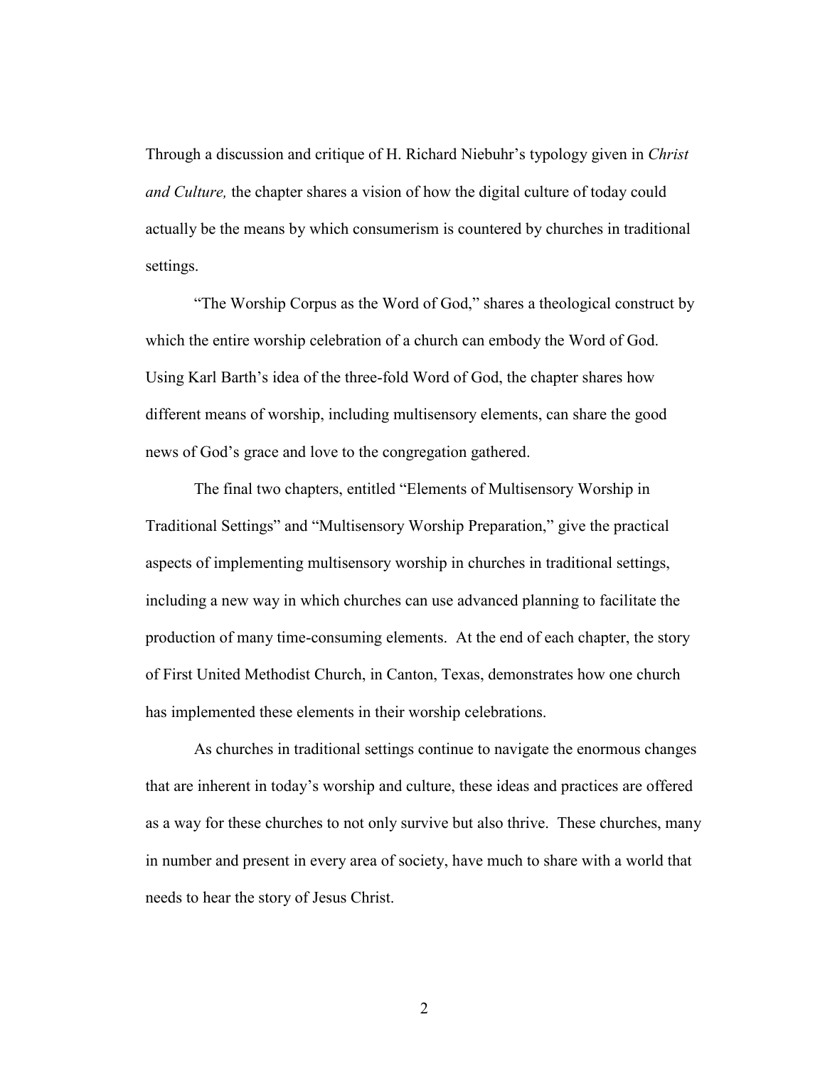Through a discussion and critique of H. Richard Niebuhr's typology given in *Christ and Culture,* the chapter shares a vision of how the digital culture of today could actually be the means by which consumerism is countered by churches in traditional settings.

"The Worship Corpus as the Word of God," shares a theological construct by which the entire worship celebration of a church can embody the Word of God. Using Karl Barth's idea of the three-fold Word of God, the chapter shares how different means of worship, including multisensory elements, can share the good news of God's grace and love to the congregation gathered.

The final two chapters, entitled "Elements of Multisensory Worship in Traditional Settings" and "Multisensory Worship Preparation," give the practical aspects of implementing multisensory worship in churches in traditional settings, including a new way in which churches can use advanced planning to facilitate the production of many time-consuming elements. At the end of each chapter, the story of First United Methodist Church, in Canton, Texas, demonstrates how one church has implemented these elements in their worship celebrations.

As churches in traditional settings continue to navigate the enormous changes that are inherent in today's worship and culture, these ideas and practices are offered as a way for these churches to not only survive but also thrive. These churches, many in number and present in every area of society, have much to share with a world that needs to hear the story of Jesus Christ.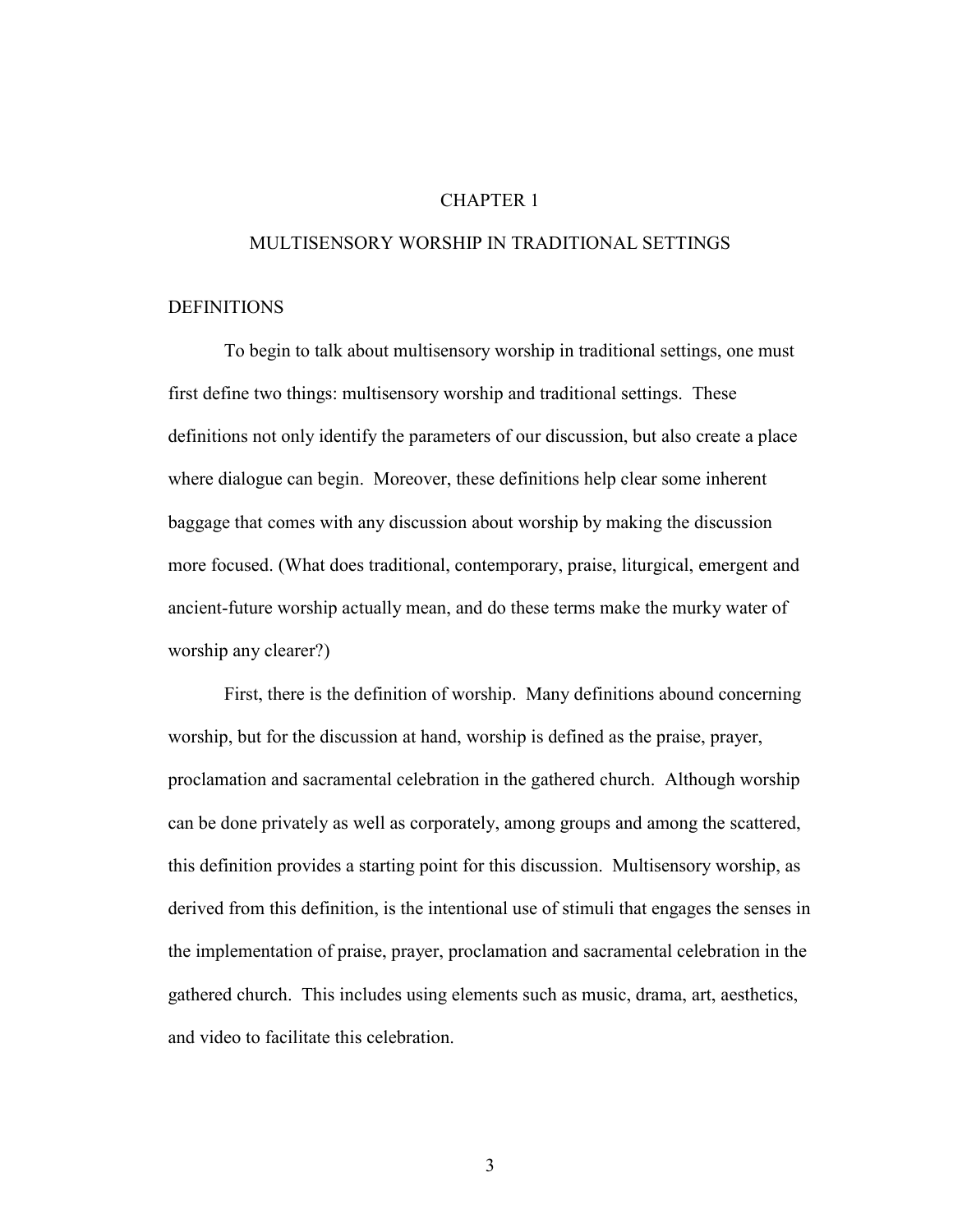# CHAPTER 1

# MULTISENSORY WORSHIP IN TRADITIONAL SETTINGS

## DEFINITIONS

To begin to talk about multisensory worship in traditional settings, one must first define two things: multisensory worship and traditional settings. These definitions not only identify the parameters of our discussion, but also create a place where dialogue can begin. Moreover, these definitions help clear some inherent baggage that comes with any discussion about worship by making the discussion more focused. (What does traditional, contemporary, praise, liturgical, emergent and ancient-future worship actually mean, and do these terms make the murky water of worship any clearer?)

First, there is the definition of worship. Many definitions abound concerning worship, but for the discussion at hand, worship is defined as the praise, prayer, proclamation and sacramental celebration in the gathered church. Although worship can be done privately as well as corporately, among groups and among the scattered, this definition provides a starting point for this discussion. Multisensory worship, as derived from this definition, is the intentional use of stimuli that engages the senses in the implementation of praise, prayer, proclamation and sacramental celebration in the gathered church. This includes using elements such as music, drama, art, aesthetics, and video to facilitate this celebration.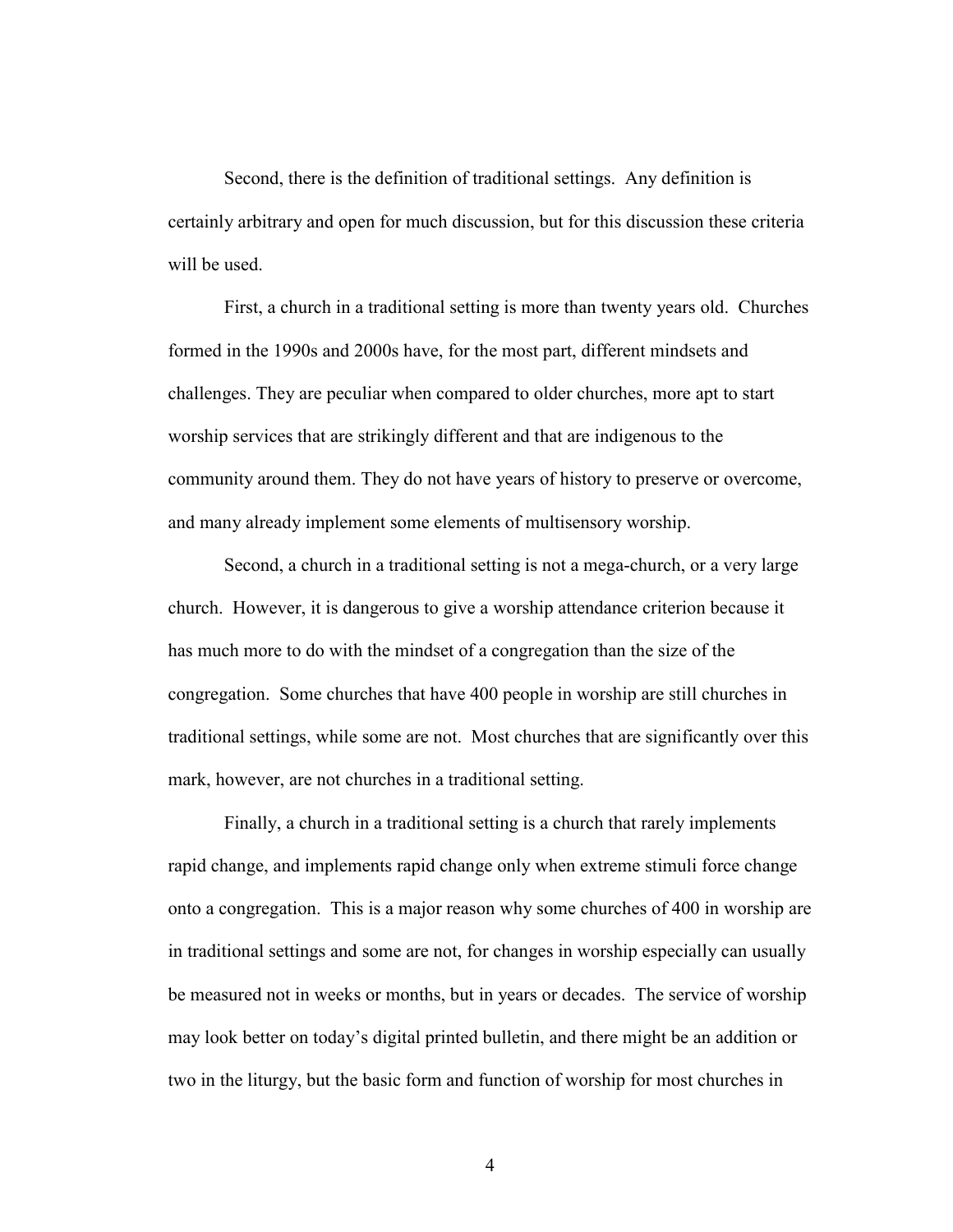Second, there is the definition of traditional settings. Any definition is certainly arbitrary and open for much discussion, but for this discussion these criteria will be used.

First, a church in a traditional setting is more than twenty years old. Churches formed in the 1990s and 2000s have, for the most part, different mindsets and challenges. They are peculiar when compared to older churches, more apt to start worship services that are strikingly different and that are indigenous to the community around them. They do not have years of history to preserve or overcome, and many already implement some elements of multisensory worship.

Second, a church in a traditional setting is not a mega-church, or a very large church. However, it is dangerous to give a worship attendance criterion because it has much more to do with the mindset of a congregation than the size of the congregation. Some churches that have 400 people in worship are still churches in traditional settings, while some are not. Most churches that are significantly over this mark, however, are not churches in a traditional setting.

Finally, a church in a traditional setting is a church that rarely implements rapid change, and implements rapid change only when extreme stimuli force change onto a congregation. This is a major reason why some churches of 400 in worship are in traditional settings and some are not, for changes in worship especially can usually be measured not in weeks or months, but in years or decades. The service of worship may look better on today's digital printed bulletin, and there might be an addition or two in the liturgy, but the basic form and function of worship for most churches in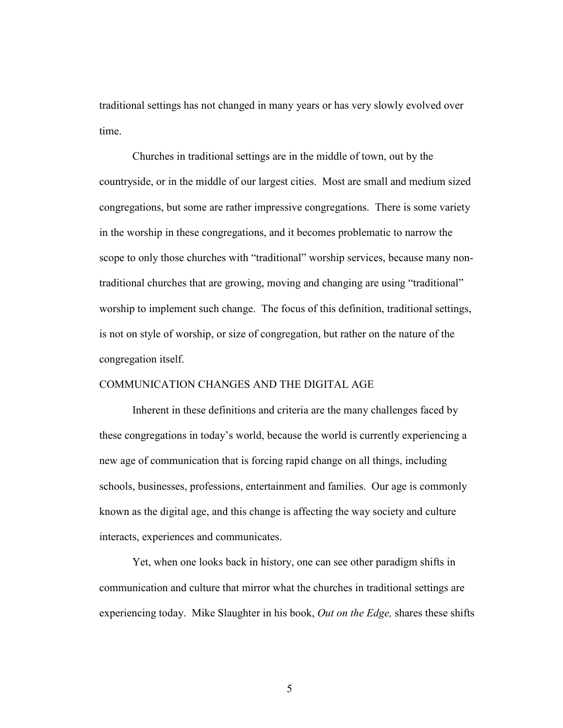traditional settings has not changed in many years or has very slowly evolved over time.

Churches in traditional settings are in the middle of town, out by the countryside, or in the middle of our largest cities. Most are small and medium sized congregations, but some are rather impressive congregations. There is some variety in the worship in these congregations, and it becomes problematic to narrow the scope to only those churches with "traditional" worship services, because many non-traditional churches that are growing, moving and changing are using "traditional" worship to implement such change. The focus of this definition, traditional settings, is not on style of worship, or size of congregation, but rather on the nature of the congregation itself.

## COMMUNICATION CHANGES AND THE DIGITAL AGE

Inherent in these definitions and criteria are the many challenges faced by these congregations in today's world, because the world is currently experiencing a new age of communication that is forcing rapid change on all things, including schools, businesses, professions, entertainment and families. Our age is commonly known as the digital age, and this change is affecting the way society and culture interacts, experiences and communicates.

Yet, when one looks back in history, one can see other paradigm shifts in communication and culture that mirror what the churches in traditional settings are experiencing today. Mike Slaughter in his book, *Out on the Edge,* shares these shifts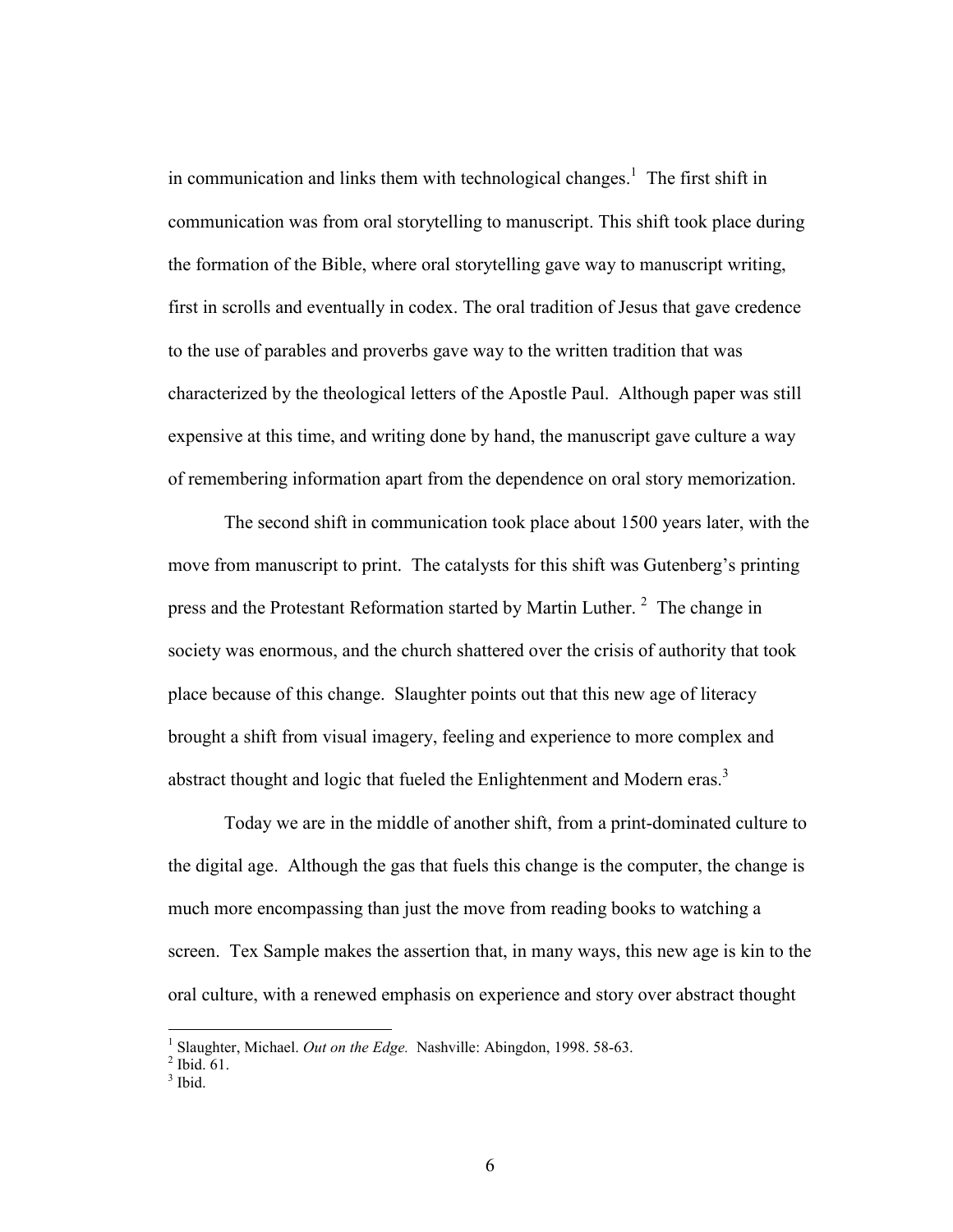in communication and links them with technological changes.[1] The first shift in communication was from oral storytelling to manuscript. This shift took place during the formation of the Bible, where oral storytelling gave way to manuscript writing, first in scrolls and eventually in codex. The oral tradition of Jesus that gave credence to the use of parables and proverbs gave way to the written tradition that was characterized by the theological letters of the Apostle Paul. Although paper was still expensive at this time, and writing done by hand, the manuscript gave culture a way of remembering information apart from the dependence on oral story memorization.

The second shift in communication took place about 1500 years later, with the move from manuscript to print. The catalysts for this shift was Gutenberg's printing press and the Protestant Reformation started by Martin Luther.[2] The change in society was enormous, and the church shattered over the crisis of authority that took place because of this change. Slaughter points out that this new age of literacy brought a shift from visual imagery, feeling and experience to more complex and abstract thought and logic that fueled the Enlightenment and Modern eras.[3]

Today we are in the middle of another shift, from a print-dominated culture to the digital age. Although the gas that fuels this change is the computer, the change is much more encompassing than just the move from reading books to watching a screen. Tex Sample makes the assertion that, in many ways, this new age is kin to the oral culture, with a renewed emphasis on experience and story over abstract thought

---

[1] Slaughter, Michael. *Out on the Edge.* Nashville: Abingdon, 1998. 58-63.
[2] Ibid. 61.
[3] Ibid.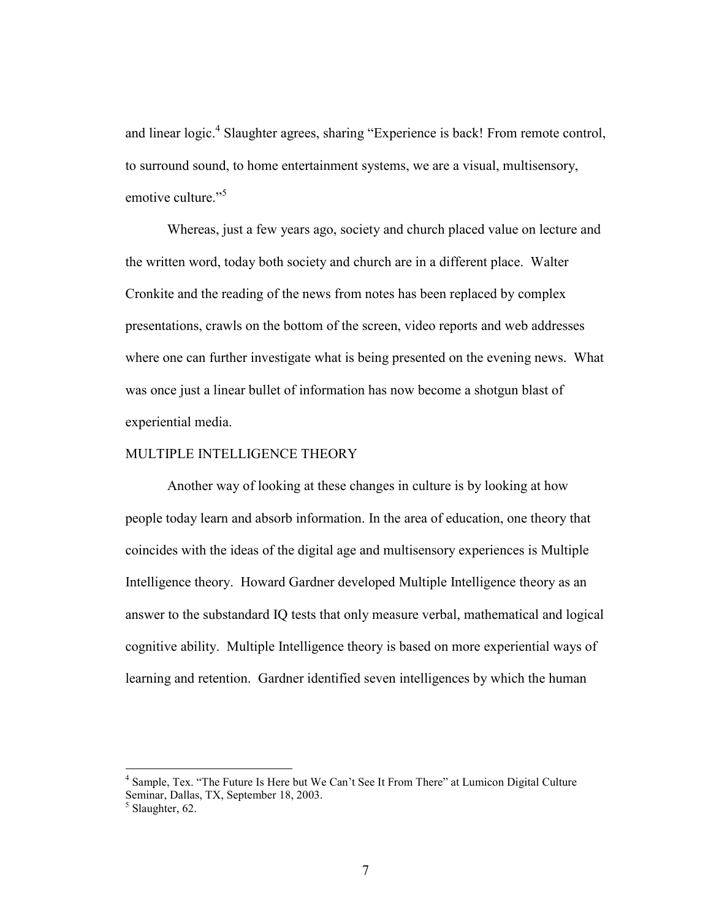and linear logic.[4] Slaughter agrees, sharing "Experience is back! From remote control, to surround sound, to home entertainment systems, we are a visual, multisensory, emotive culture."[5]

Whereas, just a few years ago, society and church placed value on lecture and the written word, today both society and church are in a different place. Walter Cronkite and the reading of the news from notes has been replaced by complex presentations, crawls on the bottom of the screen, video reports and web addresses where one can further investigate what is being presented on the evening news. What was once just a linear bullet of information has now become a shotgun blast of experiential media.

## MULTIPLE INTELLIGENCE THEORY

Another way of looking at these changes in culture is by looking at how people today learn and absorb information. In the area of education, one theory that coincides with the ideas of the digital age and multisensory experiences is Multiple Intelligence theory. Howard Gardner developed Multiple Intelligence theory as an answer to the substandard IQ tests that only measure verbal, mathematical and logical cognitive ability. Multiple Intelligence theory is based on more experiential ways of learning and retention. Gardner identified seven intelligences by which the human

---

[4] Sample, Tex. "The Future Is Here but We Can't See It From There" at Lumicon Digital Culture Seminar, Dallas, TX, September 18, 2003.

[5] Slaughter, 62.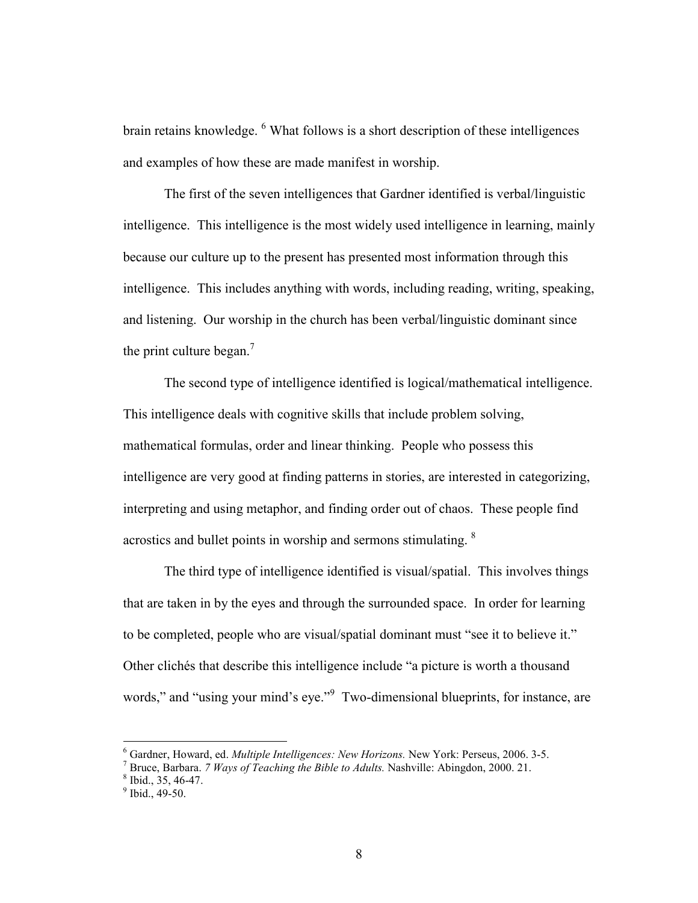brain retains knowledge. [6] What follows is a short description of these intelligences and examples of how these are made manifest in worship.

The first of the seven intelligences that Gardner identified is verbal/linguistic intelligence. This intelligence is the most widely used intelligence in learning, mainly because our culture up to the present has presented most information through this intelligence. This includes anything with words, including reading, writing, speaking, and listening. Our worship in the church has been verbal/linguistic dominant since the print culture began.[7]

The second type of intelligence identified is logical/mathematical intelligence. This intelligence deals with cognitive skills that include problem solving, mathematical formulas, order and linear thinking. People who possess this intelligence are very good at finding patterns in stories, are interested in categorizing, interpreting and using metaphor, and finding order out of chaos. These people find acrostics and bullet points in worship and sermons stimulating. [8]

The third type of intelligence identified is visual/spatial. This involves things that are taken in by the eyes and through the surrounded space. In order for learning to be completed, people who are visual/spatial dominant must "see it to believe it." Other clichés that describe this intelligence include "a picture is worth a thousand words," and "using your mind's eye."[9] Two-dimensional blueprints, for instance, are

---

[6] Gardner, Howard, ed. *Multiple Intelligences: New Horizons.* New York: Perseus, 2006. 3-5.

[7] Bruce, Barbara. *7 Ways of Teaching the Bible to Adults.* Nashville: Abingdon, 2000. 21.

[8] Ibid., 35, 46-47.

[9] Ibid., 49-50.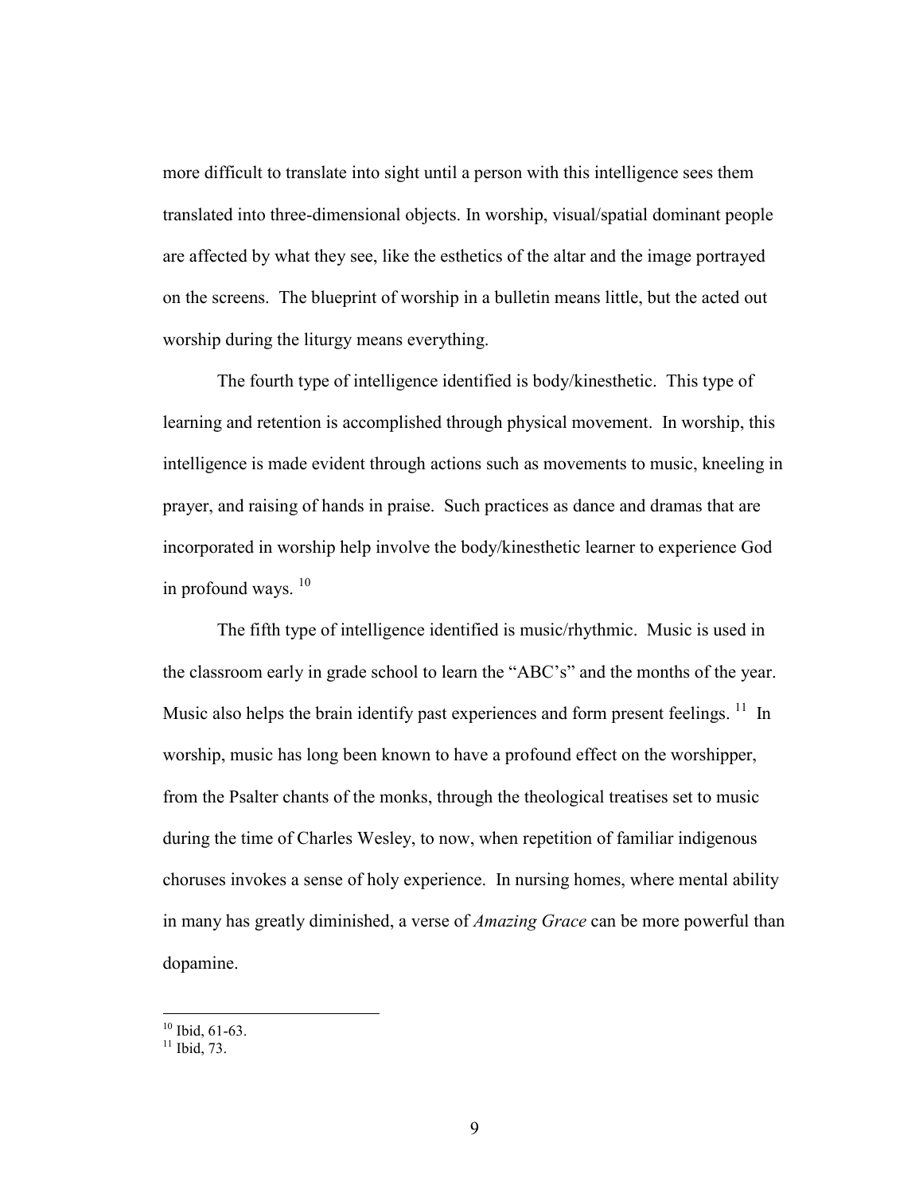more difficult to translate into sight until a person with this intelligence sees them translated into three-dimensional objects. In worship, visual/spatial dominant people are affected by what they see, like the esthetics of the altar and the image portrayed on the screens. The blueprint of worship in a bulletin means little, but the acted out worship during the liturgy means everything.

The fourth type of intelligence identified is body/kinesthetic. This type of learning and retention is accomplished through physical movement. In worship, this intelligence is made evident through actions such as movements to music, kneeling in prayer, and raising of hands in praise. Such practices as dance and dramas that are incorporated in worship help involve the body/kinesthetic learner to experience God in profound ways. [10]

The fifth type of intelligence identified is music/rhythmic. Music is used in the classroom early in grade school to learn the "ABC's" and the months of the year. Music also helps the brain identify past experiences and form present feelings. [11] In worship, music has long been known to have a profound effect on the worshipper, from the Psalter chants of the monks, through the theological treatises set to music during the time of Charles Wesley, to now, when repetition of familiar indigenous choruses invokes a sense of holy experience. In nursing homes, where mental ability in many has greatly diminished, a verse of *Amazing Grace* can be more powerful than dopamine.

---

[10] Ibid, 61-63.

[11] Ibid, 73.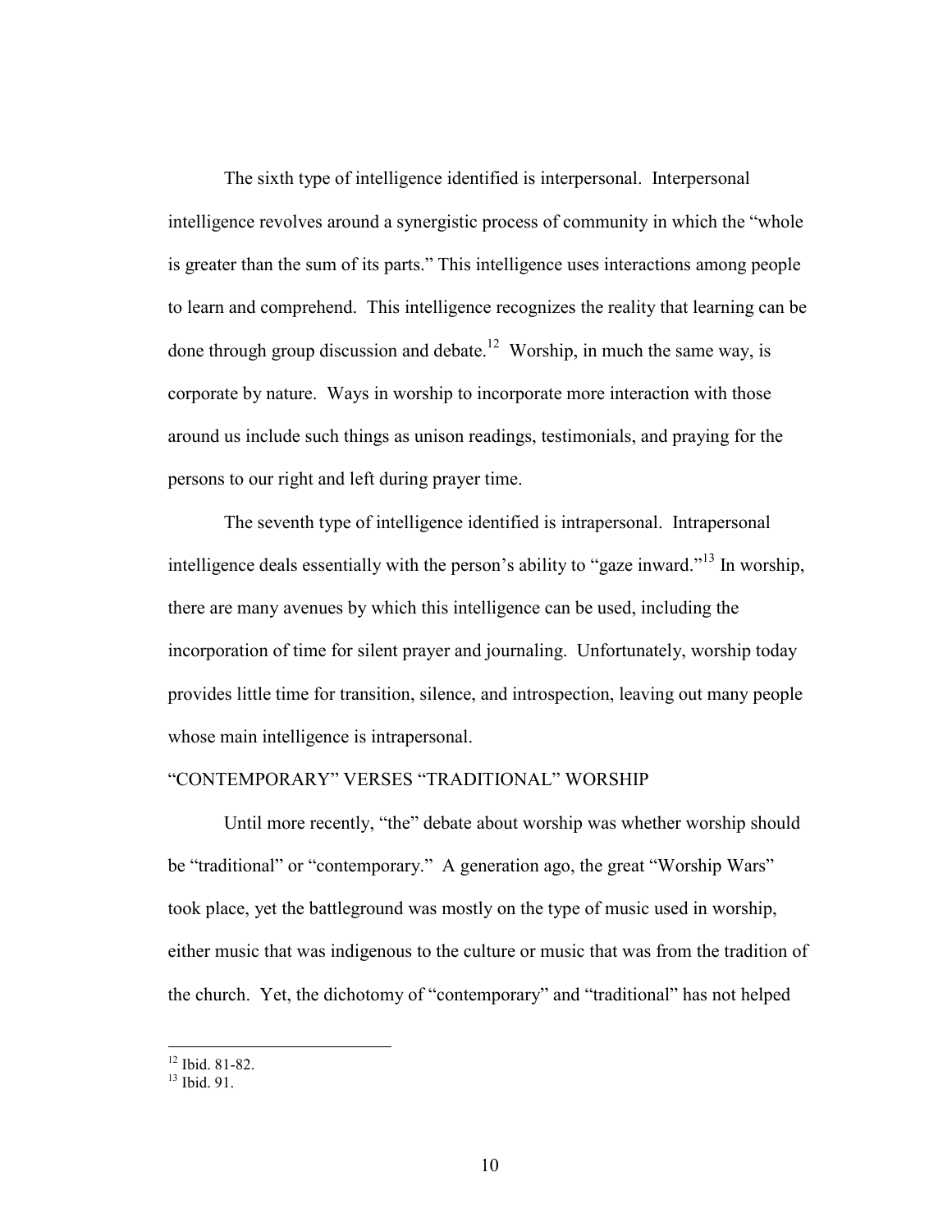The sixth type of intelligence identified is interpersonal. Interpersonal intelligence revolves around a synergistic process of community in which the "whole is greater than the sum of its parts." This intelligence uses interactions among people to learn and comprehend. This intelligence recognizes the reality that learning can be done through group discussion and debate.[12] Worship, in much the same way, is corporate by nature. Ways in worship to incorporate more interaction with those around us include such things as unison readings, testimonials, and praying for the persons to our right and left during prayer time.

The seventh type of intelligence identified is intrapersonal. Intrapersonal intelligence deals essentially with the person's ability to "gaze inward."[13] In worship, there are many avenues by which this intelligence can be used, including the incorporation of time for silent prayer and journaling. Unfortunately, worship today provides little time for transition, silence, and introspection, leaving out many people whose main intelligence is intrapersonal.

## "CONTEMPORARY" VERSES "TRADITIONAL" WORSHIP

Until more recently, "the" debate about worship was whether worship should be "traditional" or "contemporary." A generation ago, the great "Worship Wars" took place, yet the battleground was mostly on the type of music used in worship, either music that was indigenous to the culture or music that was from the tradition of the church. Yet, the dichotomy of "contemporary" and "traditional" has not helped

---

[12] Ibid. 81-82.

[13] Ibid. 91.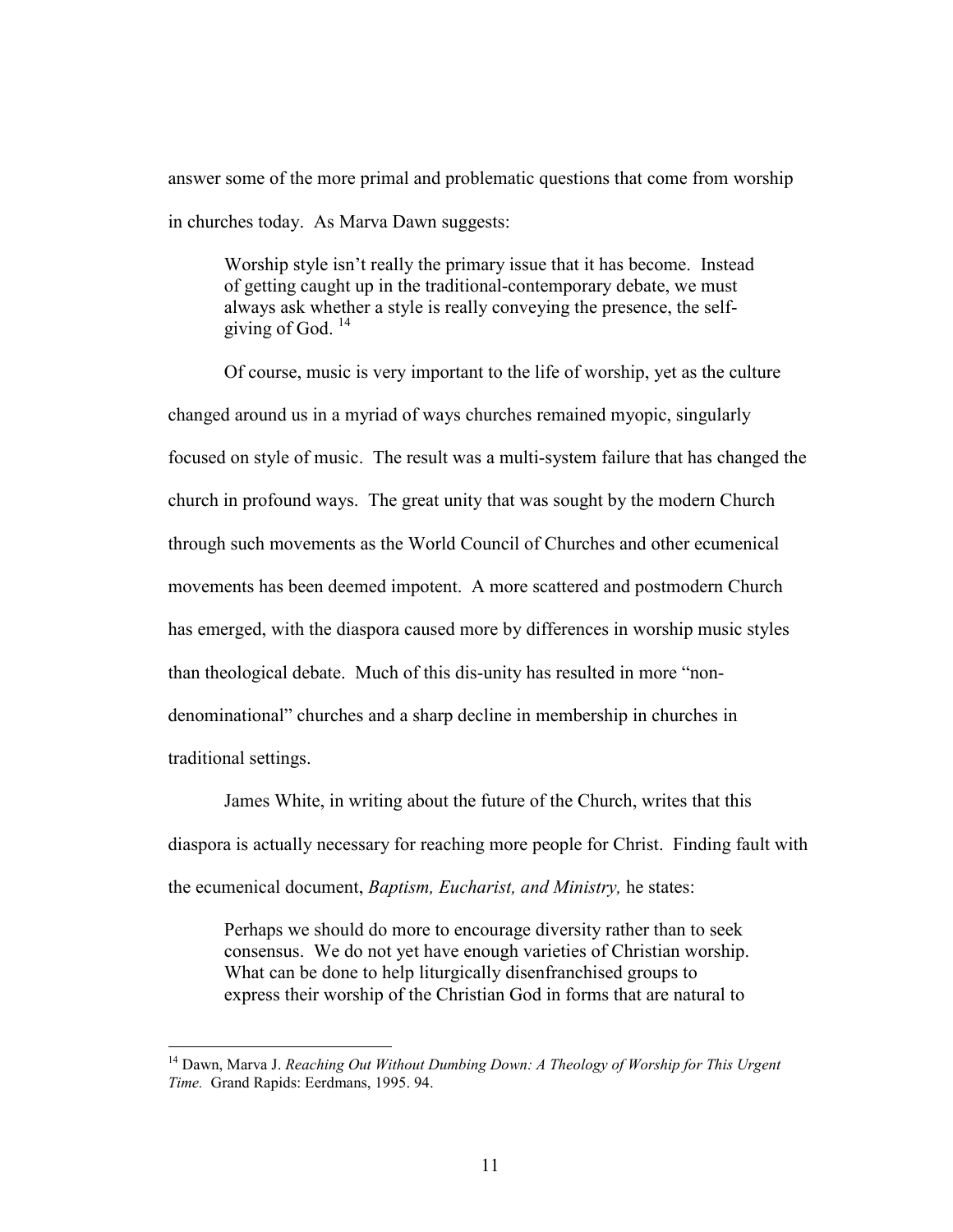answer some of the more primal and problematic questions that come from worship in churches today. As Marva Dawn suggests:

> Worship style isn't really the primary issue that it has become. Instead of getting caught up in the traditional-contemporary debate, we must always ask whether a style is really conveying the presence, the self-giving of God. [14]

Of course, music is very important to the life of worship, yet as the culture changed around us in a myriad of ways churches remained myopic, singularly focused on style of music. The result was a multi-system failure that has changed the church in profound ways. The great unity that was sought by the modern Church through such movements as the World Council of Churches and other ecumenical movements has been deemed impotent. A more scattered and postmodern Church has emerged, with the diaspora caused more by differences in worship music styles than theological debate. Much of this dis-unity has resulted in more "non-denominational" churches and a sharp decline in membership in churches in traditional settings.

James White, in writing about the future of the Church, writes that this diaspora is actually necessary for reaching more people for Christ. Finding fault with the ecumenical document, *Baptism, Eucharist, and Ministry,* he states:

> Perhaps we should do more to encourage diversity rather than to seek consensus. We do not yet have enough varieties of Christian worship. What can be done to help liturgically disenfranchised groups to express their worship of the Christian God in forms that are natural to

---

[14] Dawn, Marva J. *Reaching Out Without Dumbing Down: A Theology of Worship for This Urgent Time.* Grand Rapids: Eerdmans, 1995. 94.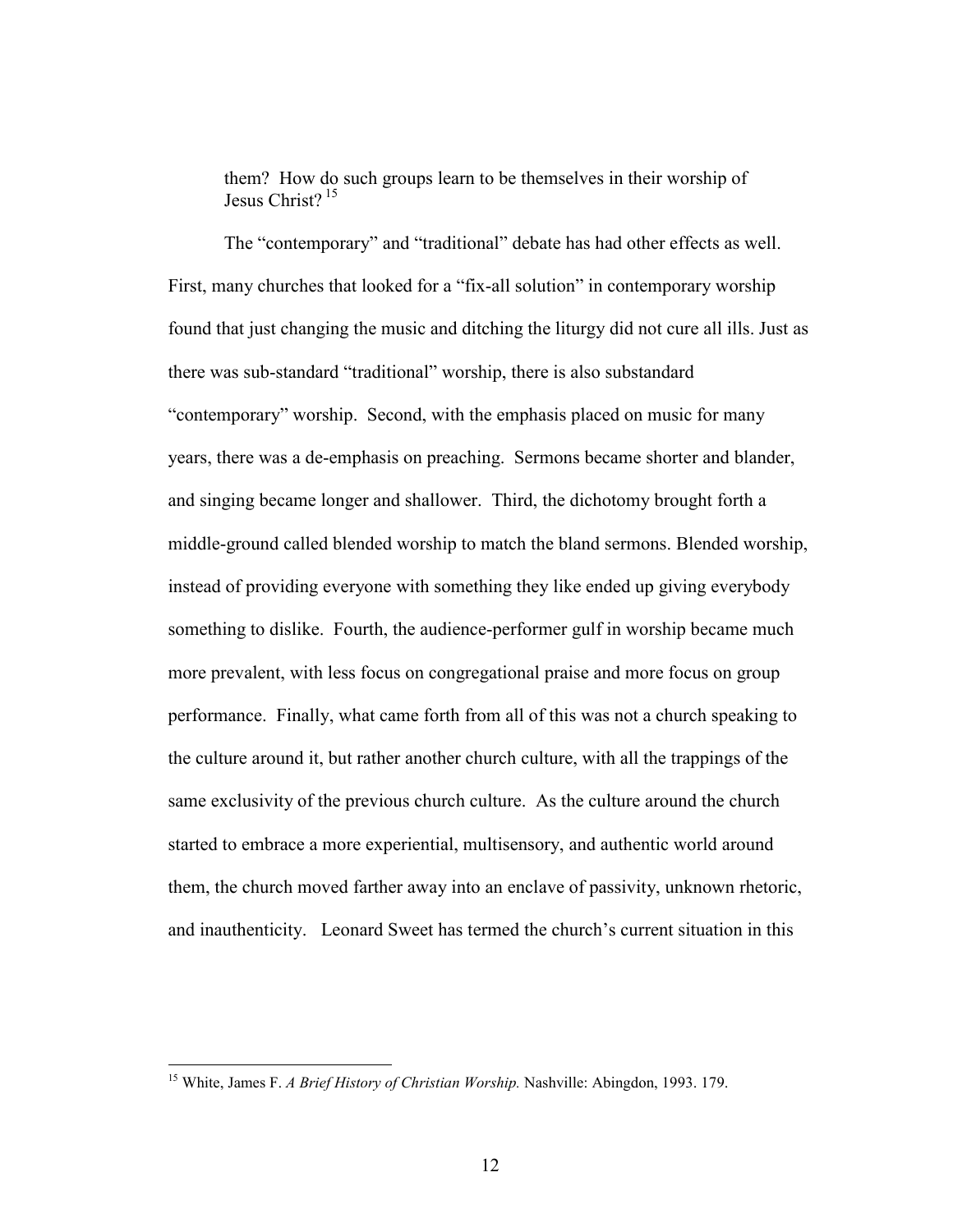> them? How do such groups learn to be themselves in their worship of Jesus Christ? [15]

The "contemporary" and "traditional" debate has had other effects as well. First, many churches that looked for a "fix-all solution" in contemporary worship found that just changing the music and ditching the liturgy did not cure all ills. Just as there was sub-standard "traditional" worship, there is also substandard "contemporary" worship. Second, with the emphasis placed on music for many years, there was a de-emphasis on preaching. Sermons became shorter and blander, and singing became longer and shallower. Third, the dichotomy brought forth a middle-ground called blended worship to match the bland sermons. Blended worship, instead of providing everyone with something they like ended up giving everybody something to dislike. Fourth, the audience-performer gulf in worship became much more prevalent, with less focus on congregational praise and more focus on group performance. Finally, what came forth from all of this was not a church speaking to the culture around it, but rather another church culture, with all the trappings of the same exclusivity of the previous church culture. As the culture around the church started to embrace a more experiential, multisensory, and authentic world around them, the church moved farther away into an enclave of passivity, unknown rhetoric, and inauthenticity. Leonard Sweet has termed the church's current situation in this

---

[15] White, James F. *A Brief History of Christian Worship.* Nashville: Abingdon, 1993. 179.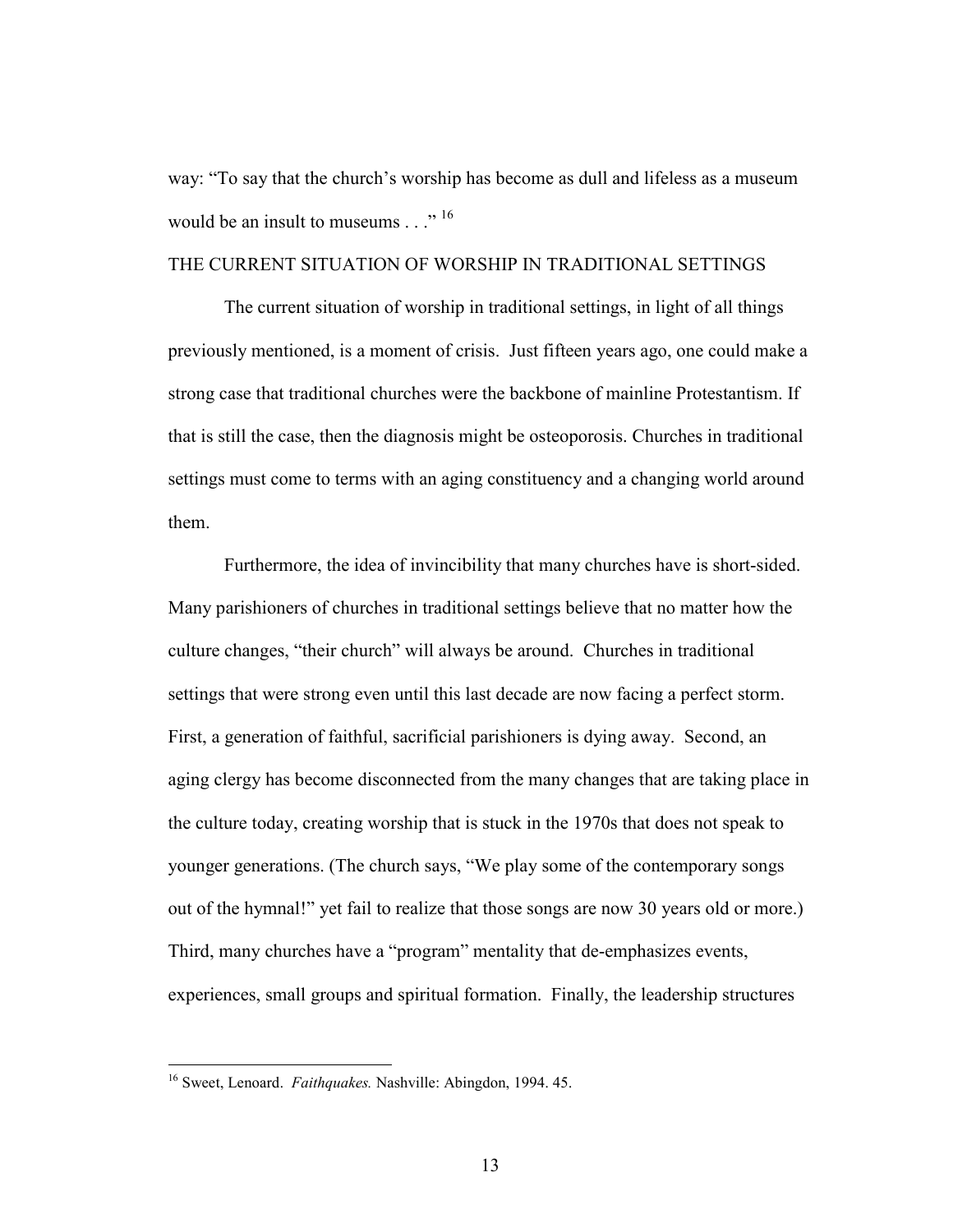way: "To say that the church's worship has become as dull and lifeless as a museum would be an insult to museums . . ." [16]

## THE CURRENT SITUATION OF WORSHIP IN TRADITIONAL SETTINGS

The current situation of worship in traditional settings, in light of all things previously mentioned, is a moment of crisis. Just fifteen years ago, one could make a strong case that traditional churches were the backbone of mainline Protestantism. If that is still the case, then the diagnosis might be osteoporosis. Churches in traditional settings must come to terms with an aging constituency and a changing world around them.

Furthermore, the idea of invincibility that many churches have is short-sided. Many parishioners of churches in traditional settings believe that no matter how the culture changes, "their church" will always be around. Churches in traditional settings that were strong even until this last decade are now facing a perfect storm. First, a generation of faithful, sacrificial parishioners is dying away. Second, an aging clergy has become disconnected from the many changes that are taking place in the culture today, creating worship that is stuck in the 1970s that does not speak to younger generations. (The church says, "We play some of the contemporary songs out of the hymnal!" yet fail to realize that those songs are now 30 years old or more.) Third, many churches have a "program" mentality that de-emphasizes events, experiences, small groups and spiritual formation. Finally, the leadership structures

---

[16] Sweet, Lenoard. *Faithquakes.* Nashville: Abingdon, 1994. 45.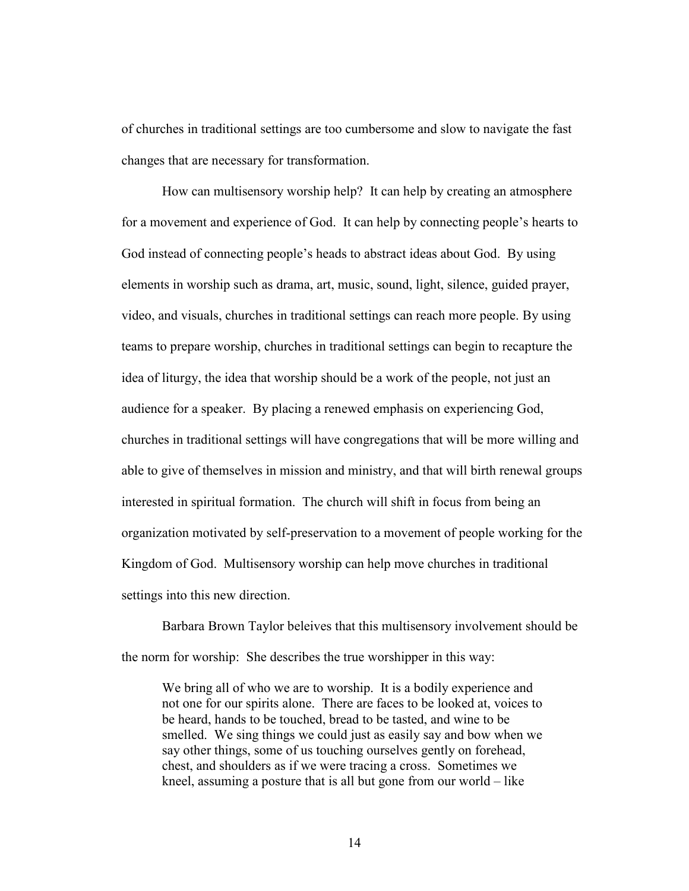of churches in traditional settings are too cumbersome and slow to navigate the fast changes that are necessary for transformation.

How can multisensory worship help? It can help by creating an atmosphere for a movement and experience of God. It can help by connecting people's hearts to God instead of connecting people's heads to abstract ideas about God. By using elements in worship such as drama, art, music, sound, light, silence, guided prayer, video, and visuals, churches in traditional settings can reach more people. By using teams to prepare worship, churches in traditional settings can begin to recapture the idea of liturgy, the idea that worship should be a work of the people, not just an audience for a speaker. By placing a renewed emphasis on experiencing God, churches in traditional settings will have congregations that will be more willing and able to give of themselves in mission and ministry, and that will birth renewal groups interested in spiritual formation. The church will shift in focus from being an organization motivated by self-preservation to a movement of people working for the Kingdom of God. Multisensory worship can help move churches in traditional settings into this new direction.

Barbara Brown Taylor beleives that this multisensory involvement should be the norm for worship: She describes the true worshipper in this way:

> We bring all of who we are to worship. It is a bodily experience and not one for our spirits alone. There are faces to be looked at, voices to be heard, hands to be touched, bread to be tasted, and wine to be smelled. We sing things we could just as easily say and bow when we say other things, some of us touching ourselves gently on forehead, chest, and shoulders as if we were tracing a cross. Sometimes we kneel, assuming a posture that is all but gone from our world – like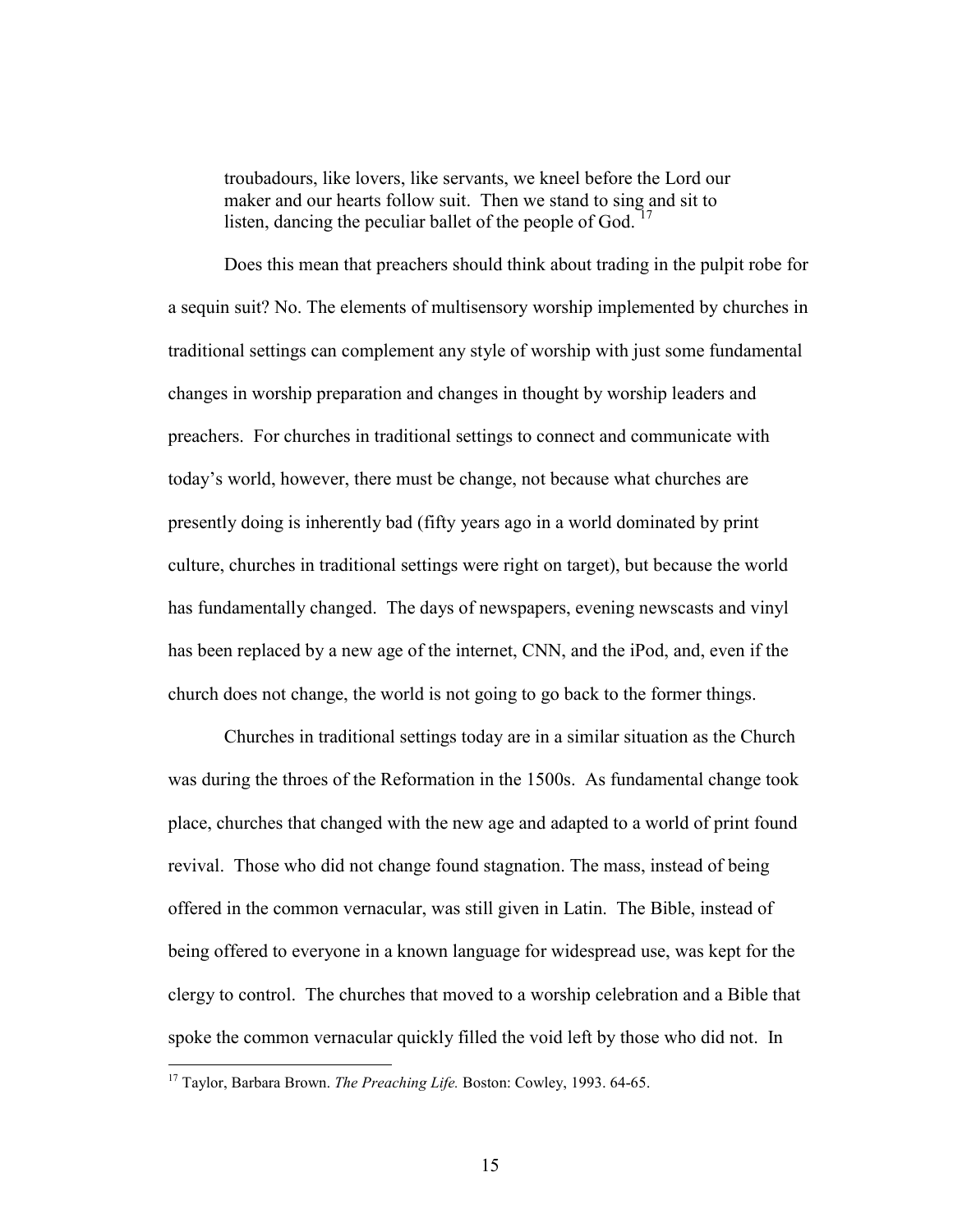> troubadours, like lovers, like servants, we kneel before the Lord our maker and our hearts follow suit. Then we stand to sing and sit to listen, dancing the peculiar ballet of the people of God. [17]

Does this mean that preachers should think about trading in the pulpit robe for a sequin suit? No. The elements of multisensory worship implemented by churches in traditional settings can complement any style of worship with just some fundamental changes in worship preparation and changes in thought by worship leaders and preachers. For churches in traditional settings to connect and communicate with today's world, however, there must be change, not because what churches are presently doing is inherently bad (fifty years ago in a world dominated by print culture, churches in traditional settings were right on target), but because the world has fundamentally changed. The days of newspapers, evening newscasts and vinyl has been replaced by a new age of the internet, CNN, and the iPod, and, even if the church does not change, the world is not going to go back to the former things.

Churches in traditional settings today are in a similar situation as the Church was during the throes of the Reformation in the 1500s. As fundamental change took place, churches that changed with the new age and adapted to a world of print found revival. Those who did not change found stagnation. The mass, instead of being offered in the common vernacular, was still given in Latin. The Bible, instead of being offered to everyone in a known language for widespread use, was kept for the clergy to control. The churches that moved to a worship celebration and a Bible that spoke the common vernacular quickly filled the void left by those who did not. In

[17] Taylor, Barbara Brown. *The Preaching Life.* Boston: Cowley, 1993. 64-65.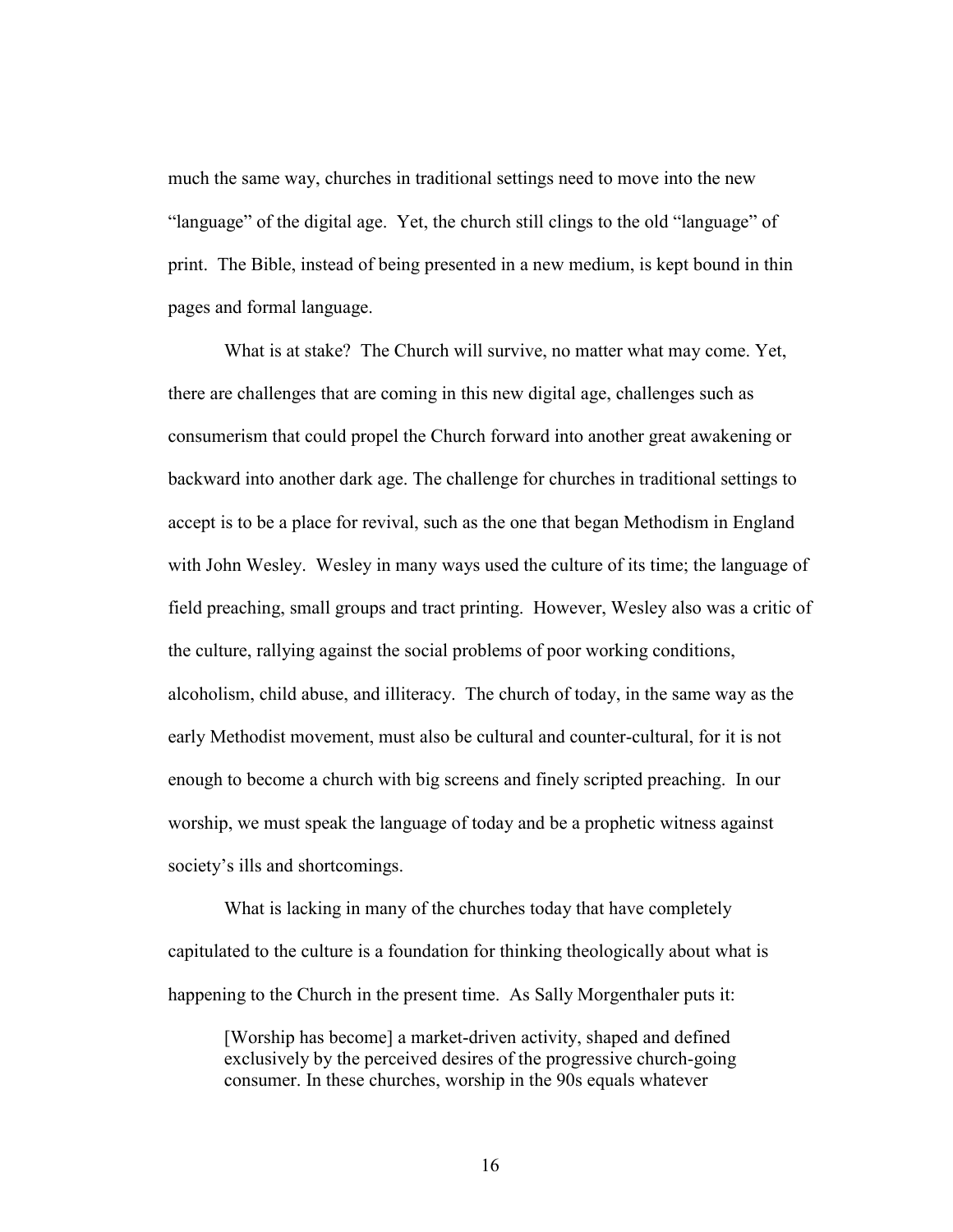much the same way, churches in traditional settings need to move into the new "language" of the digital age. Yet, the church still clings to the old "language" of print. The Bible, instead of being presented in a new medium, is kept bound in thin pages and formal language.

What is at stake? The Church will survive, no matter what may come. Yet, there are challenges that are coming in this new digital age, challenges such as consumerism that could propel the Church forward into another great awakening or backward into another dark age. The challenge for churches in traditional settings to accept is to be a place for revival, such as the one that began Methodism in England with John Wesley. Wesley in many ways used the culture of its time; the language of field preaching, small groups and tract printing. However, Wesley also was a critic of the culture, rallying against the social problems of poor working conditions, alcoholism, child abuse, and illiteracy. The church of today, in the same way as the early Methodist movement, must also be cultural and counter-cultural, for it is not enough to become a church with big screens and finely scripted preaching. In our worship, we must speak the language of today and be a prophetic witness against society's ills and shortcomings.

What is lacking in many of the churches today that have completely capitulated to the culture is a foundation for thinking theologically about what is happening to the Church in the present time. As Sally Morgenthaler puts it:

> [Worship has become] a market-driven activity, shaped and defined exclusively by the perceived desires of the progressive church-going consumer. In these churches, worship in the 90s equals whatever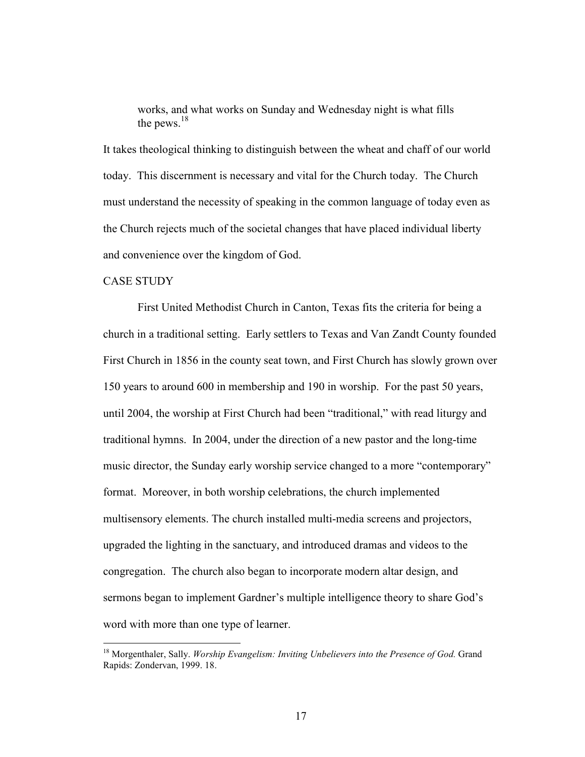> works, and what works on Sunday and Wednesday night is what fills the pews.[18]

It takes theological thinking to distinguish between the wheat and chaff of our world today. This discernment is necessary and vital for the Church today. The Church must understand the necessity of speaking in the common language of today even as the Church rejects much of the societal changes that have placed individual liberty and convenience over the kingdom of God.

## CASE STUDY

First United Methodist Church in Canton, Texas fits the criteria for being a church in a traditional setting. Early settlers to Texas and Van Zandt County founded First Church in 1856 in the county seat town, and First Church has slowly grown over 150 years to around 600 in membership and 190 in worship. For the past 50 years, until 2004, the worship at First Church had been "traditional," with read liturgy and traditional hymns. In 2004, under the direction of a new pastor and the long-time music director, the Sunday early worship service changed to a more "contemporary" format. Moreover, in both worship celebrations, the church implemented multisensory elements. The church installed multi-media screens and projectors, upgraded the lighting in the sanctuary, and introduced dramas and videos to the congregation. The church also began to incorporate modern altar design, and sermons began to implement Gardner's multiple intelligence theory to share God's word with more than one type of learner.

---

[18] Morgenthaler, Sally. *Worship Evangelism: Inviting Unbelievers into the Presence of God.* Grand Rapids: Zondervan, 1999. 18.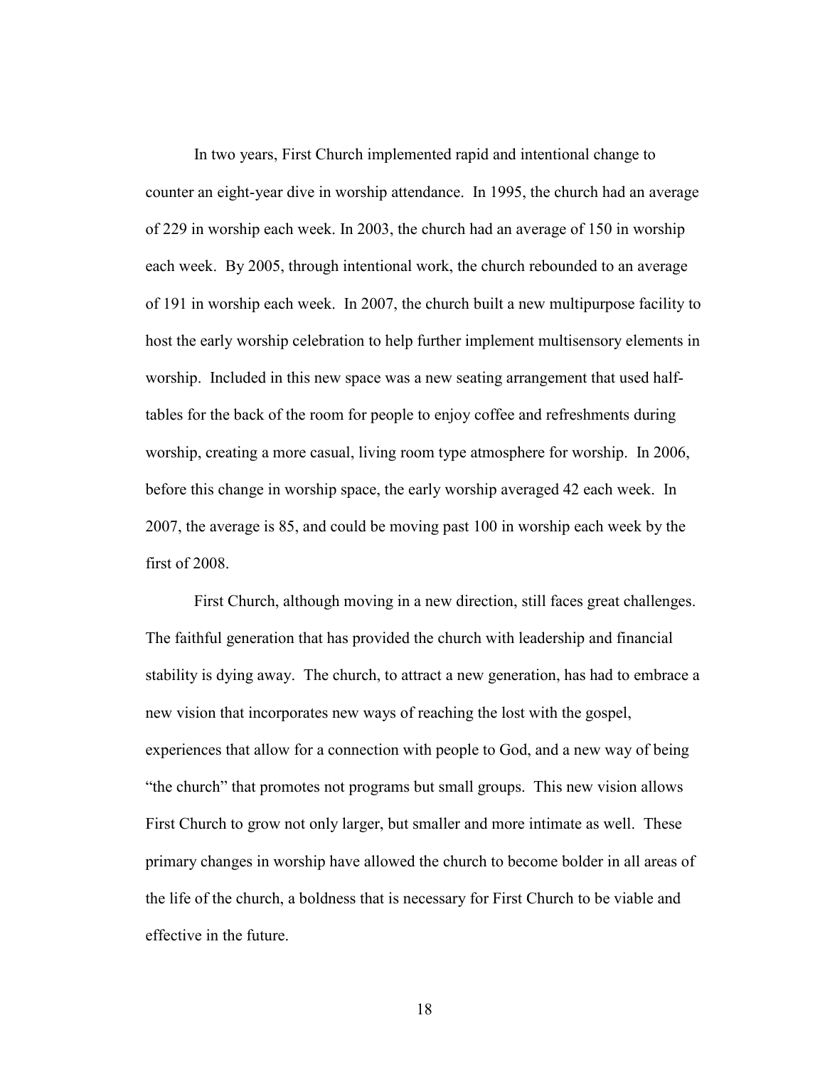In two years, First Church implemented rapid and intentional change to counter an eight-year dive in worship attendance. In 1995, the church had an average of 229 in worship each week. In 2003, the church had an average of 150 in worship each week. By 2005, through intentional work, the church rebounded to an average of 191 in worship each week. In 2007, the church built a new multipurpose facility to host the early worship celebration to help further implement multisensory elements in worship. Included in this new space was a new seating arrangement that used half-tables for the back of the room for people to enjoy coffee and refreshments during worship, creating a more casual, living room type atmosphere for worship. In 2006, before this change in worship space, the early worship averaged 42 each week. In 2007, the average is 85, and could be moving past 100 in worship each week by the first of 2008.

First Church, although moving in a new direction, still faces great challenges. The faithful generation that has provided the church with leadership and financial stability is dying away. The church, to attract a new generation, has had to embrace a new vision that incorporates new ways of reaching the lost with the gospel, experiences that allow for a connection with people to God, and a new way of being "the church" that promotes not programs but small groups. This new vision allows First Church to grow not only larger, but smaller and more intimate as well. These primary changes in worship have allowed the church to become bolder in all areas of the life of the church, a boldness that is necessary for First Church to be viable and effective in the future.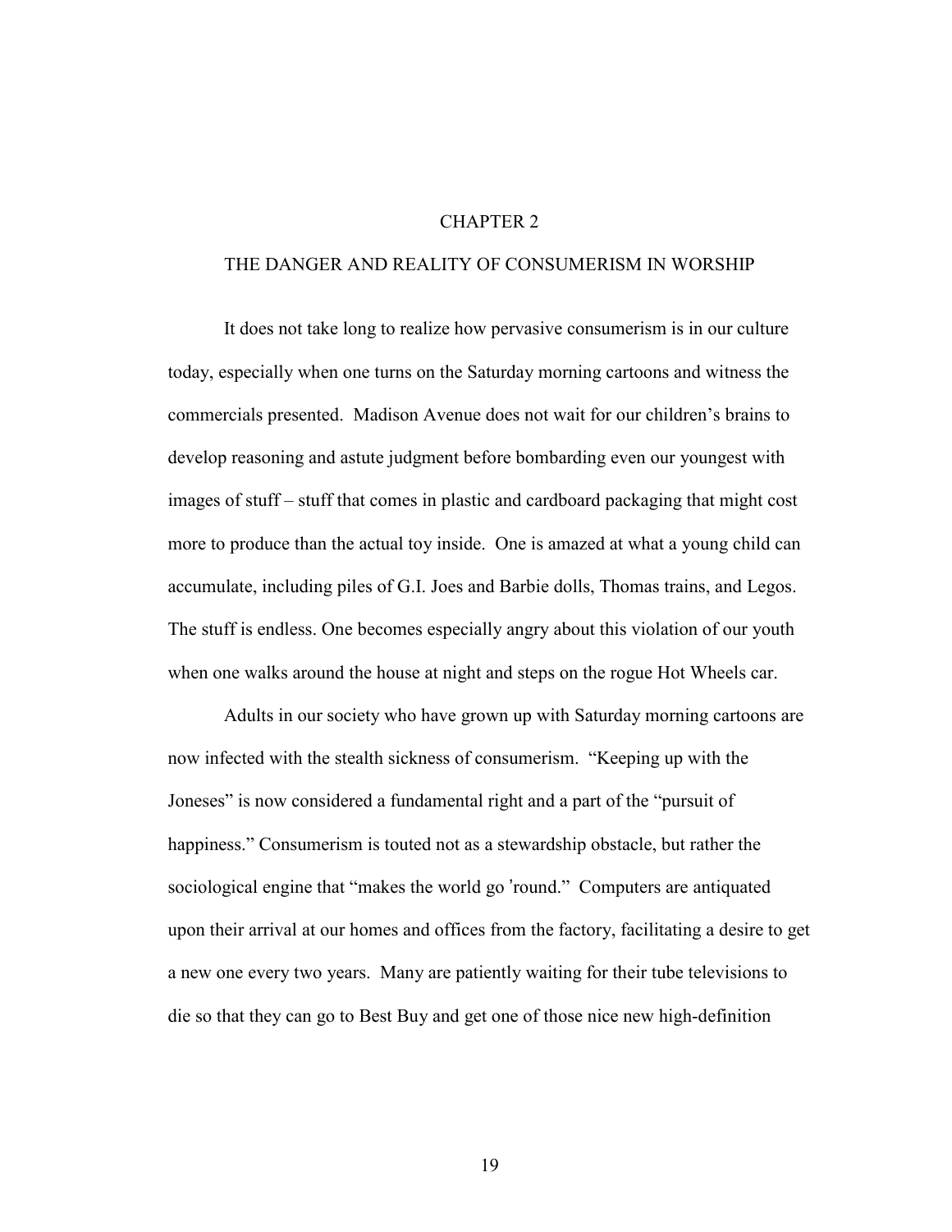# CHAPTER 2

## THE DANGER AND REALITY OF CONSUMERISM IN WORSHIP

It does not take long to realize how pervasive consumerism is in our culture today, especially when one turns on the Saturday morning cartoons and witness the commercials presented. Madison Avenue does not wait for our children's brains to develop reasoning and astute judgment before bombarding even our youngest with images of stuff – stuff that comes in plastic and cardboard packaging that might cost more to produce than the actual toy inside. One is amazed at what a young child can accumulate, including piles of G.I. Joes and Barbie dolls, Thomas trains, and Legos. The stuff is endless. One becomes especially angry about this violation of our youth when one walks around the house at night and steps on the rogue Hot Wheels car.

Adults in our society who have grown up with Saturday morning cartoons are now infected with the stealth sickness of consumerism. "Keeping up with the Joneses" is now considered a fundamental right and a part of the "pursuit of happiness." Consumerism is touted not as a stewardship obstacle, but rather the sociological engine that "makes the world go 'round." Computers are antiquated upon their arrival at our homes and offices from the factory, facilitating a desire to get a new one every two years. Many are patiently waiting for their tube televisions to die so that they can go to Best Buy and get one of those nice new high-definition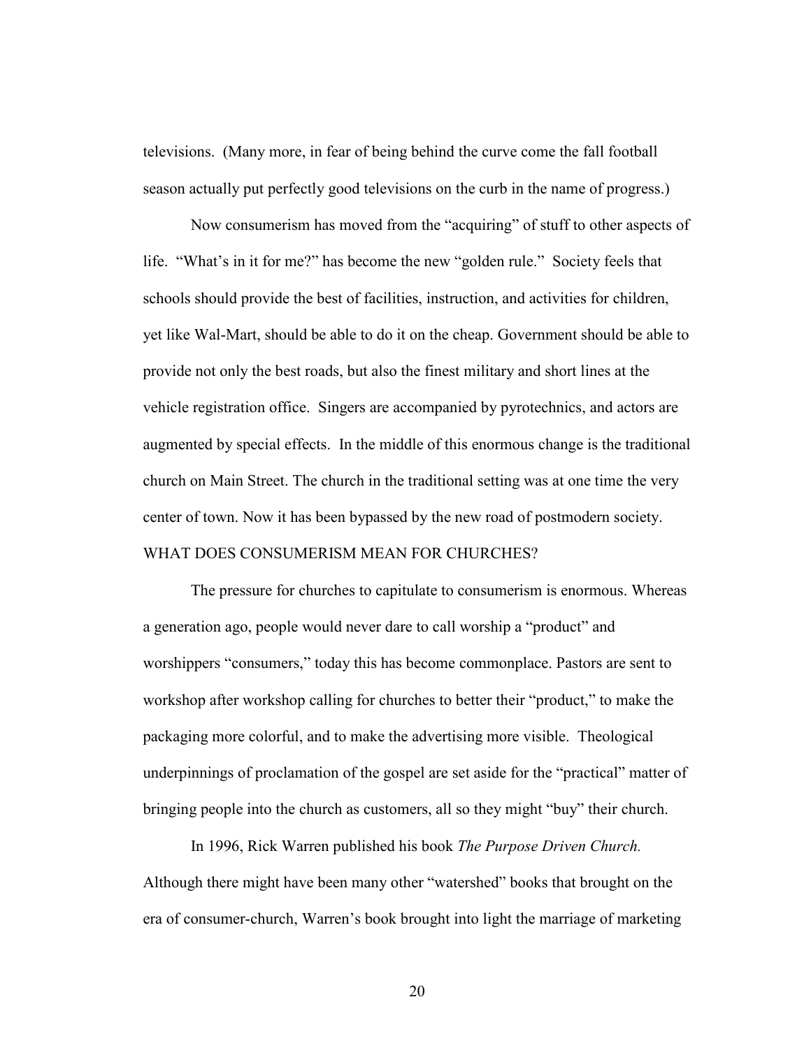televisions. (Many more, in fear of being behind the curve come the fall football season actually put perfectly good televisions on the curb in the name of progress.)

Now consumerism has moved from the "acquiring" of stuff to other aspects of life. "What's in it for me?" has become the new "golden rule." Society feels that schools should provide the best of facilities, instruction, and activities for children, yet like Wal-Mart, should be able to do it on the cheap. Government should be able to provide not only the best roads, but also the finest military and short lines at the vehicle registration office. Singers are accompanied by pyrotechnics, and actors are augmented by special effects. In the middle of this enormous change is the traditional church on Main Street. The church in the traditional setting was at one time the very center of town. Now it has been bypassed by the new road of postmodern society.

## WHAT DOES CONSUMERISM MEAN FOR CHURCHES?

The pressure for churches to capitulate to consumerism is enormous. Whereas a generation ago, people would never dare to call worship a "product" and worshippers "consumers," today this has become commonplace. Pastors are sent to workshop after workshop calling for churches to better their "product," to make the packaging more colorful, and to make the advertising more visible. Theological underpinnings of proclamation of the gospel are set aside for the "practical" matter of bringing people into the church as customers, all so they might "buy" their church.

In 1996, Rick Warren published his book *The Purpose Driven Church.* Although there might have been many other "watershed" books that brought on the era of consumer-church, Warren's book brought into light the marriage of marketing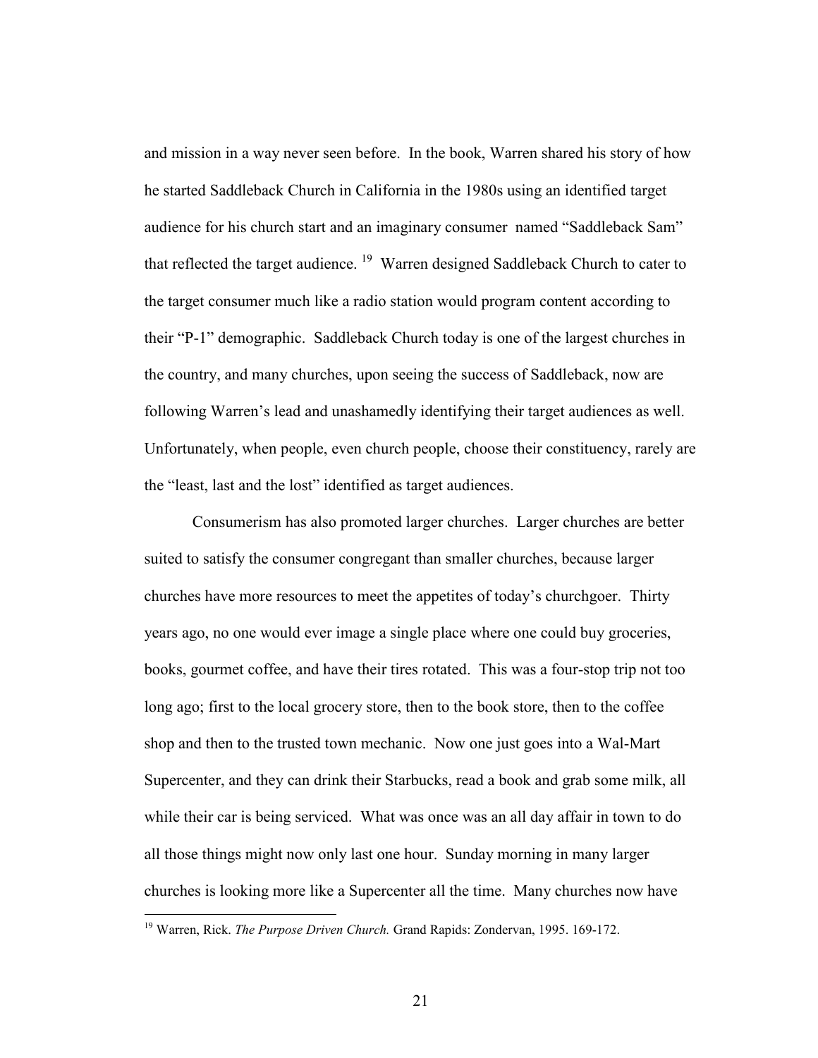and mission in a way never seen before. In the book, Warren shared his story of how he started Saddleback Church in California in the 1980s using an identified target audience for his church start and an imaginary consumer named "Saddleback Sam" that reflected the target audience. [19] Warren designed Saddleback Church to cater to the target consumer much like a radio station would program content according to their "P-1" demographic. Saddleback Church today is one of the largest churches in the country, and many churches, upon seeing the success of Saddleback, now are following Warren's lead and unashamedly identifying their target audiences as well. Unfortunately, when people, even church people, choose their constituency, rarely are the "least, last and the lost" identified as target audiences.

Consumerism has also promoted larger churches. Larger churches are better suited to satisfy the consumer congregant than smaller churches, because larger churches have more resources to meet the appetites of today's churchgoer. Thirty years ago, no one would ever image a single place where one could buy groceries, books, gourmet coffee, and have their tires rotated. This was a four-stop trip not too long ago; first to the local grocery store, then to the book store, then to the coffee shop and then to the trusted town mechanic. Now one just goes into a Wal-Mart Supercenter, and they can drink their Starbucks, read a book and grab some milk, all while their car is being serviced. What was once was an all day affair in town to do all those things might now only last one hour. Sunday morning in many larger churches is looking more like a Supercenter all the time. Many churches now have

---

[19] Warren, Rick. *The Purpose Driven Church.* Grand Rapids: Zondervan, 1995. 169-172.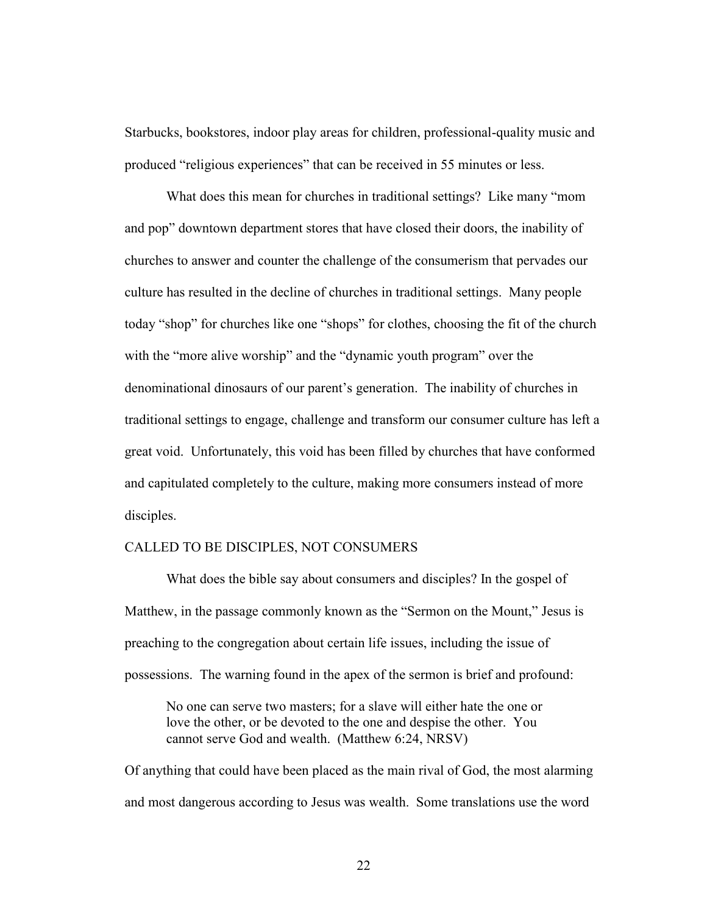Starbucks, bookstores, indoor play areas for children, professional-quality music and produced "religious experiences" that can be received in 55 minutes or less.

What does this mean for churches in traditional settings? Like many "mom and pop" downtown department stores that have closed their doors, the inability of churches to answer and counter the challenge of the consumerism that pervades our culture has resulted in the decline of churches in traditional settings. Many people today "shop" for churches like one "shops" for clothes, choosing the fit of the church with the "more alive worship" and the "dynamic youth program" over the denominational dinosaurs of our parent's generation. The inability of churches in traditional settings to engage, challenge and transform our consumer culture has left a great void. Unfortunately, this void has been filled by churches that have conformed and capitulated completely to the culture, making more consumers instead of more disciples.

## CALLED TO BE DISCIPLES, NOT CONSUMERS

What does the bible say about consumers and disciples? In the gospel of Matthew, in the passage commonly known as the "Sermon on the Mount," Jesus is preaching to the congregation about certain life issues, including the issue of possessions. The warning found in the apex of the sermon is brief and profound:

> No one can serve two masters; for a slave will either hate the one or love the other, or be devoted to the one and despise the other. You cannot serve God and wealth. (Matthew 6:24, NRSV)

Of anything that could have been placed as the main rival of God, the most alarming and most dangerous according to Jesus was wealth. Some translations use the word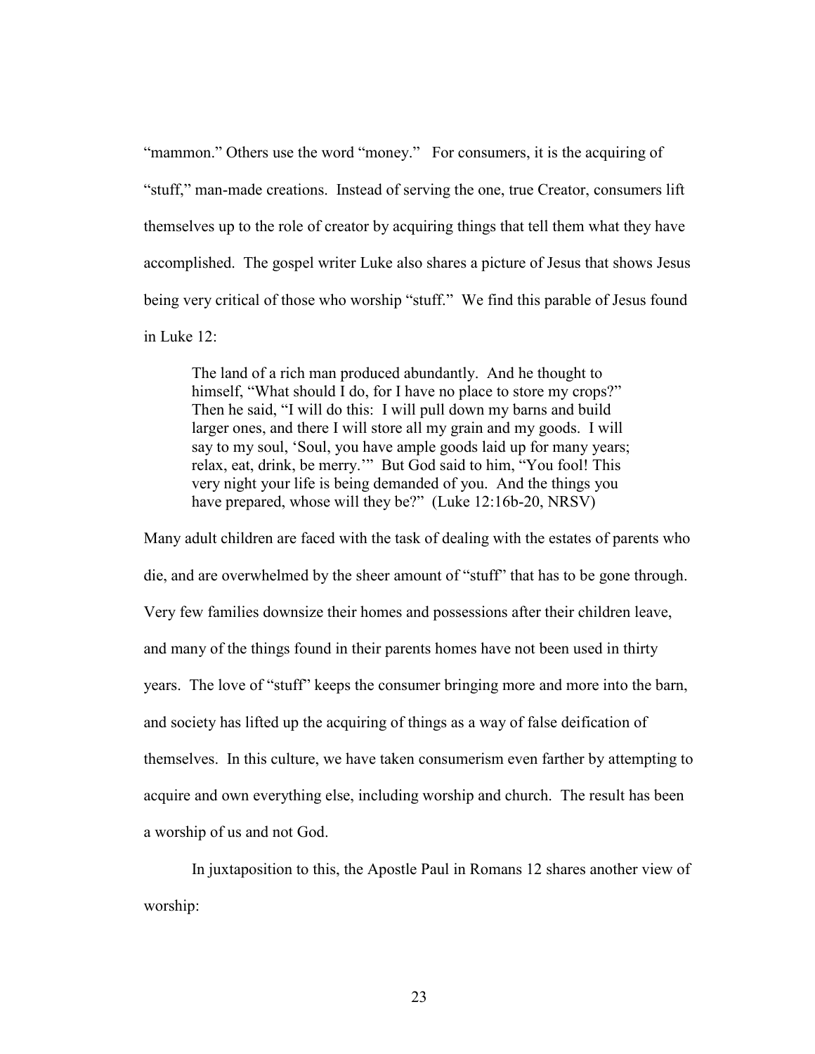"mammon." Others use the word "money." For consumers, it is the acquiring of "stuff," man-made creations. Instead of serving the one, true Creator, consumers lift themselves up to the role of creator by acquiring things that tell them what they have accomplished. The gospel writer Luke also shares a picture of Jesus that shows Jesus being very critical of those who worship "stuff." We find this parable of Jesus found in Luke 12:

> The land of a rich man produced abundantly. And he thought to himself, "What should I do, for I have no place to store my crops?" Then he said, "I will do this: I will pull down my barns and build larger ones, and there I will store all my grain and my goods. I will say to my soul, 'Soul, you have ample goods laid up for many years; relax, eat, drink, be merry.'" But God said to him, "You fool! This very night your life is being demanded of you. And the things you have prepared, whose will they be?" (Luke 12:16b-20, NRSV)

Many adult children are faced with the task of dealing with the estates of parents who die, and are overwhelmed by the sheer amount of "stuff" that has to be gone through. Very few families downsize their homes and possessions after their children leave, and many of the things found in their parents homes have not been used in thirty years. The love of "stuff" keeps the consumer bringing more and more into the barn, and society has lifted up the acquiring of things as a way of false deification of themselves. In this culture, we have taken consumerism even farther by attempting to acquire and own everything else, including worship and church. The result has been a worship of us and not God.

In juxtaposition to this, the Apostle Paul in Romans 12 shares another view of worship: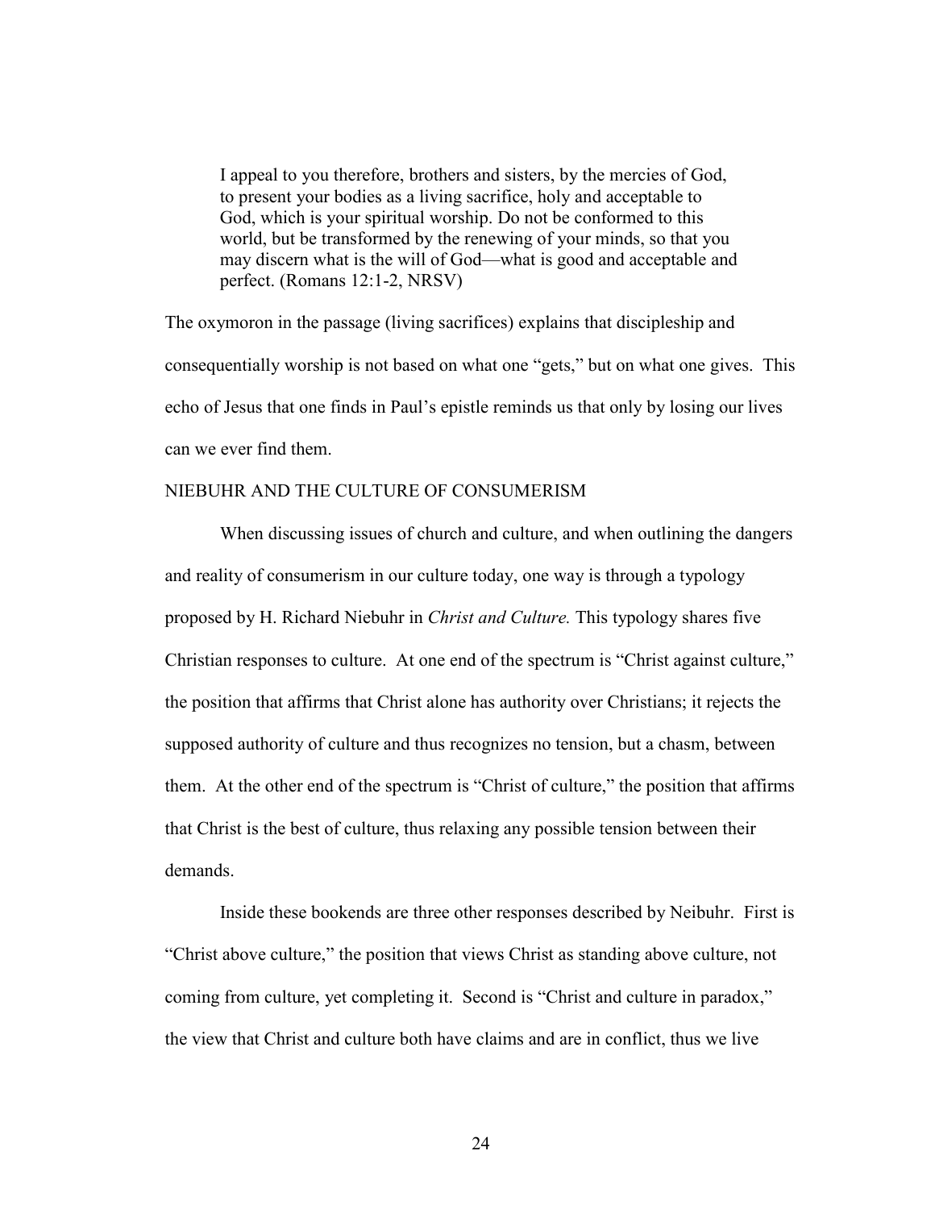> I appeal to you therefore, brothers and sisters, by the mercies of God, to present your bodies as a living sacrifice, holy and acceptable to God, which is your spiritual worship. Do not be conformed to this world, but be transformed by the renewing of your minds, so that you may discern what is the will of God—what is good and acceptable and perfect. (Romans 12:1-2, NRSV)

The oxymoron in the passage (living sacrifices) explains that discipleship and consequentially worship is not based on what one "gets," but on what one gives. This echo of Jesus that one finds in Paul's epistle reminds us that only by losing our lives can we ever find them.

## NIEBUHR AND THE CULTURE OF CONSUMERISM

When discussing issues of church and culture, and when outlining the dangers and reality of consumerism in our culture today, one way is through a typology proposed by H. Richard Niebuhr in *Christ and Culture.* This typology shares five Christian responses to culture. At one end of the spectrum is "Christ against culture," the position that affirms that Christ alone has authority over Christians; it rejects the supposed authority of culture and thus recognizes no tension, but a chasm, between them. At the other end of the spectrum is "Christ of culture," the position that affirms that Christ is the best of culture, thus relaxing any possible tension between their demands.

Inside these bookends are three other responses described by Neibuhr. First is "Christ above culture," the position that views Christ as standing above culture, not coming from culture, yet completing it. Second is "Christ and culture in paradox," the view that Christ and culture both have claims and are in conflict, thus we live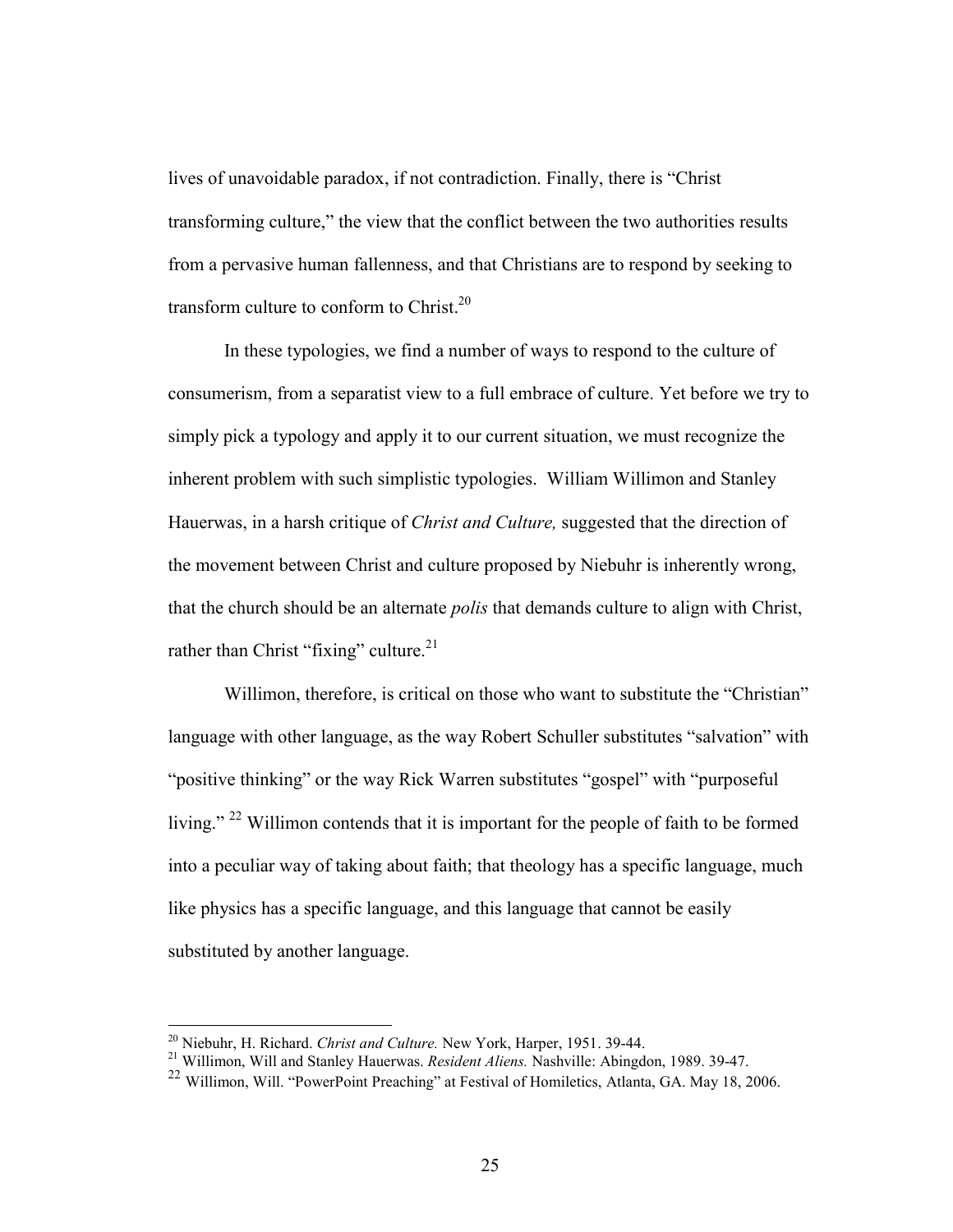lives of unavoidable paradox, if not contradiction. Finally, there is "Christ transforming culture," the view that the conflict between the two authorities results from a pervasive human fallenness, and that Christians are to respond by seeking to transform culture to conform to Christ.[20]

In these typologies, we find a number of ways to respond to the culture of consumerism, from a separatist view to a full embrace of culture. Yet before we try to simply pick a typology and apply it to our current situation, we must recognize the inherent problem with such simplistic typologies. William Willimon and Stanley Hauerwas, in a harsh critique of *Christ and Culture,* suggested that the direction of the movement between Christ and culture proposed by Niebuhr is inherently wrong, that the church should be an alternate *polis* that demands culture to align with Christ, rather than Christ "fixing" culture.[21]

Willimon, therefore, is critical on those who want to substitute the "Christian" language with other language, as the way Robert Schuller substitutes "salvation" with "positive thinking" or the way Rick Warren substitutes "gospel" with "purposeful living." [22] Willimon contends that it is important for the people of faith to be formed into a peculiar way of taking about faith; that theology has a specific language, much like physics has a specific language, and this language that cannot be easily substituted by another language.

---

[20] Niebuhr, H. Richard. *Christ and Culture.* New York, Harper, 1951. 39-44.

[21] Willimon, Will and Stanley Hauerwas. *Resident Aliens.* Nashville: Abingdon, 1989. 39-47.

[22] Willimon, Will. "PowerPoint Preaching" at Festival of Homiletics, Atlanta, GA. May 18, 2006.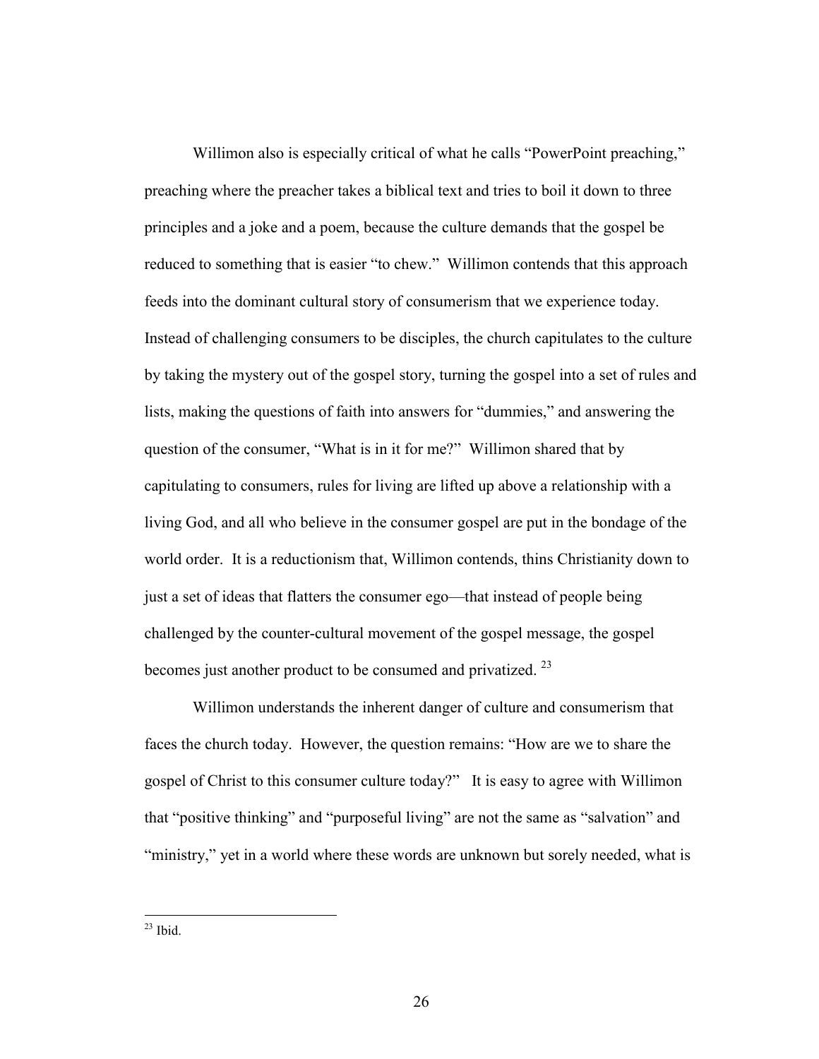Willimon also is especially critical of what he calls "PowerPoint preaching," preaching where the preacher takes a biblical text and tries to boil it down to three principles and a joke and a poem, because the culture demands that the gospel be reduced to something that is easier "to chew." Willimon contends that this approach feeds into the dominant cultural story of consumerism that we experience today. Instead of challenging consumers to be disciples, the church capitulates to the culture by taking the mystery out of the gospel story, turning the gospel into a set of rules and lists, making the questions of faith into answers for "dummies," and answering the question of the consumer, "What is in it for me?" Willimon shared that by capitulating to consumers, rules for living are lifted up above a relationship with a living God, and all who believe in the consumer gospel are put in the bondage of the world order. It is a reductionism that, Willimon contends, thins Christianity down to just a set of ideas that flatters the consumer ego—that instead of people being challenged by the counter-cultural movement of the gospel message, the gospel becomes just another product to be consumed and privatized. [23]

Willimon understands the inherent danger of culture and consumerism that faces the church today. However, the question remains: "How are we to share the gospel of Christ to this consumer culture today?" It is easy to agree with Willimon that "positive thinking" and "purposeful living" are not the same as "salvation" and "ministry," yet in a world where these words are unknown but sorely needed, what is

---

[23] Ibid.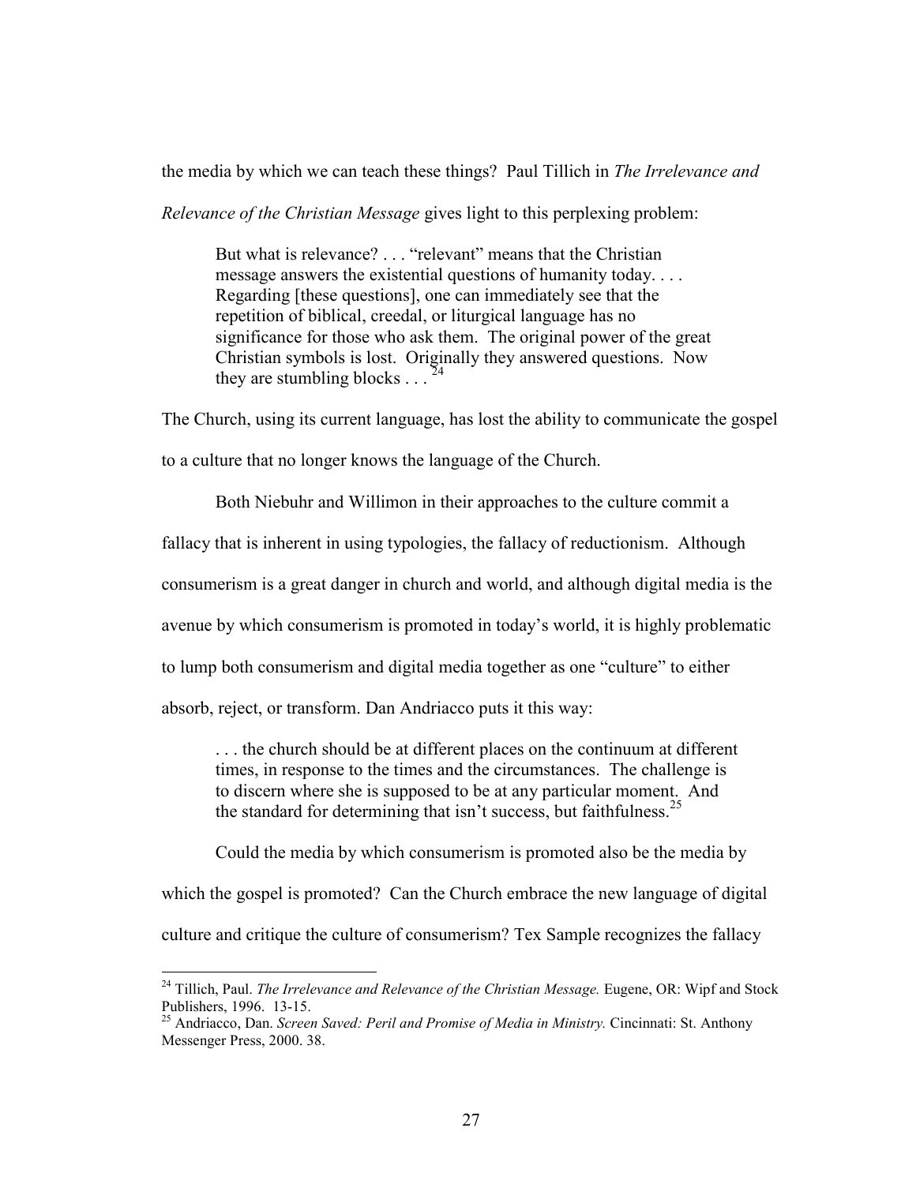the media by which we can teach these things? Paul Tillich in *The Irrelevance and Relevance of the Christian Message* gives light to this perplexing problem:

> But what is relevance? . . . "relevant" means that the Christian message answers the existential questions of humanity today. . . . Regarding [these questions], one can immediately see that the repetition of biblical, creedal, or liturgical language has no significance for those who ask them. The original power of the great Christian symbols is lost. Originally they answered questions. Now they are stumbling blocks . . . [24]

The Church, using its current language, has lost the ability to communicate the gospel to a culture that no longer knows the language of the Church.

Both Niebuhr and Willimon in their approaches to the culture commit a fallacy that is inherent in using typologies, the fallacy of reductionism. Although consumerism is a great danger in church and world, and although digital media is the avenue by which consumerism is promoted in today's world, it is highly problematic to lump both consumerism and digital media together as one "culture" to either absorb, reject, or transform. Dan Andriacco puts it this way:

> . . . the church should be at different places on the continuum at different times, in response to the times and the circumstances. The challenge is to discern where she is supposed to be at any particular moment. And the standard for determining that isn't success, but faithfulness.[25]

Could the media by which consumerism is promoted also be the media by which the gospel is promoted? Can the Church embrace the new language of digital culture and critique the culture of consumerism? Tex Sample recognizes the fallacy

---

[24] Tillich, Paul. *The Irrelevance and Relevance of the Christian Message.* Eugene, OR: Wipf and Stock Publishers, 1996. 13-15.

[25] Andriacco, Dan. *Screen Saved: Peril and Promise of Media in Ministry.* Cincinnati: St. Anthony Messenger Press, 2000. 38.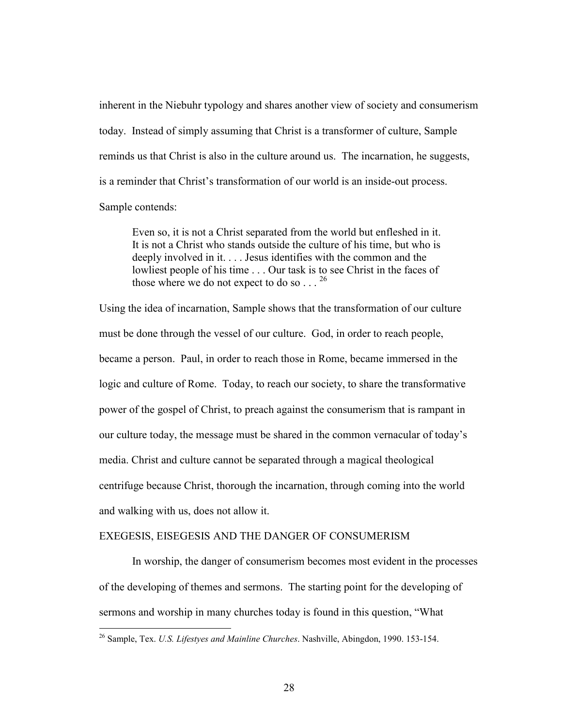inherent in the Niebuhr typology and shares another view of society and consumerism today. Instead of simply assuming that Christ is a transformer of culture, Sample reminds us that Christ is also in the culture around us. The incarnation, he suggests, is a reminder that Christ's transformation of our world is an inside-out process. Sample contends:

> Even so, it is not a Christ separated from the world but enfleshed in it. It is not a Christ who stands outside the culture of his time, but who is deeply involved in it. . . . Jesus identifies with the common and the lowliest people of his time . . . Our task is to see Christ in the faces of those where we do not expect to do so . . . [26]

Using the idea of incarnation, Sample shows that the transformation of our culture must be done through the vessel of our culture. God, in order to reach people, became a person. Paul, in order to reach those in Rome, became immersed in the logic and culture of Rome. Today, to reach our society, to share the transformative power of the gospel of Christ, to preach against the consumerism that is rampant in our culture today, the message must be shared in the common vernacular of today's media. Christ and culture cannot be separated through a magical theological centrifuge because Christ, thorough the incarnation, through coming into the world and walking with us, does not allow it.

## EXEGESIS, EISEGESIS AND THE DANGER OF CONSUMERISM

In worship, the danger of consumerism becomes most evident in the processes of the developing of themes and sermons. The starting point for the developing of sermons and worship in many churches today is found in this question, "What

---

[26] Sample, Tex. *U.S. Lifestyes and Mainline Churches*. Nashville, Abingdon, 1990. 153-154.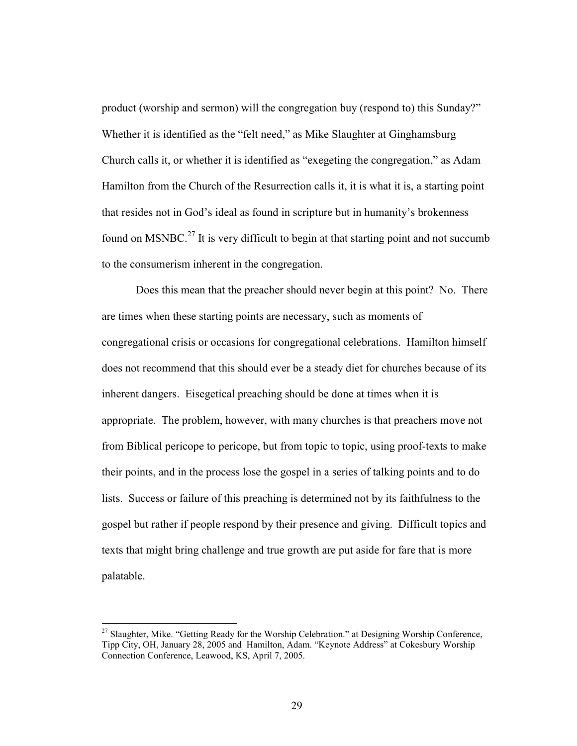product (worship and sermon) will the congregation buy (respond to) this Sunday?" Whether it is identified as the "felt need," as Mike Slaughter at Ginghamsburg Church calls it, or whether it is identified as "exegeting the congregation," as Adam Hamilton from the Church of the Resurrection calls it, it is what it is, a starting point that resides not in God's ideal as found in scripture but in humanity's brokenness found on MSNBC.[27] It is very difficult to begin at that starting point and not succumb to the consumerism inherent in the congregation.

Does this mean that the preacher should never begin at this point? No. There are times when these starting points are necessary, such as moments of congregational crisis or occasions for congregational celebrations. Hamilton himself does not recommend that this should ever be a steady diet for churches because of its inherent dangers. Eisegetical preaching should be done at times when it is appropriate. The problem, however, with many churches is that preachers move not from Biblical pericope to pericope, but from topic to topic, using proof-texts to make their points, and in the process lose the gospel in a series of talking points and to do lists. Success or failure of this preaching is determined not by its faithfulness to the gospel but rather if people respond by their presence and giving. Difficult topics and texts that might bring challenge and true growth are put aside for fare that is more palatable.

---

[27] Slaughter, Mike. "Getting Ready for the Worship Celebration." at Designing Worship Conference, Tipp City, OH, January 28, 2005 and Hamilton, Adam. "Keynote Address" at Cokesbury Worship Connection Conference, Leawood, KS, April 7, 2005.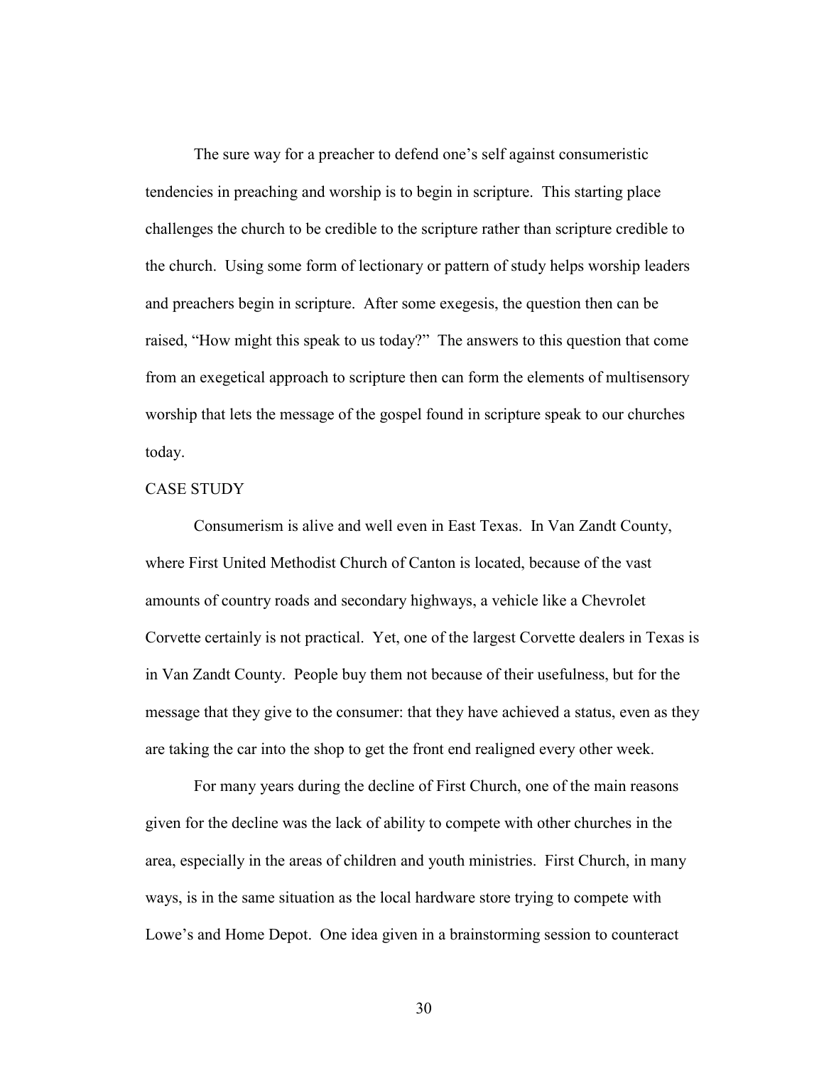The sure way for a preacher to defend one's self against consumeristic tendencies in preaching and worship is to begin in scripture. This starting place challenges the church to be credible to the scripture rather than scripture credible to the church. Using some form of lectionary or pattern of study helps worship leaders and preachers begin in scripture. After some exegesis, the question then can be raised, "How might this speak to us today?" The answers to this question that come from an exegetical approach to scripture then can form the elements of multisensory worship that lets the message of the gospel found in scripture speak to our churches today.

## CASE STUDY

Consumerism is alive and well even in East Texas. In Van Zandt County, where First United Methodist Church of Canton is located, because of the vast amounts of country roads and secondary highways, a vehicle like a Chevrolet Corvette certainly is not practical. Yet, one of the largest Corvette dealers in Texas is in Van Zandt County. People buy them not because of their usefulness, but for the message that they give to the consumer: that they have achieved a status, even as they are taking the car into the shop to get the front end realigned every other week.

For many years during the decline of First Church, one of the main reasons given for the decline was the lack of ability to compete with other churches in the area, especially in the areas of children and youth ministries. First Church, in many ways, is in the same situation as the local hardware store trying to compete with Lowe's and Home Depot. One idea given in a brainstorming session to counteract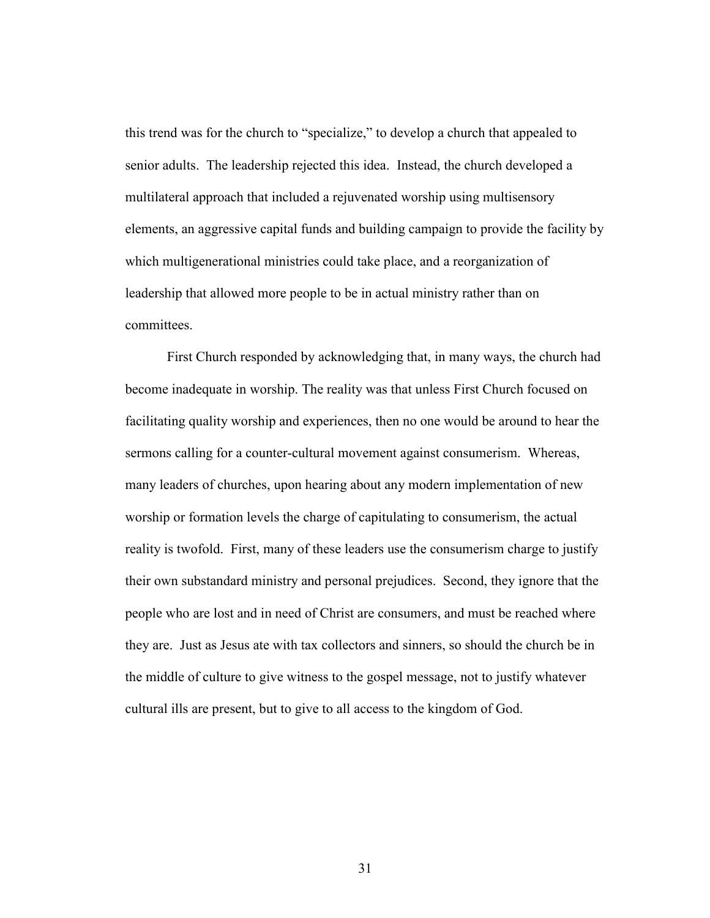this trend was for the church to "specialize," to develop a church that appealed to senior adults. The leadership rejected this idea. Instead, the church developed a multilateral approach that included a rejuvenated worship using multisensory elements, an aggressive capital funds and building campaign to provide the facility by which multigenerational ministries could take place, and a reorganization of leadership that allowed more people to be in actual ministry rather than on committees.

First Church responded by acknowledging that, in many ways, the church had become inadequate in worship. The reality was that unless First Church focused on facilitating quality worship and experiences, then no one would be around to hear the sermons calling for a counter-cultural movement against consumerism. Whereas, many leaders of churches, upon hearing about any modern implementation of new worship or formation levels the charge of capitulating to consumerism, the actual reality is twofold. First, many of these leaders use the consumerism charge to justify their own substandard ministry and personal prejudices. Second, they ignore that the people who are lost and in need of Christ are consumers, and must be reached where they are. Just as Jesus ate with tax collectors and sinners, so should the church be in the middle of culture to give witness to the gospel message, not to justify whatever cultural ills are present, but to give to all access to the kingdom of God.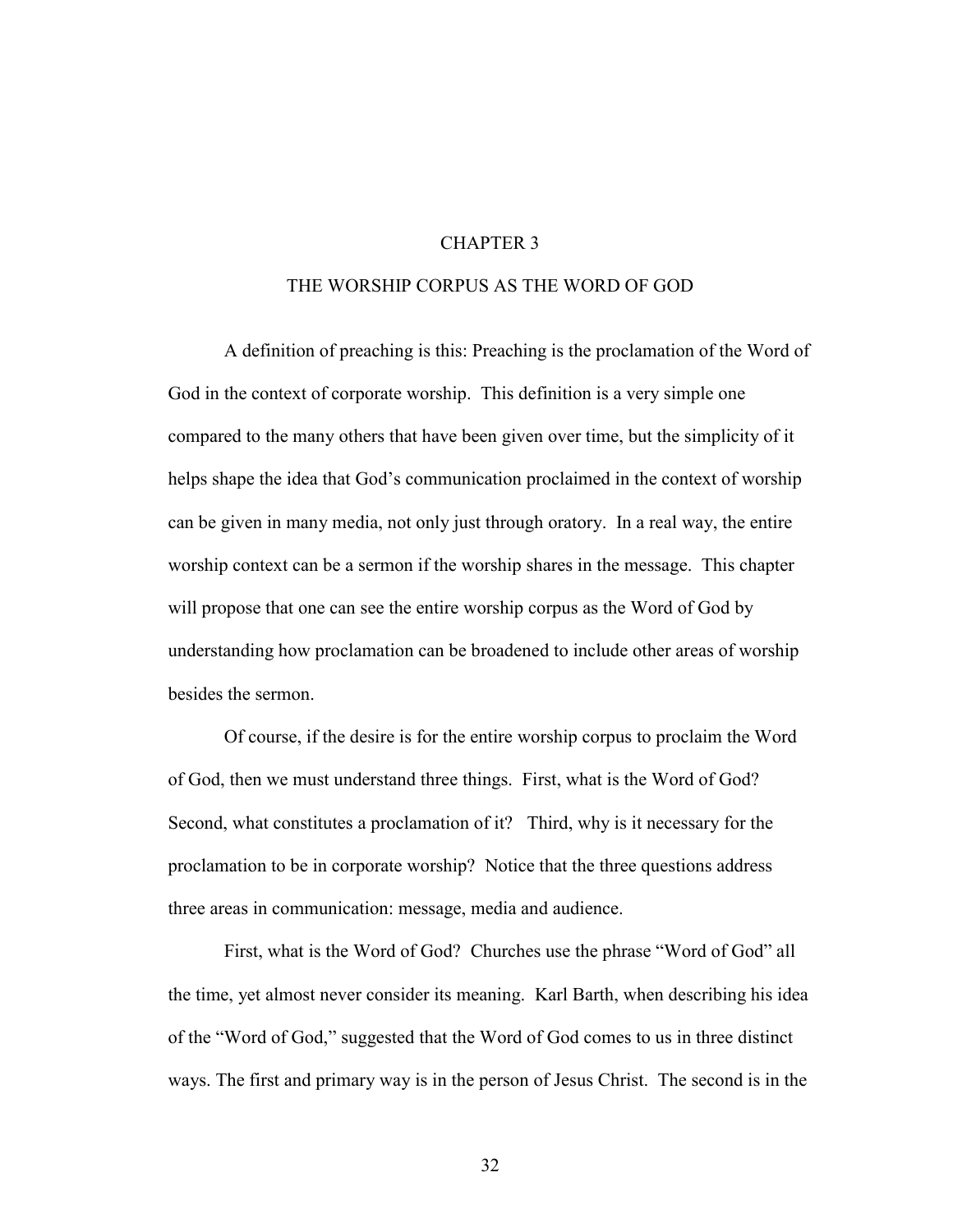# CHAPTER 3

## THE WORSHIP CORPUS AS THE WORD OF GOD

A definition of preaching is this: Preaching is the proclamation of the Word of God in the context of corporate worship. This definition is a very simple one compared to the many others that have been given over time, but the simplicity of it helps shape the idea that God's communication proclaimed in the context of worship can be given in many media, not only just through oratory. In a real way, the entire worship context can be a sermon if the worship shares in the message. This chapter will propose that one can see the entire worship corpus as the Word of God by understanding how proclamation can be broadened to include other areas of worship besides the sermon.

Of course, if the desire is for the entire worship corpus to proclaim the Word of God, then we must understand three things. First, what is the Word of God? Second, what constitutes a proclamation of it? Third, why is it necessary for the proclamation to be in corporate worship? Notice that the three questions address three areas in communication: message, media and audience.

First, what is the Word of God? Churches use the phrase "Word of God" all the time, yet almost never consider its meaning. Karl Barth, when describing his idea of the "Word of God," suggested that the Word of God comes to us in three distinct ways. The first and primary way is in the person of Jesus Christ. The second is in the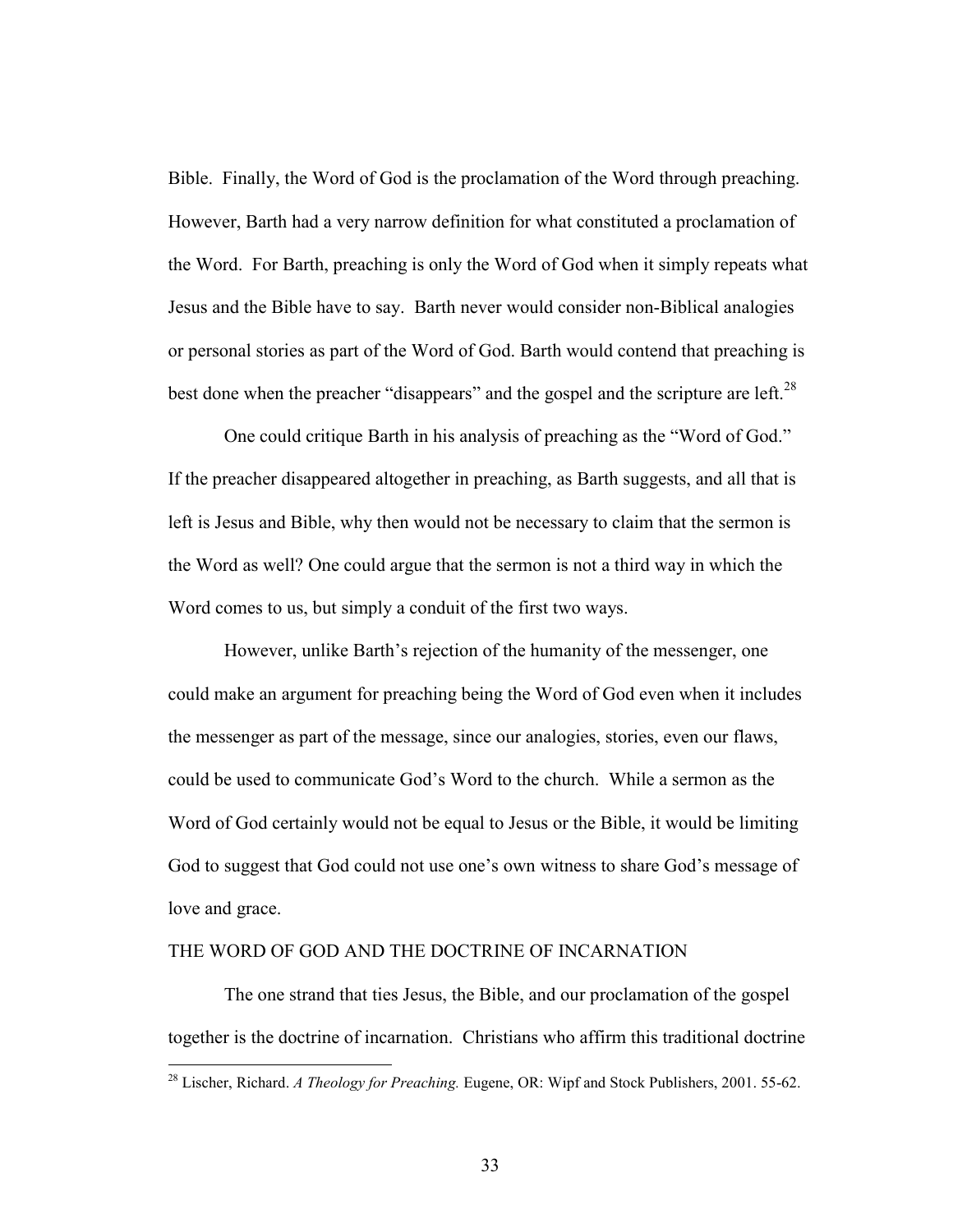Bible. Finally, the Word of God is the proclamation of the Word through preaching. However, Barth had a very narrow definition for what constituted a proclamation of the Word. For Barth, preaching is only the Word of God when it simply repeats what Jesus and the Bible have to say. Barth never would consider non-Biblical analogies or personal stories as part of the Word of God. Barth would contend that preaching is best done when the preacher "disappears" and the gospel and the scripture are left.[28]

One could critique Barth in his analysis of preaching as the "Word of God." If the preacher disappeared altogether in preaching, as Barth suggests, and all that is left is Jesus and Bible, why then would not be necessary to claim that the sermon is the Word as well? One could argue that the sermon is not a third way in which the Word comes to us, but simply a conduit of the first two ways.

However, unlike Barth's rejection of the humanity of the messenger, one could make an argument for preaching being the Word of God even when it includes the messenger as part of the message, since our analogies, stories, even our flaws, could be used to communicate God's Word to the church. While a sermon as the Word of God certainly would not be equal to Jesus or the Bible, it would be limiting God to suggest that God could not use one's own witness to share God's message of love and grace.

## THE WORD OF GOD AND THE DOCTRINE OF INCARNATION

The one strand that ties Jesus, the Bible, and our proclamation of the gospel together is the doctrine of incarnation. Christians who affirm this traditional doctrine

---

[28] Lischer, Richard. *A Theology for Preaching.* Eugene, OR: Wipf and Stock Publishers, 2001. 55-62.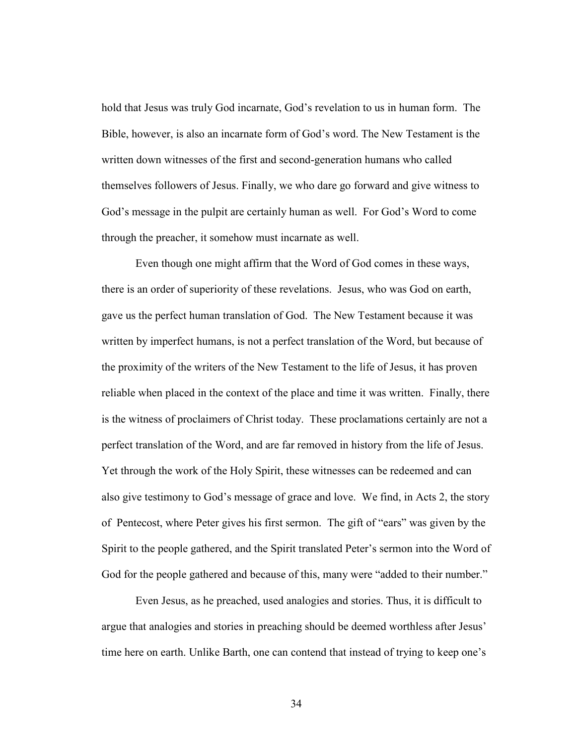hold that Jesus was truly God incarnate, God's revelation to us in human form. The Bible, however, is also an incarnate form of God's word. The New Testament is the written down witnesses of the first and second-generation humans who called themselves followers of Jesus. Finally, we who dare go forward and give witness to God's message in the pulpit are certainly human as well. For God's Word to come through the preacher, it somehow must incarnate as well.

Even though one might affirm that the Word of God comes in these ways, there is an order of superiority of these revelations. Jesus, who was God on earth, gave us the perfect human translation of God. The New Testament because it was written by imperfect humans, is not a perfect translation of the Word, but because of the proximity of the writers of the New Testament to the life of Jesus, it has proven reliable when placed in the context of the place and time it was written. Finally, there is the witness of proclaimers of Christ today. These proclamations certainly are not a perfect translation of the Word, and are far removed in history from the life of Jesus. Yet through the work of the Holy Spirit, these witnesses can be redeemed and can also give testimony to God's message of grace and love. We find, in Acts 2, the story of Pentecost, where Peter gives his first sermon. The gift of "ears" was given by the Spirit to the people gathered, and the Spirit translated Peter's sermon into the Word of God for the people gathered and because of this, many were "added to their number."

Even Jesus, as he preached, used analogies and stories. Thus, it is difficult to argue that analogies and stories in preaching should be deemed worthless after Jesus' time here on earth. Unlike Barth, one can contend that instead of trying to keep one's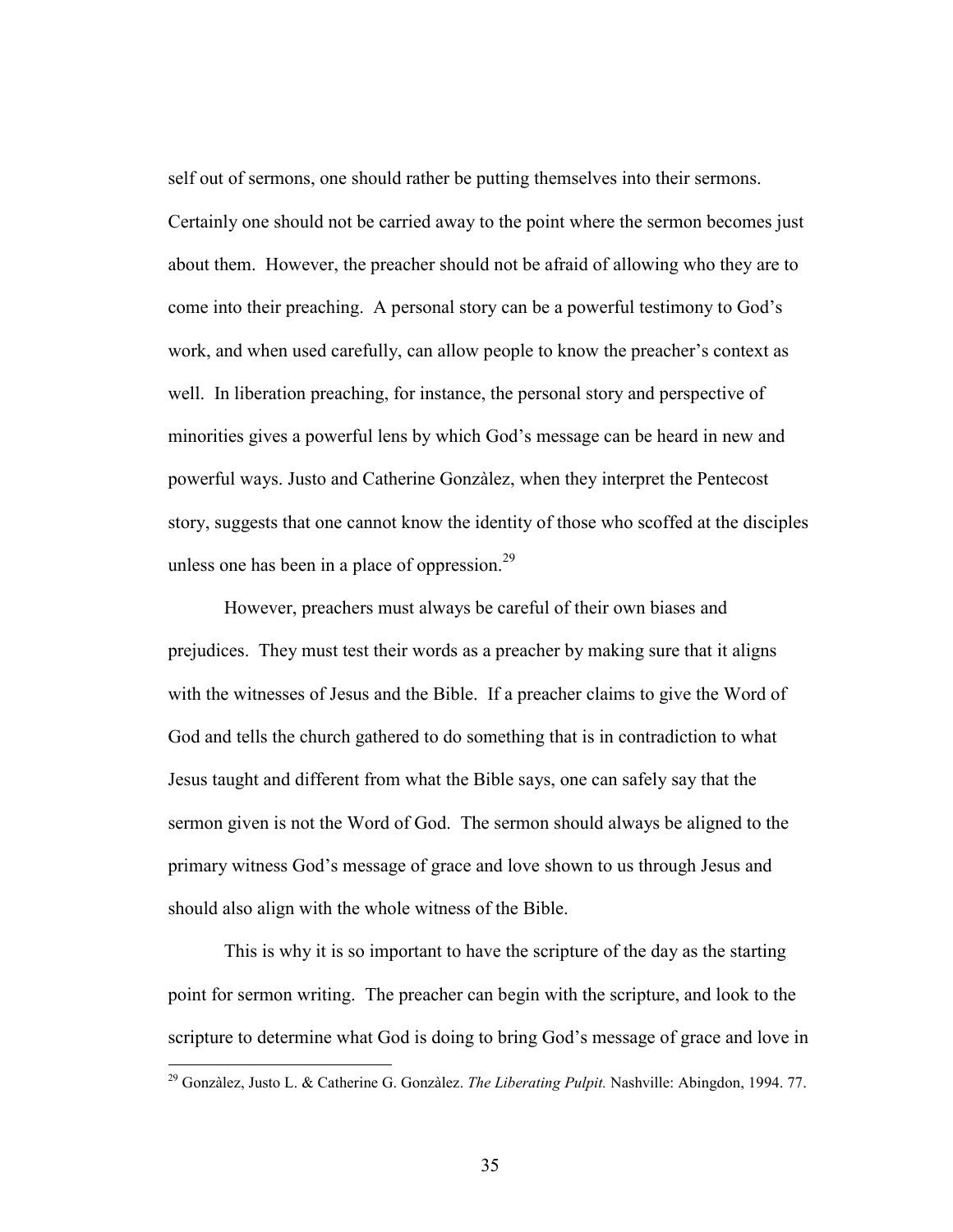self out of sermons, one should rather be putting themselves into their sermons. Certainly one should not be carried away to the point where the sermon becomes just about them. However, the preacher should not be afraid of allowing who they are to come into their preaching. A personal story can be a powerful testimony to God's work, and when used carefully, can allow people to know the preacher's context as well. In liberation preaching, for instance, the personal story and perspective of minorities gives a powerful lens by which God's message can be heard in new and powerful ways. Justo and Catherine Gonzàlez, when they interpret the Pentecost story, suggests that one cannot know the identity of those who scoffed at the disciples unless one has been in a place of oppression.[29]

However, preachers must always be careful of their own biases and prejudices. They must test their words as a preacher by making sure that it aligns with the witnesses of Jesus and the Bible. If a preacher claims to give the Word of God and tells the church gathered to do something that is in contradiction to what Jesus taught and different from what the Bible says, one can safely say that the sermon given is not the Word of God. The sermon should always be aligned to the primary witness God's message of grace and love shown to us through Jesus and should also align with the whole witness of the Bible.

This is why it is so important to have the scripture of the day as the starting point for sermon writing. The preacher can begin with the scripture, and look to the scripture to determine what God is doing to bring God's message of grace and love in

---

[29] Gonzàlez, Justo L. & Catherine G. Gonzàlez. *The Liberating Pulpit.* Nashville: Abingdon, 1994. 77.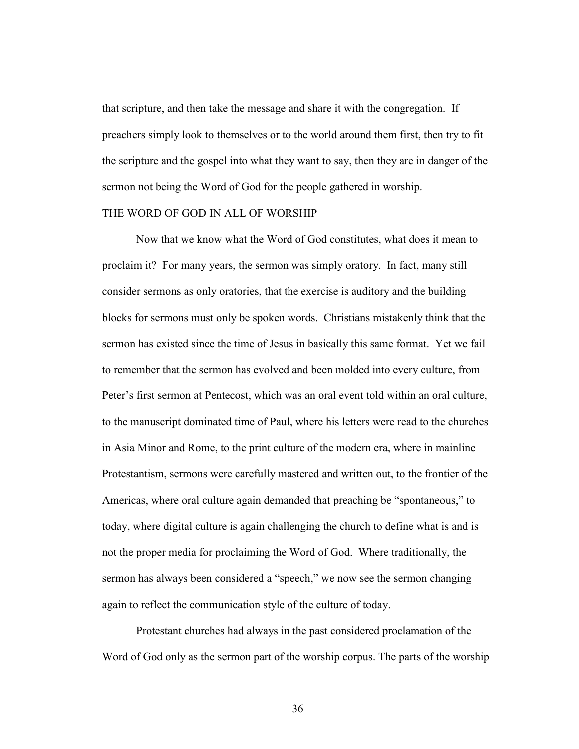that scripture, and then take the message and share it with the congregation. If preachers simply look to themselves or to the world around them first, then try to fit the scripture and the gospel into what they want to say, then they are in danger of the sermon not being the Word of God for the people gathered in worship.

## THE WORD OF GOD IN ALL OF WORSHIP

Now that we know what the Word of God constitutes, what does it mean to proclaim it? For many years, the sermon was simply oratory. In fact, many still consider sermons as only oratories, that the exercise is auditory and the building blocks for sermons must only be spoken words. Christians mistakenly think that the sermon has existed since the time of Jesus in basically this same format. Yet we fail to remember that the sermon has evolved and been molded into every culture, from Peter's first sermon at Pentecost, which was an oral event told within an oral culture, to the manuscript dominated time of Paul, where his letters were read to the churches in Asia Minor and Rome, to the print culture of the modern era, where in mainline Protestantism, sermons were carefully mastered and written out, to the frontier of the Americas, where oral culture again demanded that preaching be "spontaneous," to today, where digital culture is again challenging the church to define what is and is not the proper media for proclaiming the Word of God. Where traditionally, the sermon has always been considered a "speech," we now see the sermon changing again to reflect the communication style of the culture of today.

Protestant churches had always in the past considered proclamation of the Word of God only as the sermon part of the worship corpus. The parts of the worship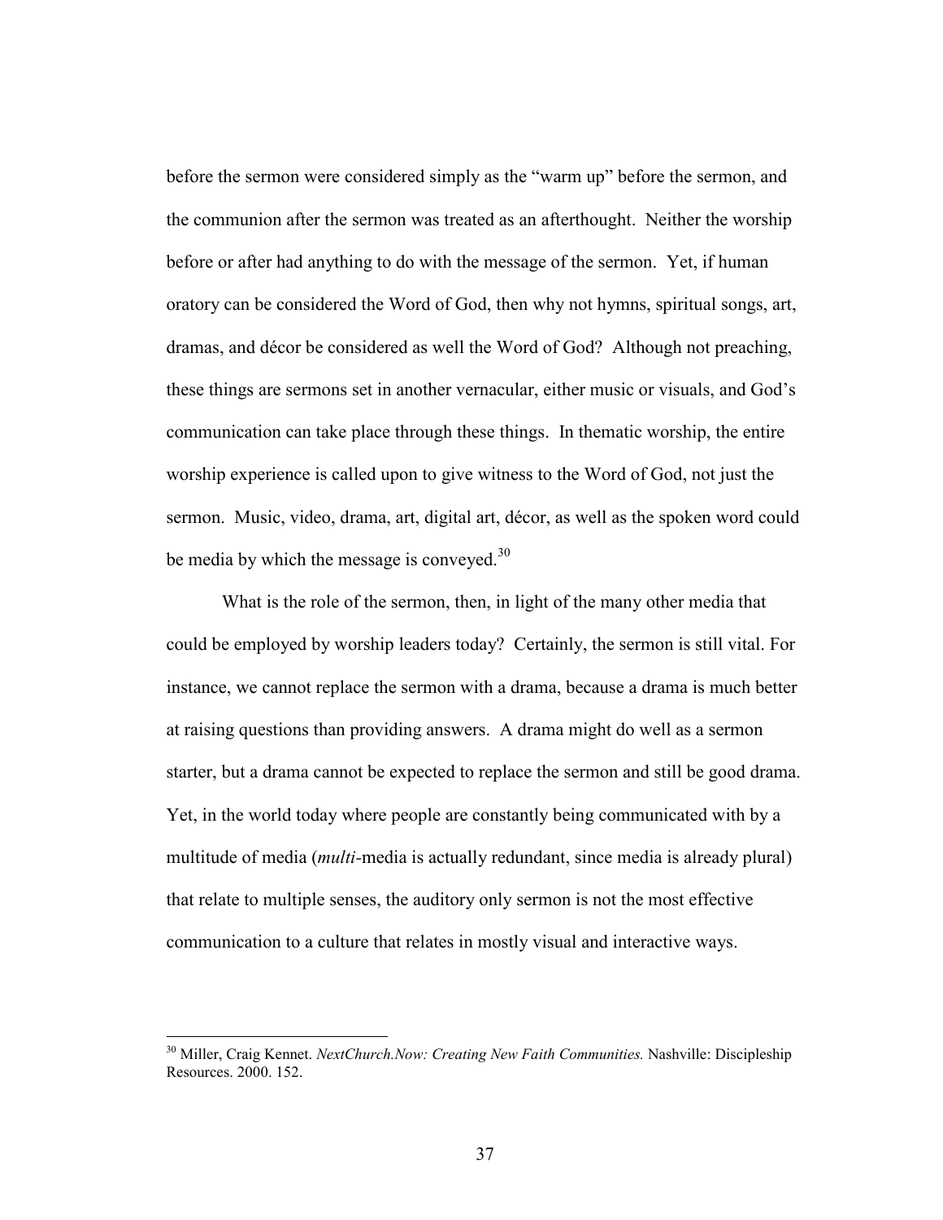before the sermon were considered simply as the "warm up" before the sermon, and the communion after the sermon was treated as an afterthought. Neither the worship before or after had anything to do with the message of the sermon. Yet, if human oratory can be considered the Word of God, then why not hymns, spiritual songs, art, dramas, and décor be considered as well the Word of God? Although not preaching, these things are sermons set in another vernacular, either music or visuals, and God's communication can take place through these things. In thematic worship, the entire worship experience is called upon to give witness to the Word of God, not just the sermon. Music, video, drama, art, digital art, décor, as well as the spoken word could be media by which the message is conveyed.[30]

What is the role of the sermon, then, in light of the many other media that could be employed by worship leaders today? Certainly, the sermon is still vital. For instance, we cannot replace the sermon with a drama, because a drama is much better at raising questions than providing answers. A drama might do well as a sermon starter, but a drama cannot be expected to replace the sermon and still be good drama. Yet, in the world today where people are constantly being communicated with by a multitude of media (*multi*-media is actually redundant, since media is already plural) that relate to multiple senses, the auditory only sermon is not the most effective communication to a culture that relates in mostly visual and interactive ways.

---

[30] Miller, Craig Kennet. *NextChurch.Now: Creating New Faith Communities.* Nashville: Discipleship Resources. 2000. 152.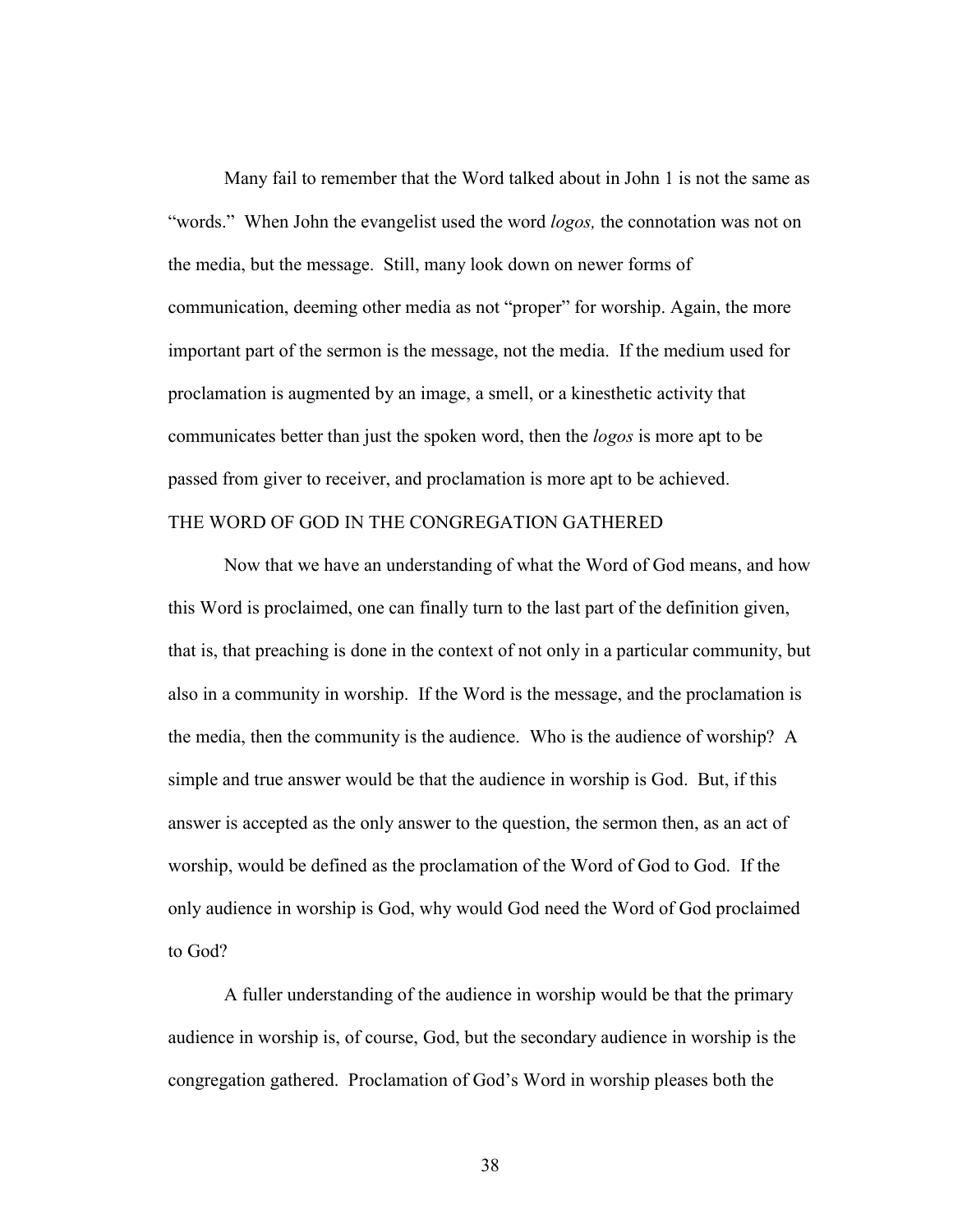Many fail to remember that the Word talked about in John 1 is not the same as "words." When John the evangelist used the word *logos,* the connotation was not on the media, but the message. Still, many look down on newer forms of communication, deeming other media as not "proper" for worship. Again, the more important part of the sermon is the message, not the media. If the medium used for proclamation is augmented by an image, a smell, or a kinesthetic activity that communicates better than just the spoken word, then the *logos* is more apt to be passed from giver to receiver, and proclamation is more apt to be achieved.

## THE WORD OF GOD IN THE CONGREGATION GATHERED

Now that we have an understanding of what the Word of God means, and how this Word is proclaimed, one can finally turn to the last part of the definition given, that is, that preaching is done in the context of not only in a particular community, but also in a community in worship. If the Word is the message, and the proclamation is the media, then the community is the audience. Who is the audience of worship? A simple and true answer would be that the audience in worship is God. But, if this answer is accepted as the only answer to the question, the sermon then, as an act of worship, would be defined as the proclamation of the Word of God to God. If the only audience in worship is God, why would God need the Word of God proclaimed to God?

A fuller understanding of the audience in worship would be that the primary audience in worship is, of course, God, but the secondary audience in worship is the congregation gathered. Proclamation of God's Word in worship pleases both the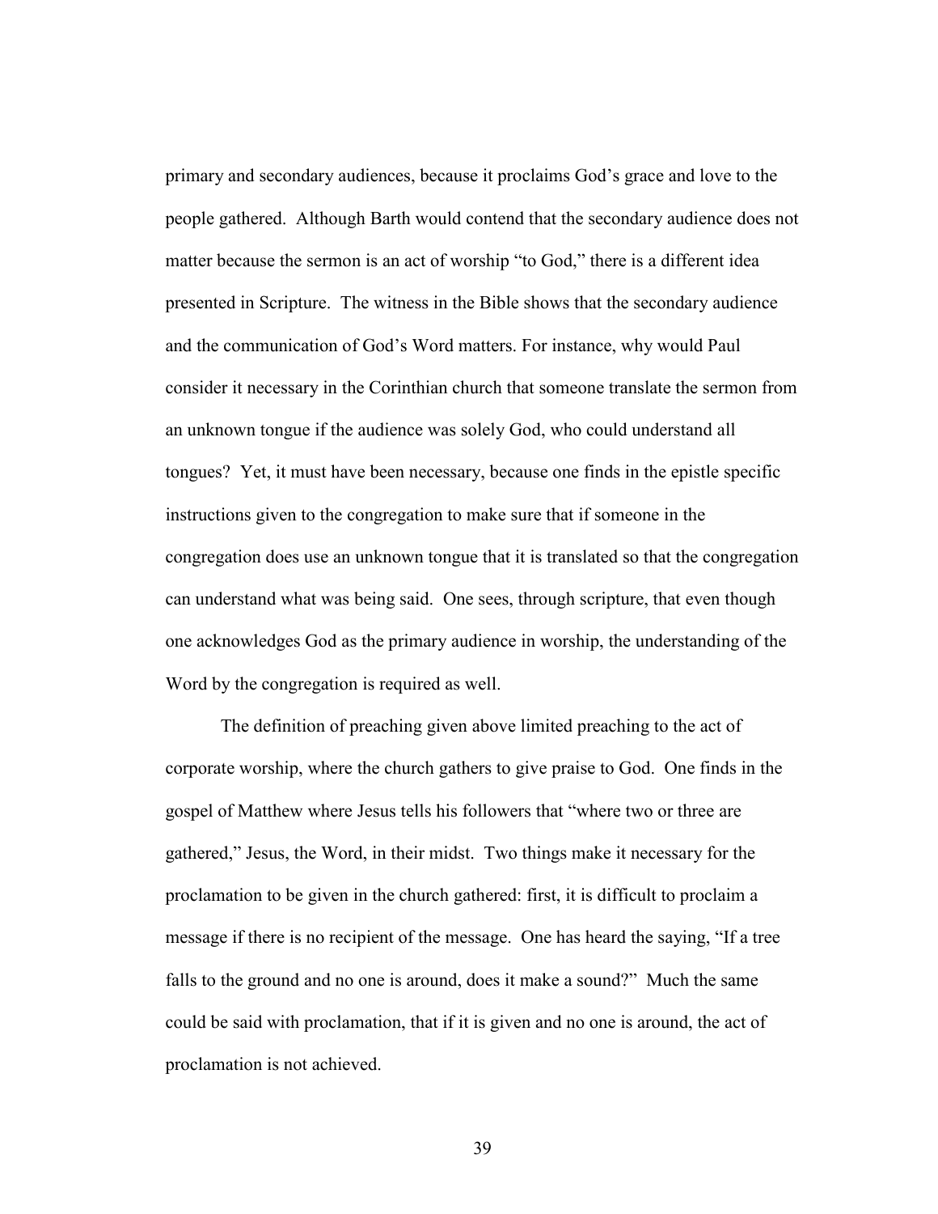primary and secondary audiences, because it proclaims God's grace and love to the people gathered. Although Barth would contend that the secondary audience does not matter because the sermon is an act of worship "to God," there is a different idea presented in Scripture. The witness in the Bible shows that the secondary audience and the communication of God's Word matters. For instance, why would Paul consider it necessary in the Corinthian church that someone translate the sermon from an unknown tongue if the audience was solely God, who could understand all tongues? Yet, it must have been necessary, because one finds in the epistle specific instructions given to the congregation to make sure that if someone in the congregation does use an unknown tongue that it is translated so that the congregation can understand what was being said. One sees, through scripture, that even though one acknowledges God as the primary audience in worship, the understanding of the Word by the congregation is required as well.

The definition of preaching given above limited preaching to the act of corporate worship, where the church gathers to give praise to God. One finds in the gospel of Matthew where Jesus tells his followers that "where two or three are gathered," Jesus, the Word, in their midst. Two things make it necessary for the proclamation to be given in the church gathered: first, it is difficult to proclaim a message if there is no recipient of the message. One has heard the saying, "If a tree falls to the ground and no one is around, does it make a sound?" Much the same could be said with proclamation, that if it is given and no one is around, the act of proclamation is not achieved.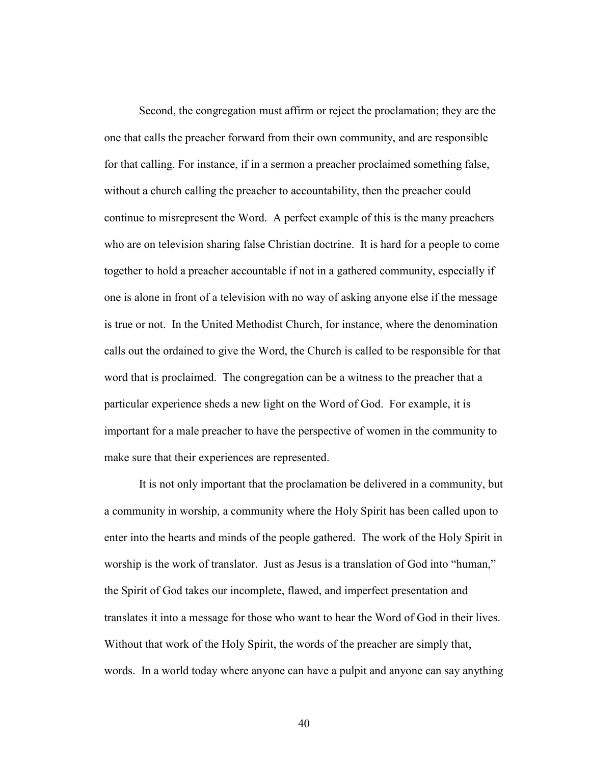Second, the congregation must affirm or reject the proclamation; they are the one that calls the preacher forward from their own community, and are responsible for that calling. For instance, if in a sermon a preacher proclaimed something false, without a church calling the preacher to accountability, then the preacher could continue to misrepresent the Word. A perfect example of this is the many preachers who are on television sharing false Christian doctrine. It is hard for a people to come together to hold a preacher accountable if not in a gathered community, especially if one is alone in front of a television with no way of asking anyone else if the message is true or not. In the United Methodist Church, for instance, where the denomination calls out the ordained to give the Word, the Church is called to be responsible for that word that is proclaimed. The congregation can be a witness to the preacher that a particular experience sheds a new light on the Word of God. For example, it is important for a male preacher to have the perspective of women in the community to make sure that their experiences are represented.

It is not only important that the proclamation be delivered in a community, but a community in worship, a community where the Holy Spirit has been called upon to enter into the hearts and minds of the people gathered. The work of the Holy Spirit in worship is the work of translator. Just as Jesus is a translation of God into "human," the Spirit of God takes our incomplete, flawed, and imperfect presentation and translates it into a message for those who want to hear the Word of God in their lives. Without that work of the Holy Spirit, the words of the preacher are simply that, words. In a world today where anyone can have a pulpit and anyone can say anything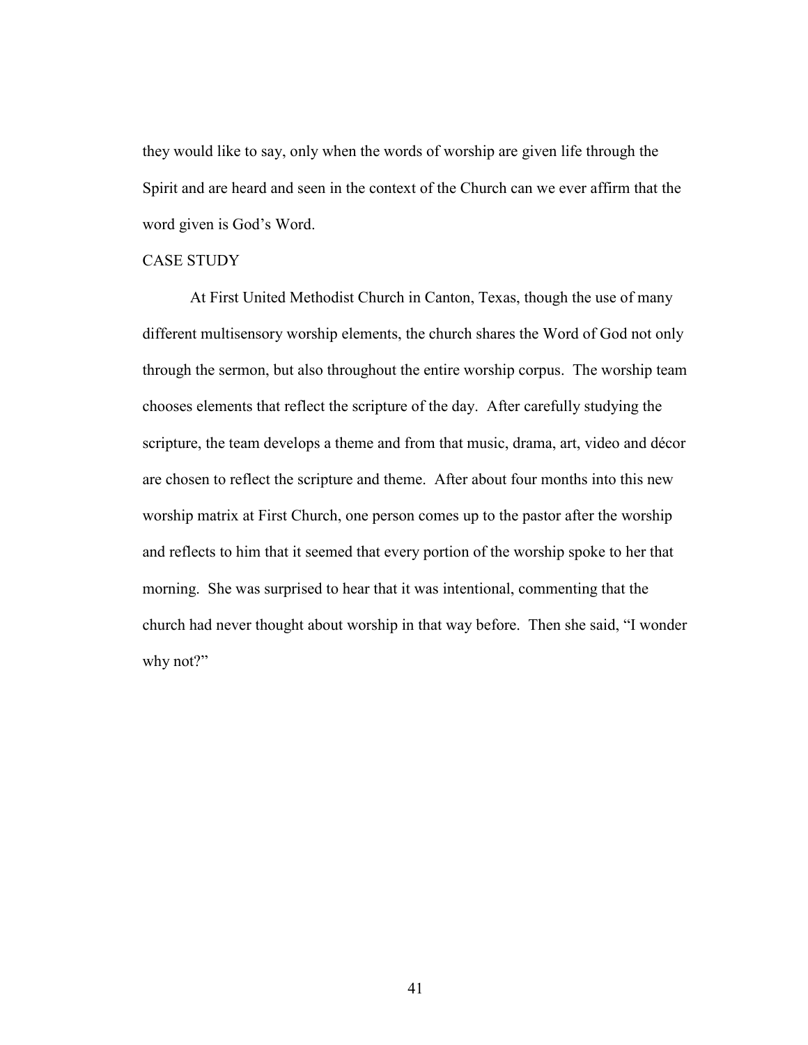they would like to say, only when the words of worship are given life through the Spirit and are heard and seen in the context of the Church can we ever affirm that the word given is God's Word.

## CASE STUDY

At First United Methodist Church in Canton, Texas, though the use of many different multisensory worship elements, the church shares the Word of God not only through the sermon, but also throughout the entire worship corpus. The worship team chooses elements that reflect the scripture of the day. After carefully studying the scripture, the team develops a theme and from that music, drama, art, video and décor are chosen to reflect the scripture and theme. After about four months into this new worship matrix at First Church, one person comes up to the pastor after the worship and reflects to him that it seemed that every portion of the worship spoke to her that morning. She was surprised to hear that it was intentional, commenting that the church had never thought about worship in that way before. Then she said, "I wonder why not?"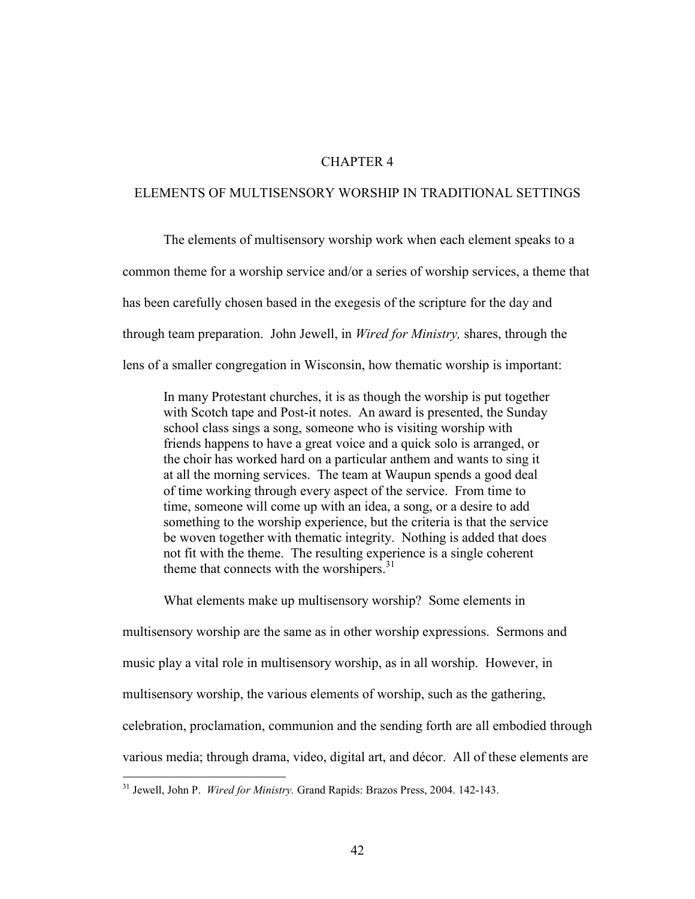# CHAPTER 4

## ELEMENTS OF MULTISENSORY WORSHIP IN TRADITIONAL SETTINGS

The elements of multisensory worship work when each element speaks to a common theme for a worship service and/or a series of worship services, a theme that has been carefully chosen based in the exegesis of the scripture for the day and through team preparation. John Jewell, in *Wired for Ministry,* shares, through the lens of a smaller congregation in Wisconsin, how thematic worship is important:

> In many Protestant churches, it is as though the worship is put together with Scotch tape and Post-it notes. An award is presented, the Sunday school class sings a song, someone who is visiting worship with friends happens to have a great voice and a quick solo is arranged, or the choir has worked hard on a particular anthem and wants to sing it at all the morning services. The team at Waupun spends a good deal of time working through every aspect of the service. From time to time, someone will come up with an idea, a song, or a desire to add something to the worship experience, but the criteria is that the service be woven together with thematic integrity. Nothing is added that does not fit with the theme. The resulting experience is a single coherent theme that connects with the worshipers.[31]

What elements make up multisensory worship? Some elements in multisensory worship are the same as in other worship expressions. Sermons and music play a vital role in multisensory worship, as in all worship. However, in multisensory worship, the various elements of worship, such as the gathering, celebration, proclamation, communion and the sending forth are all embodied through various media; through drama, video, digital art, and décor. All of these elements are

---

[31] Jewell, John P. *Wired for Ministry.* Grand Rapids: Brazos Press, 2004. 142-143.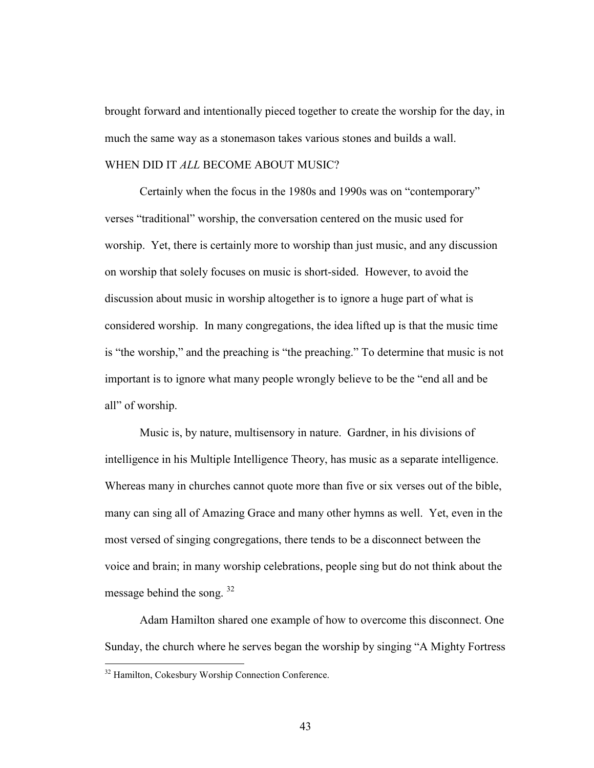brought forward and intentionally pieced together to create the worship for the day, in much the same way as a stonemason takes various stones and builds a wall.

## WHEN DID IT *ALL* BECOME ABOUT MUSIC?

Certainly when the focus in the 1980s and 1990s was on "contemporary" verses "traditional" worship, the conversation centered on the music used for worship. Yet, there is certainly more to worship than just music, and any discussion on worship that solely focuses on music is short-sided. However, to avoid the discussion about music in worship altogether is to ignore a huge part of what is considered worship. In many congregations, the idea lifted up is that the music time is "the worship," and the preaching is "the preaching." To determine that music is not important is to ignore what many people wrongly believe to be the "end all and be all" of worship.

Music is, by nature, multisensory in nature. Gardner, in his divisions of intelligence in his Multiple Intelligence Theory, has music as a separate intelligence. Whereas many in churches cannot quote more than five or six verses out of the bible, many can sing all of Amazing Grace and many other hymns as well. Yet, even in the most versed of singing congregations, there tends to be a disconnect between the voice and brain; in many worship celebrations, people sing but do not think about the message behind the song. [32]

Adam Hamilton shared one example of how to overcome this disconnect. One Sunday, the church where he serves began the worship by singing "A Mighty Fortress

---

[32] Hamilton, Cokesbury Worship Connection Conference.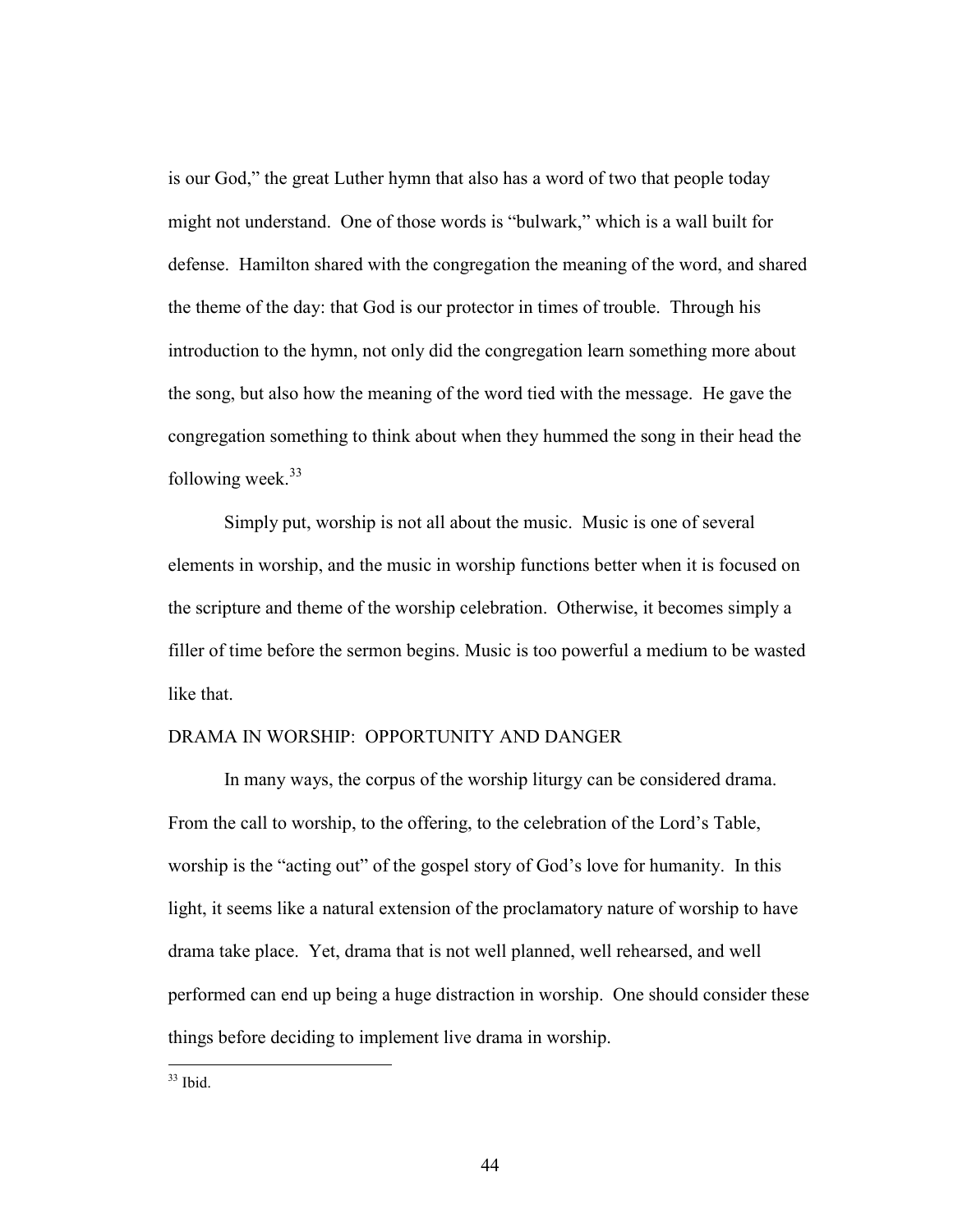is our God," the great Luther hymn that also has a word of two that people today might not understand. One of those words is "bulwark," which is a wall built for defense. Hamilton shared with the congregation the meaning of the word, and shared the theme of the day: that God is our protector in times of trouble. Through his introduction to the hymn, not only did the congregation learn something more about the song, but also how the meaning of the word tied with the message. He gave the congregation something to think about when they hummed the song in their head the following week.[33]

Simply put, worship is not all about the music. Music is one of several elements in worship, and the music in worship functions better when it is focused on the scripture and theme of the worship celebration. Otherwise, it becomes simply a filler of time before the sermon begins. Music is too powerful a medium to be wasted like that.

## DRAMA IN WORSHIP: OPPORTUNITY AND DANGER

In many ways, the corpus of the worship liturgy can be considered drama. From the call to worship, to the offering, to the celebration of the Lord's Table, worship is the "acting out" of the gospel story of God's love for humanity. In this light, it seems like a natural extension of the proclamatory nature of worship to have drama take place. Yet, drama that is not well planned, well rehearsed, and well performed can end up being a huge distraction in worship. One should consider these things before deciding to implement live drama in worship.

---

[33] Ibid.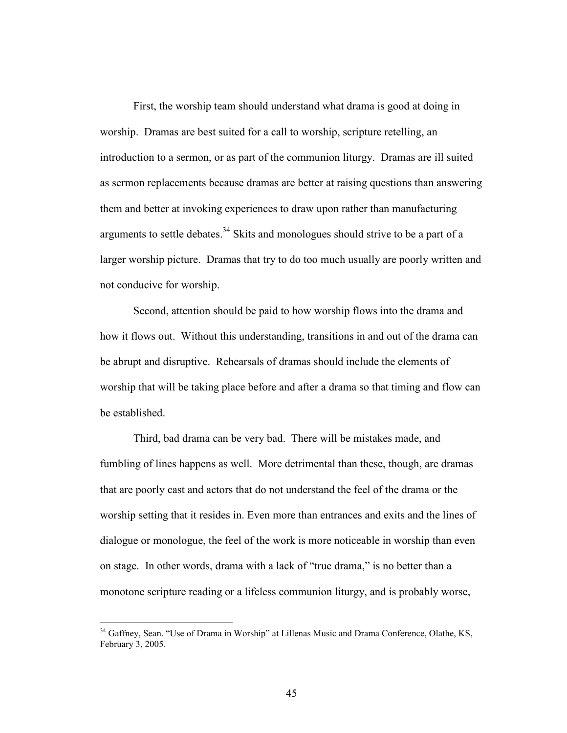First, the worship team should understand what drama is good at doing in worship. Dramas are best suited for a call to worship, scripture retelling, an introduction to a sermon, or as part of the communion liturgy. Dramas are ill suited as sermon replacements because dramas are better at raising questions than answering them and better at invoking experiences to draw upon rather than manufacturing arguments to settle debates.[34] Skits and monologues should strive to be a part of a larger worship picture. Dramas that try to do too much usually are poorly written and not conducive for worship.

Second, attention should be paid to how worship flows into the drama and how it flows out. Without this understanding, transitions in and out of the drama can be abrupt and disruptive. Rehearsals of dramas should include the elements of worship that will be taking place before and after a drama so that timing and flow can be established.

Third, bad drama can be very bad. There will be mistakes made, and fumbling of lines happens as well. More detrimental than these, though, are dramas that are poorly cast and actors that do not understand the feel of the drama or the worship setting that it resides in. Even more than entrances and exits and the lines of dialogue or monologue, the feel of the work is more noticeable in worship than even on stage. In other words, drama with a lack of "true drama," is no better than a monotone scripture reading or a lifeless communion liturgy, and is probably worse,

---

[34] Gaffney, Sean. "Use of Drama in Worship" at Lillenas Music and Drama Conference, Olathe, KS, February 3, 2005.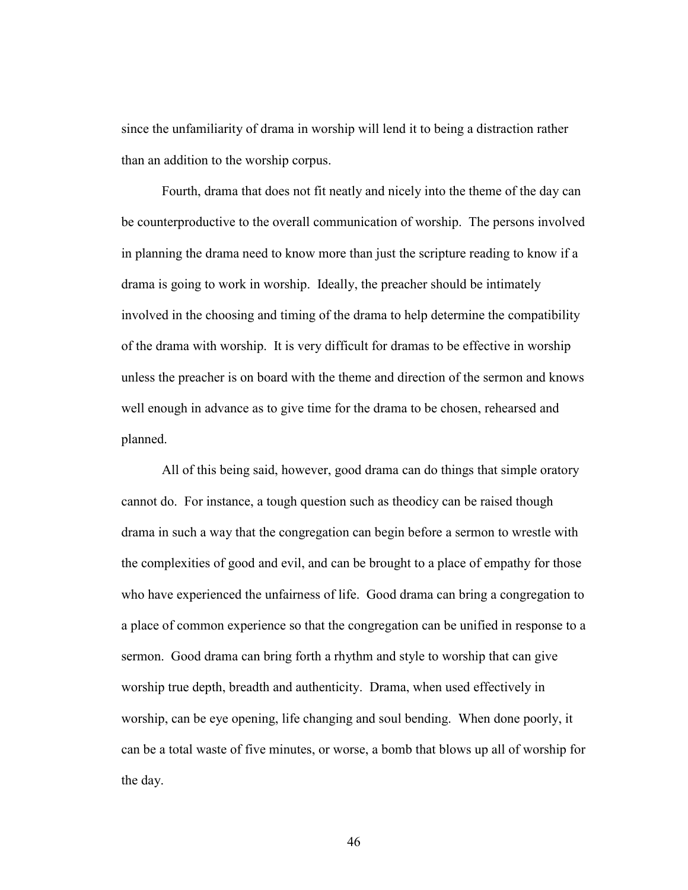since the unfamiliarity of drama in worship will lend it to being a distraction rather than an addition to the worship corpus.

Fourth, drama that does not fit neatly and nicely into the theme of the day can be counterproductive to the overall communication of worship. The persons involved in planning the drama need to know more than just the scripture reading to know if a drama is going to work in worship. Ideally, the preacher should be intimately involved in the choosing and timing of the drama to help determine the compatibility of the drama with worship. It is very difficult for dramas to be effective in worship unless the preacher is on board with the theme and direction of the sermon and knows well enough in advance as to give time for the drama to be chosen, rehearsed and planned.

All of this being said, however, good drama can do things that simple oratory cannot do. For instance, a tough question such as theodicy can be raised though drama in such a way that the congregation can begin before a sermon to wrestle with the complexities of good and evil, and can be brought to a place of empathy for those who have experienced the unfairness of life. Good drama can bring a congregation to a place of common experience so that the congregation can be unified in response to a sermon. Good drama can bring forth a rhythm and style to worship that can give worship true depth, breadth and authenticity. Drama, when used effectively in worship, can be eye opening, life changing and soul bending. When done poorly, it can be a total waste of five minutes, or worse, a bomb that blows up all of worship for the day.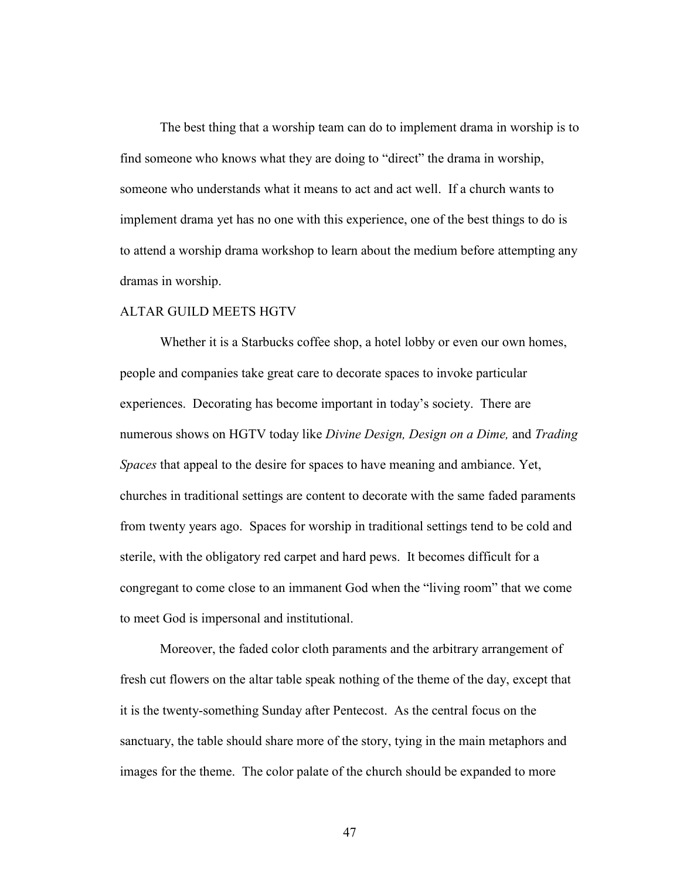The best thing that a worship team can do to implement drama in worship is to find someone who knows what they are doing to "direct" the drama in worship, someone who understands what it means to act and act well. If a church wants to implement drama yet has no one with this experience, one of the best things to do is to attend a worship drama workshop to learn about the medium before attempting any dramas in worship.

## ALTAR GUILD MEETS HGTV

Whether it is a Starbucks coffee shop, a hotel lobby or even our own homes, people and companies take great care to decorate spaces to invoke particular experiences. Decorating has become important in today's society. There are numerous shows on HGTV today like *Divine Design, Design on a Dime,* and *Trading Spaces* that appeal to the desire for spaces to have meaning and ambiance. Yet, churches in traditional settings are content to decorate with the same faded paraments from twenty years ago. Spaces for worship in traditional settings tend to be cold and sterile, with the obligatory red carpet and hard pews. It becomes difficult for a congregant to come close to an immanent God when the "living room" that we come to meet God is impersonal and institutional.

Moreover, the faded color cloth paraments and the arbitrary arrangement of fresh cut flowers on the altar table speak nothing of the theme of the day, except that it is the twenty-something Sunday after Pentecost. As the central focus on the sanctuary, the table should share more of the story, tying in the main metaphors and images for the theme. The color palate of the church should be expanded to more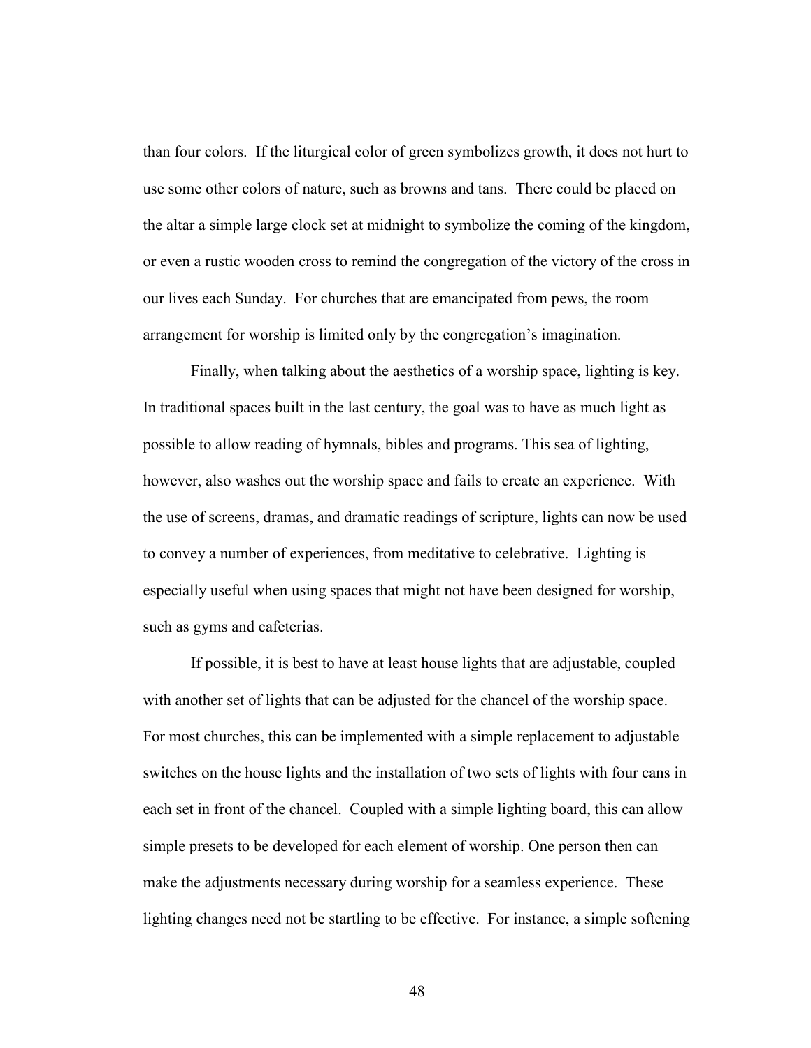than four colors. If the liturgical color of green symbolizes growth, it does not hurt to use some other colors of nature, such as browns and tans. There could be placed on the altar a simple large clock set at midnight to symbolize the coming of the kingdom, or even a rustic wooden cross to remind the congregation of the victory of the cross in our lives each Sunday. For churches that are emancipated from pews, the room arrangement for worship is limited only by the congregation's imagination.

Finally, when talking about the aesthetics of a worship space, lighting is key. In traditional spaces built in the last century, the goal was to have as much light as possible to allow reading of hymnals, bibles and programs. This sea of lighting, however, also washes out the worship space and fails to create an experience. With the use of screens, dramas, and dramatic readings of scripture, lights can now be used to convey a number of experiences, from meditative to celebrative. Lighting is especially useful when using spaces that might not have been designed for worship, such as gyms and cafeterias.

If possible, it is best to have at least house lights that are adjustable, coupled with another set of lights that can be adjusted for the chancel of the worship space. For most churches, this can be implemented with a simple replacement to adjustable switches on the house lights and the installation of two sets of lights with four cans in each set in front of the chancel. Coupled with a simple lighting board, this can allow simple presets to be developed for each element of worship. One person then can make the adjustments necessary during worship for a seamless experience. These lighting changes need not be startling to be effective. For instance, a simple softening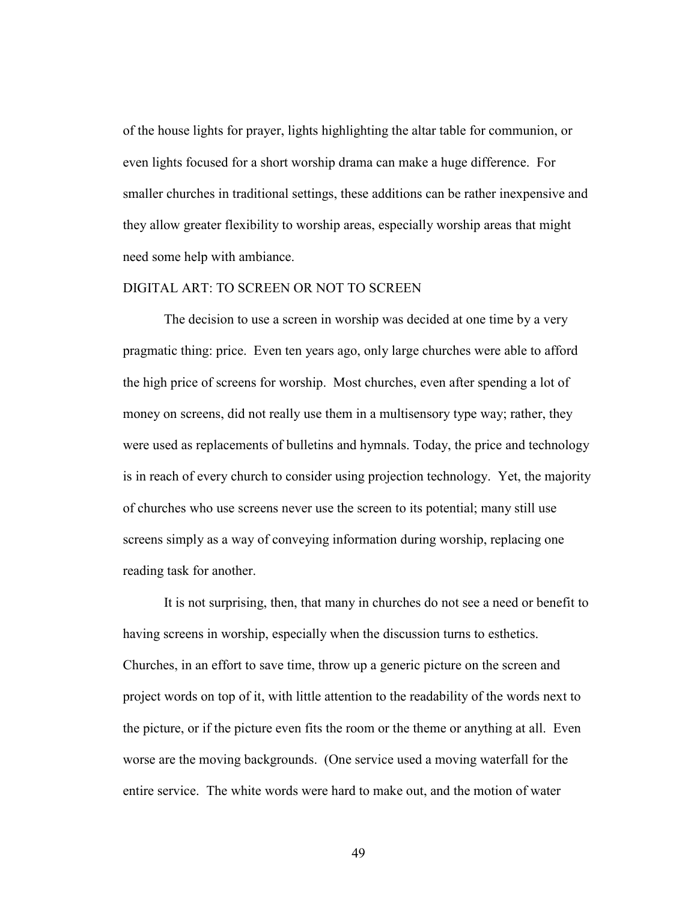of the house lights for prayer, lights highlighting the altar table for communion, or even lights focused for a short worship drama can make a huge difference. For smaller churches in traditional settings, these additions can be rather inexpensive and they allow greater flexibility to worship areas, especially worship areas that might need some help with ambiance.

## DIGITAL ART: TO SCREEN OR NOT TO SCREEN

The decision to use a screen in worship was decided at one time by a very pragmatic thing: price. Even ten years ago, only large churches were able to afford the high price of screens for worship. Most churches, even after spending a lot of money on screens, did not really use them in a multisensory type way; rather, they were used as replacements of bulletins and hymnals. Today, the price and technology is in reach of every church to consider using projection technology. Yet, the majority of churches who use screens never use the screen to its potential; many still use screens simply as a way of conveying information during worship, replacing one reading task for another.

It is not surprising, then, that many in churches do not see a need or benefit to having screens in worship, especially when the discussion turns to esthetics. Churches, in an effort to save time, throw up a generic picture on the screen and project words on top of it, with little attention to the readability of the words next to the picture, or if the picture even fits the room or the theme or anything at all. Even worse are the moving backgrounds. (One service used a moving waterfall for the entire service. The white words were hard to make out, and the motion of water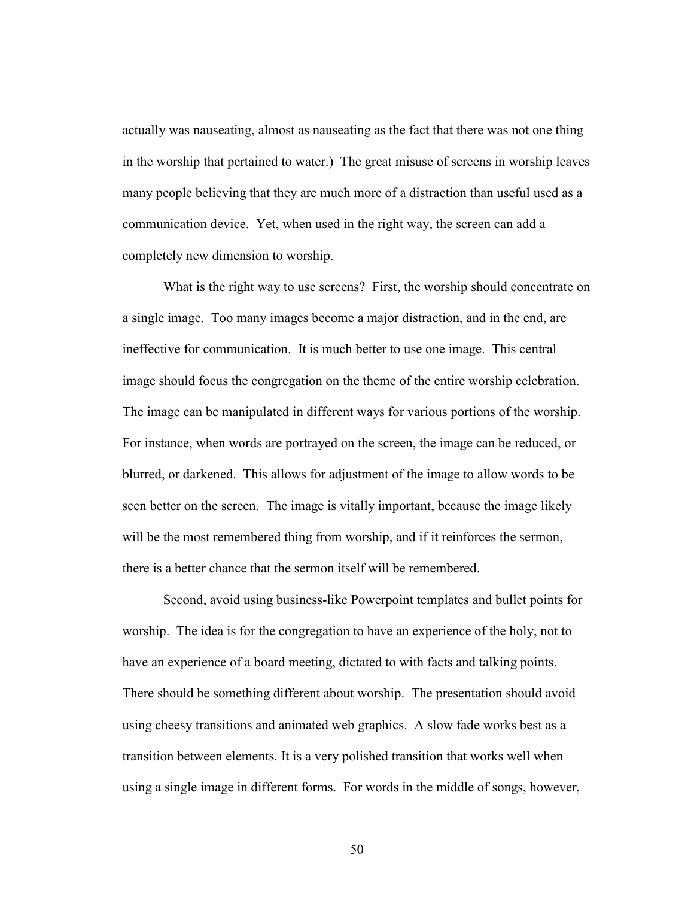actually was nauseating, almost as nauseating as the fact that there was not one thing in the worship that pertained to water.) The great misuse of screens in worship leaves many people believing that they are much more of a distraction than useful used as a communication device. Yet, when used in the right way, the screen can add a completely new dimension to worship.

What is the right way to use screens? First, the worship should concentrate on a single image. Too many images become a major distraction, and in the end, are ineffective for communication. It is much better to use one image. This central image should focus the congregation on the theme of the entire worship celebration. The image can be manipulated in different ways for various portions of the worship. For instance, when words are portrayed on the screen, the image can be reduced, or blurred, or darkened. This allows for adjustment of the image to allow words to be seen better on the screen. The image is vitally important, because the image likely will be the most remembered thing from worship, and if it reinforces the sermon, there is a better chance that the sermon itself will be remembered.

Second, avoid using business-like Powerpoint templates and bullet points for worship. The idea is for the congregation to have an experience of the holy, not to have an experience of a board meeting, dictated to with facts and talking points. There should be something different about worship. The presentation should avoid using cheesy transitions and animated web graphics. A slow fade works best as a transition between elements. It is a very polished transition that works well when using a single image in different forms. For words in the middle of songs, however,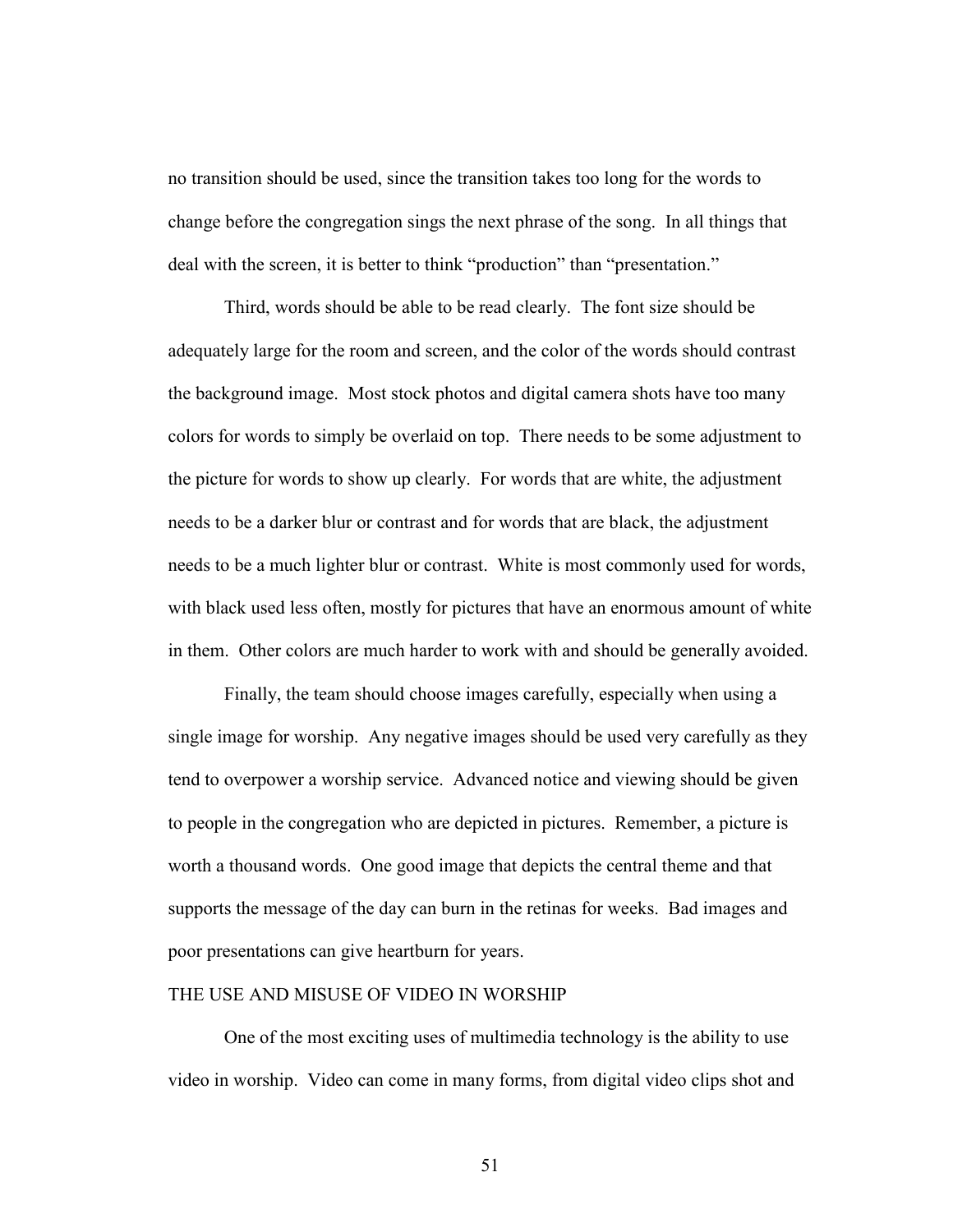no transition should be used, since the transition takes too long for the words to change before the congregation sings the next phrase of the song. In all things that deal with the screen, it is better to think "production" than "presentation."

Third, words should be able to be read clearly. The font size should be adequately large for the room and screen, and the color of the words should contrast the background image. Most stock photos and digital camera shots have too many colors for words to simply be overlaid on top. There needs to be some adjustment to the picture for words to show up clearly. For words that are white, the adjustment needs to be a darker blur or contrast and for words that are black, the adjustment needs to be a much lighter blur or contrast. White is most commonly used for words, with black used less often, mostly for pictures that have an enormous amount of white in them. Other colors are much harder to work with and should be generally avoided.

Finally, the team should choose images carefully, especially when using a single image for worship. Any negative images should be used very carefully as they tend to overpower a worship service. Advanced notice and viewing should be given to people in the congregation who are depicted in pictures. Remember, a picture is worth a thousand words. One good image that depicts the central theme and that supports the message of the day can burn in the retinas for weeks. Bad images and poor presentations can give heartburn for years.

## THE USE AND MISUSE OF VIDEO IN WORSHIP

One of the most exciting uses of multimedia technology is the ability to use video in worship. Video can come in many forms, from digital video clips shot and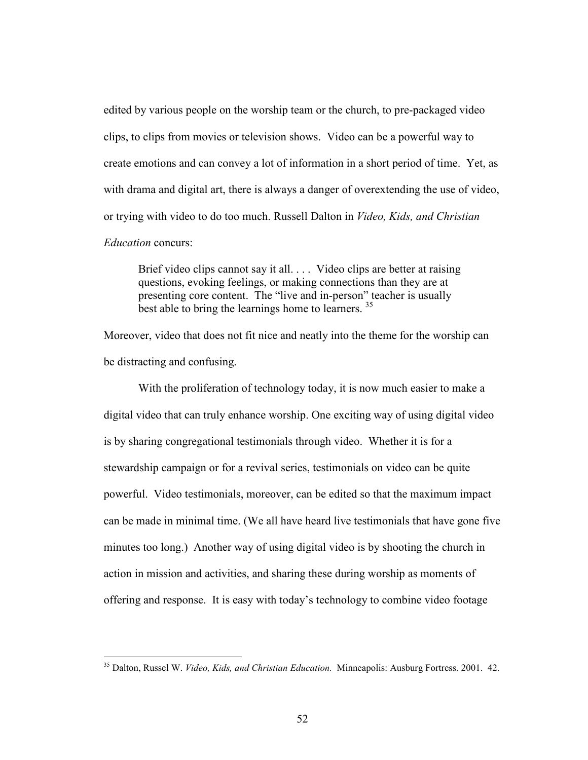edited by various people on the worship team or the church, to pre-packaged video clips, to clips from movies or television shows. Video can be a powerful way to create emotions and can convey a lot of information in a short period of time. Yet, as with drama and digital art, there is always a danger of overextending the use of video, or trying with video to do too much. Russell Dalton in *Video, Kids, and Christian Education* concurs:

> Brief video clips cannot say it all. . . . Video clips are better at raising questions, evoking feelings, or making connections than they are at presenting core content. The "live and in-person" teacher is usually best able to bring the learnings home to learners. [35]

Moreover, video that does not fit nice and neatly into the theme for the worship can be distracting and confusing.

With the proliferation of technology today, it is now much easier to make a digital video that can truly enhance worship. One exciting way of using digital video is by sharing congregational testimonials through video. Whether it is for a stewardship campaign or for a revival series, testimonials on video can be quite powerful. Video testimonials, moreover, can be edited so that the maximum impact can be made in minimal time. (We all have heard live testimonials that have gone five minutes too long.) Another way of using digital video is by shooting the church in action in mission and activities, and sharing these during worship as moments of offering and response. It is easy with today's technology to combine video footage

---

[35] Dalton, Russel W. *Video, Kids, and Christian Education.* Minneapolis: Ausburg Fortress. 2001. 42.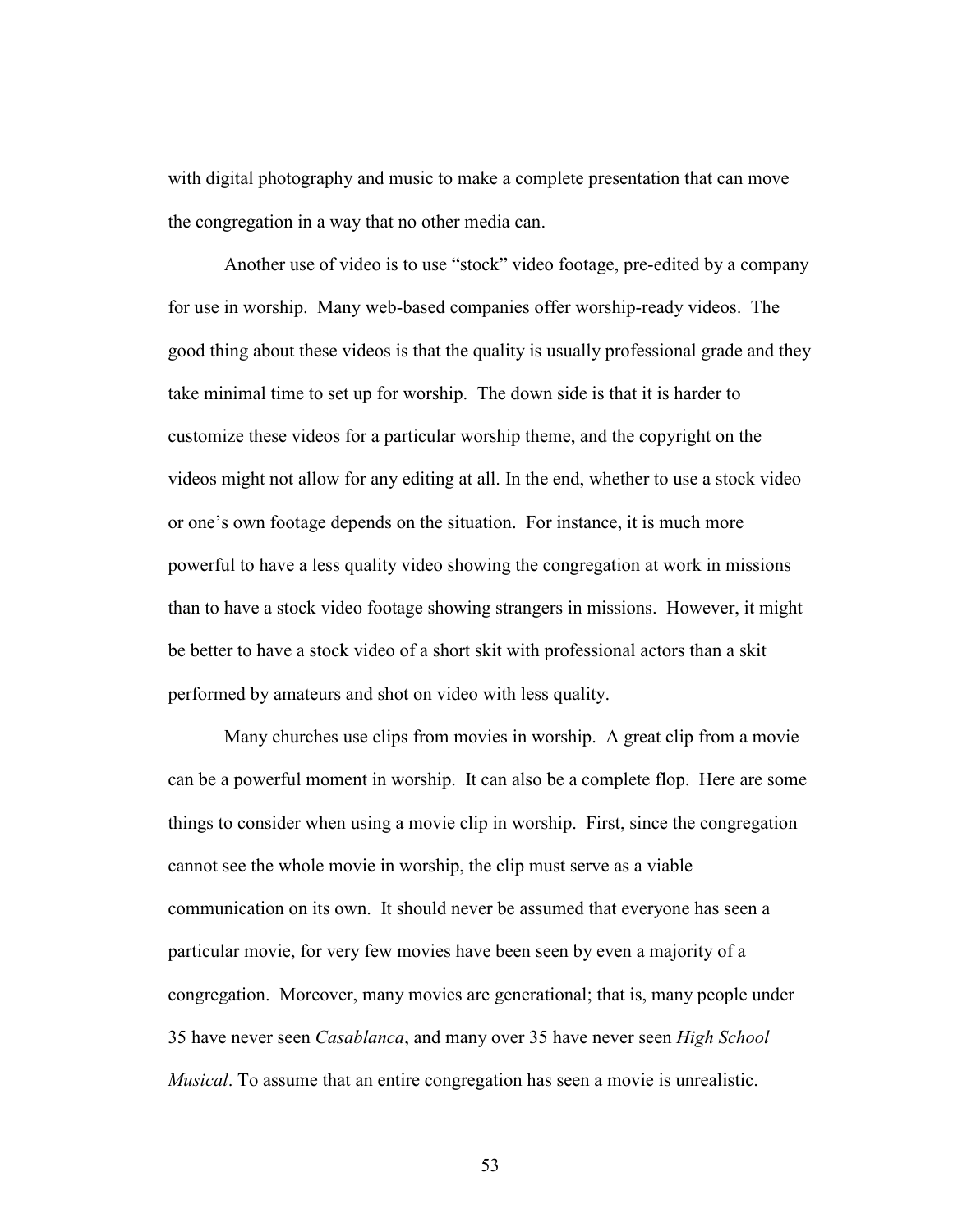with digital photography and music to make a complete presentation that can move the congregation in a way that no other media can.

Another use of video is to use "stock" video footage, pre-edited by a company for use in worship. Many web-based companies offer worship-ready videos. The good thing about these videos is that the quality is usually professional grade and they take minimal time to set up for worship. The down side is that it is harder to customize these videos for a particular worship theme, and the copyright on the videos might not allow for any editing at all. In the end, whether to use a stock video or one's own footage depends on the situation. For instance, it is much more powerful to have a less quality video showing the congregation at work in missions than to have a stock video footage showing strangers in missions. However, it might be better to have a stock video of a short skit with professional actors than a skit performed by amateurs and shot on video with less quality.

Many churches use clips from movies in worship. A great clip from a movie can be a powerful moment in worship. It can also be a complete flop. Here are some things to consider when using a movie clip in worship. First, since the congregation cannot see the whole movie in worship, the clip must serve as a viable communication on its own. It should never be assumed that everyone has seen a particular movie, for very few movies have been seen by even a majority of a congregation. Moreover, many movies are generational; that is, many people under 35 have never seen *Casablanca*, and many over 35 have never seen *High School Musical*. To assume that an entire congregation has seen a movie is unrealistic.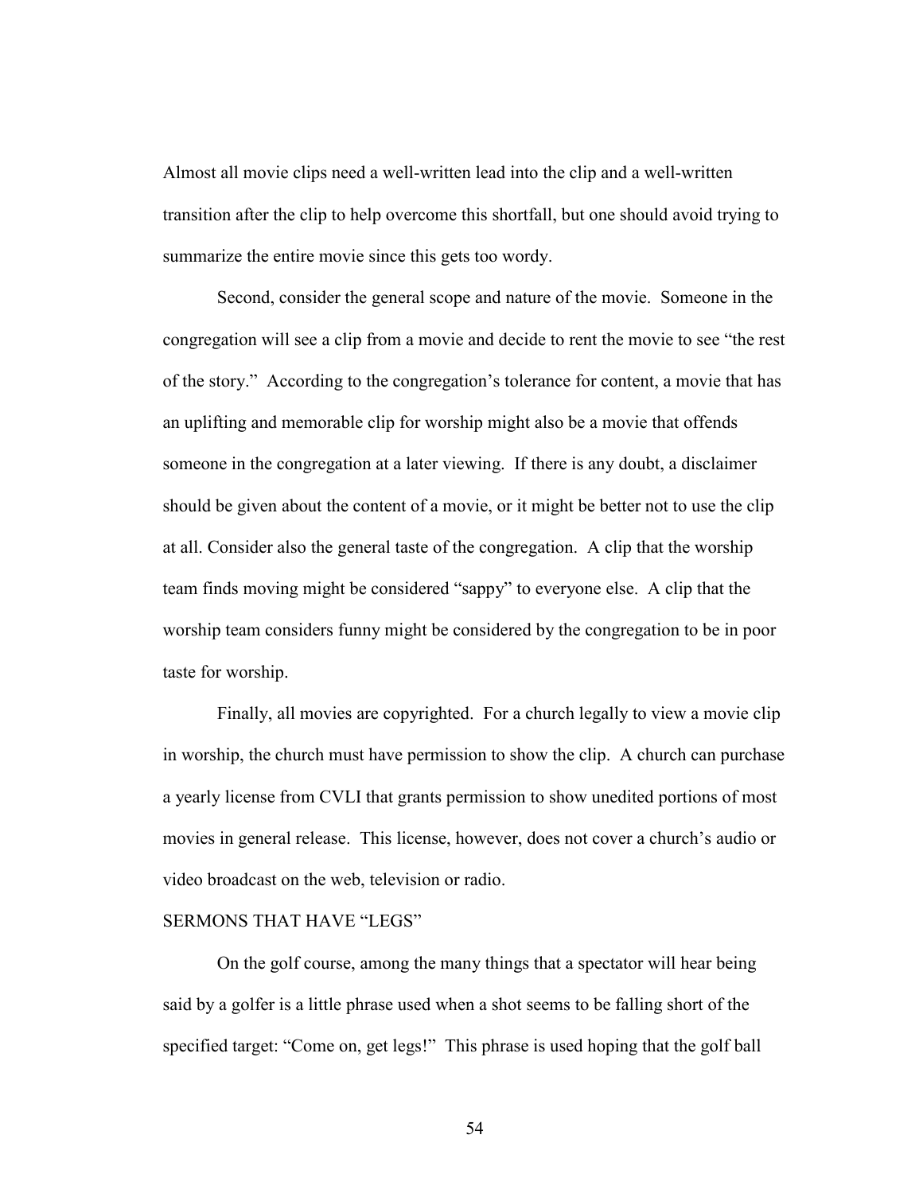Almost all movie clips need a well-written lead into the clip and a well-written transition after the clip to help overcome this shortfall, but one should avoid trying to summarize the entire movie since this gets too wordy.

Second, consider the general scope and nature of the movie. Someone in the congregation will see a clip from a movie and decide to rent the movie to see "the rest of the story." According to the congregation's tolerance for content, a movie that has an uplifting and memorable clip for worship might also be a movie that offends someone in the congregation at a later viewing. If there is any doubt, a disclaimer should be given about the content of a movie, or it might be better not to use the clip at all. Consider also the general taste of the congregation. A clip that the worship team finds moving might be considered "sappy" to everyone else. A clip that the worship team considers funny might be considered by the congregation to be in poor taste for worship.

Finally, all movies are copyrighted. For a church legally to view a movie clip in worship, the church must have permission to show the clip. A church can purchase a yearly license from CVLI that grants permission to show unedited portions of most movies in general release. This license, however, does not cover a church's audio or video broadcast on the web, television or radio.

## SERMONS THAT HAVE "LEGS"

On the golf course, among the many things that a spectator will hear being said by a golfer is a little phrase used when a shot seems to be falling short of the specified target: "Come on, get legs!" This phrase is used hoping that the golf ball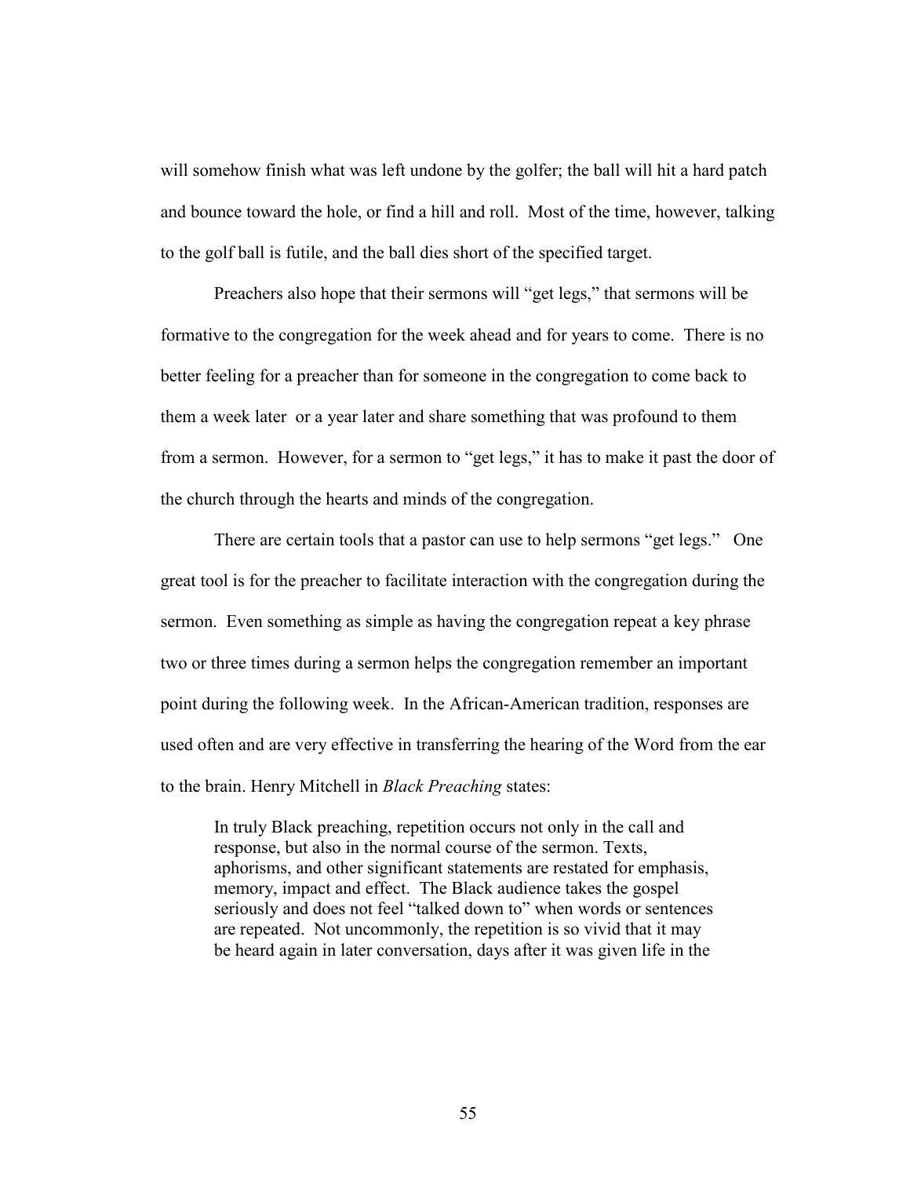will somehow finish what was left undone by the golfer; the ball will hit a hard patch and bounce toward the hole, or find a hill and roll. Most of the time, however, talking to the golf ball is futile, and the ball dies short of the specified target.

Preachers also hope that their sermons will "get legs," that sermons will be formative to the congregation for the week ahead and for years to come. There is no better feeling for a preacher than for someone in the congregation to come back to them a week later or a year later and share something that was profound to them from a sermon. However, for a sermon to "get legs," it has to make it past the door of the church through the hearts and minds of the congregation.

There are certain tools that a pastor can use to help sermons "get legs." One great tool is for the preacher to facilitate interaction with the congregation during the sermon. Even something as simple as having the congregation repeat a key phrase two or three times during a sermon helps the congregation remember an important point during the following week. In the African-American tradition, responses are used often and are very effective in transferring the hearing of the Word from the ear to the brain. Henry Mitchell in *Black Preaching* states:

> In truly Black preaching, repetition occurs not only in the call and response, but also in the normal course of the sermon. Texts, aphorisms, and other significant statements are restated for emphasis, memory, impact and effect. The Black audience takes the gospel seriously and does not feel "talked down to" when words or sentences are repeated. Not uncommonly, the repetition is so vivid that it may be heard again in later conversation, days after it was given life in the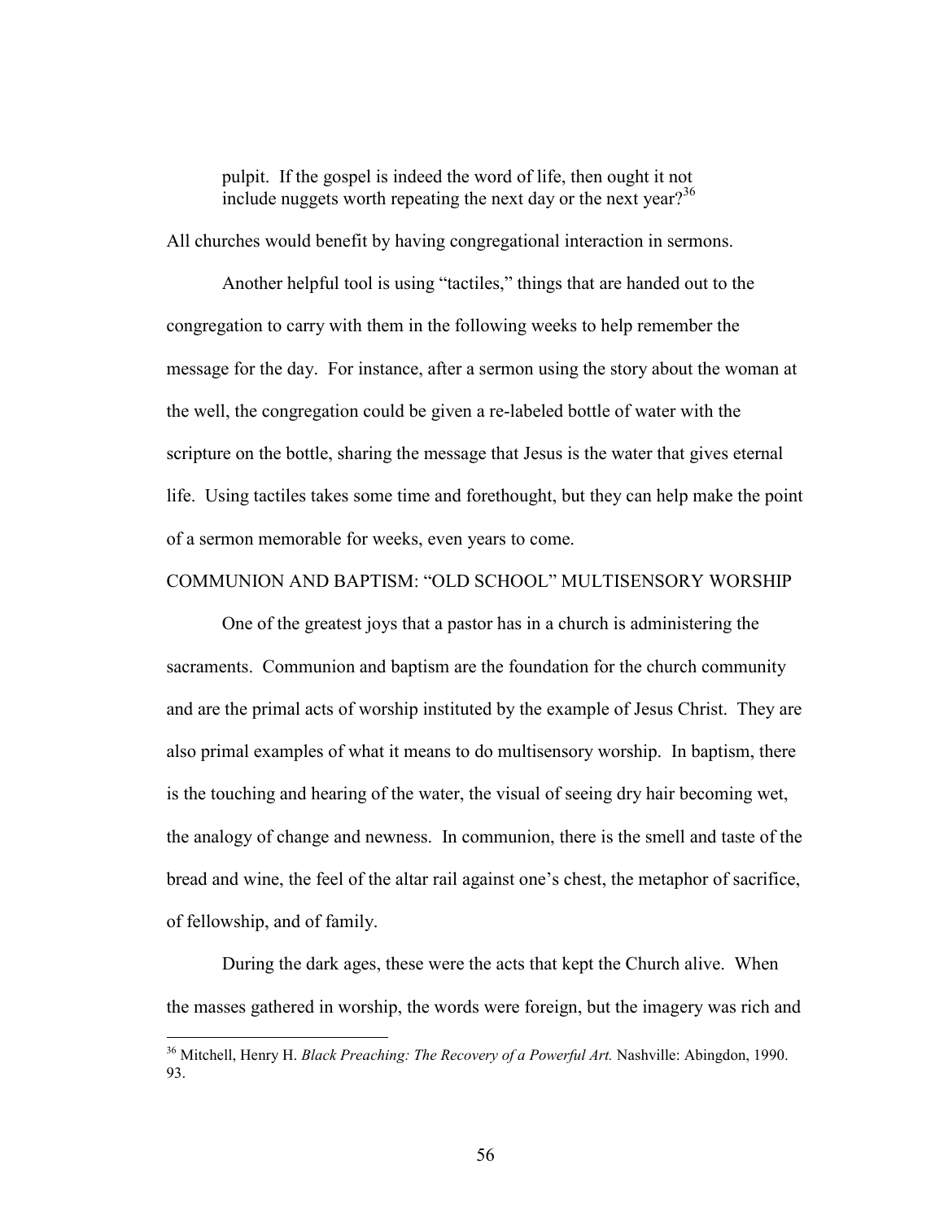> pulpit. If the gospel is indeed the word of life, then ought it not include nuggets worth repeating the next day or the next year?[36]

All churches would benefit by having congregational interaction in sermons.

Another helpful tool is using "tactiles," things that are handed out to the congregation to carry with them in the following weeks to help remember the message for the day. For instance, after a sermon using the story about the woman at the well, the congregation could be given a re-labeled bottle of water with the scripture on the bottle, sharing the message that Jesus is the water that gives eternal life. Using tactiles takes some time and forethought, but they can help make the point of a sermon memorable for weeks, even years to come.

## COMMUNION AND BAPTISM: "OLD SCHOOL" MULTISENSORY WORSHIP

One of the greatest joys that a pastor has in a church is administering the sacraments. Communion and baptism are the foundation for the church community and are the primal acts of worship instituted by the example of Jesus Christ. They are also primal examples of what it means to do multisensory worship. In baptism, there is the touching and hearing of the water, the visual of seeing dry hair becoming wet, the analogy of change and newness. In communion, there is the smell and taste of the bread and wine, the feel of the altar rail against one's chest, the metaphor of sacrifice, of fellowship, and of family.

During the dark ages, these were the acts that kept the Church alive. When the masses gathered in worship, the words were foreign, but the imagery was rich and

---

[36] Mitchell, Henry H. *Black Preaching: The Recovery of a Powerful Art.* Nashville: Abingdon, 1990. 93.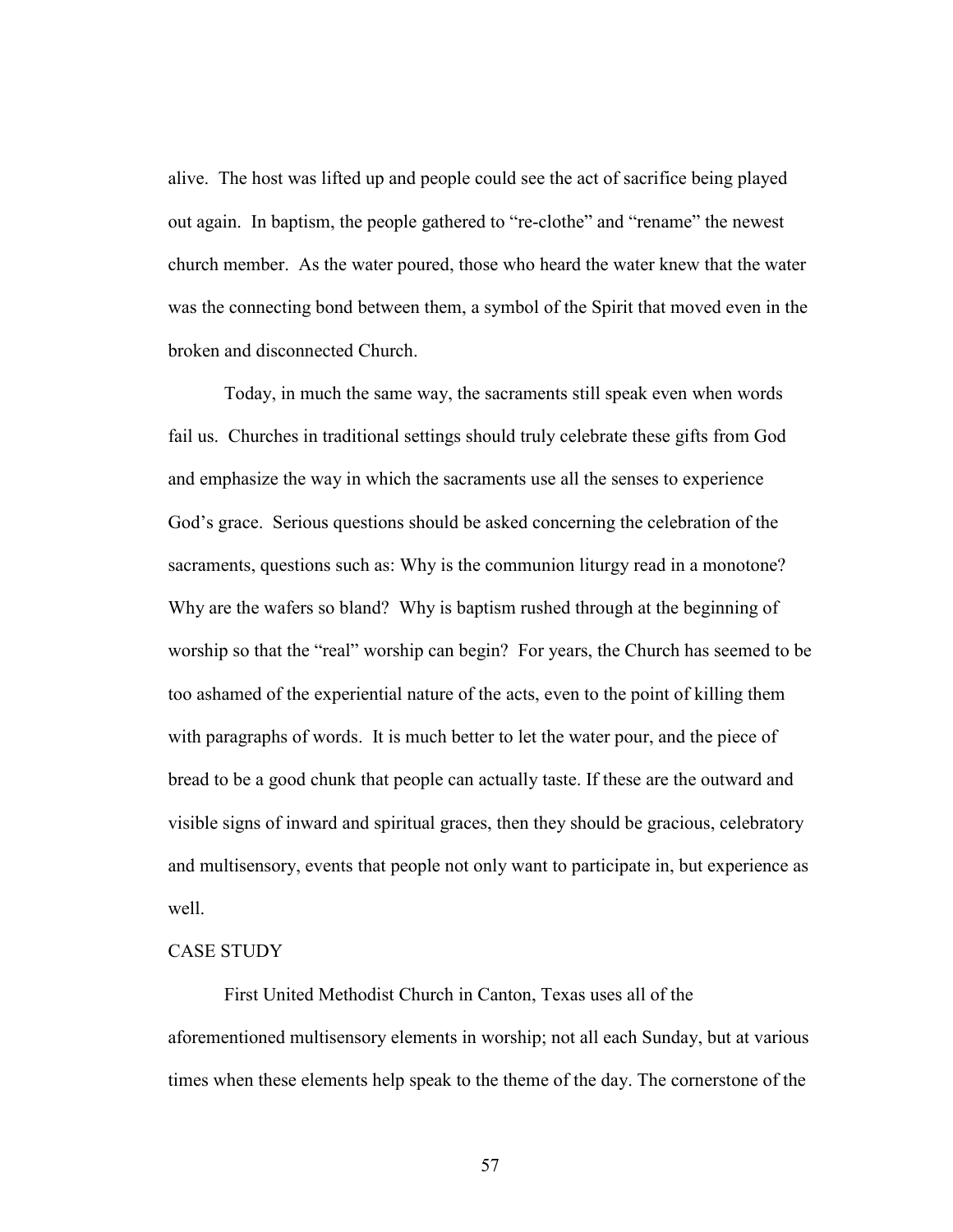alive. The host was lifted up and people could see the act of sacrifice being played out again. In baptism, the people gathered to "re-clothe" and "rename" the newest church member. As the water poured, those who heard the water knew that the water was the connecting bond between them, a symbol of the Spirit that moved even in the broken and disconnected Church.

Today, in much the same way, the sacraments still speak even when words fail us. Churches in traditional settings should truly celebrate these gifts from God and emphasize the way in which the sacraments use all the senses to experience God's grace. Serious questions should be asked concerning the celebration of the sacraments, questions such as: Why is the communion liturgy read in a monotone? Why are the wafers so bland? Why is baptism rushed through at the beginning of worship so that the "real" worship can begin? For years, the Church has seemed to be too ashamed of the experiential nature of the acts, even to the point of killing them with paragraphs of words. It is much better to let the water pour, and the piece of bread to be a good chunk that people can actually taste. If these are the outward and visible signs of inward and spiritual graces, then they should be gracious, celebratory and multisensory, events that people not only want to participate in, but experience as well.

## CASE STUDY

First United Methodist Church in Canton, Texas uses all of the aforementioned multisensory elements in worship; not all each Sunday, but at various times when these elements help speak to the theme of the day. The cornerstone of the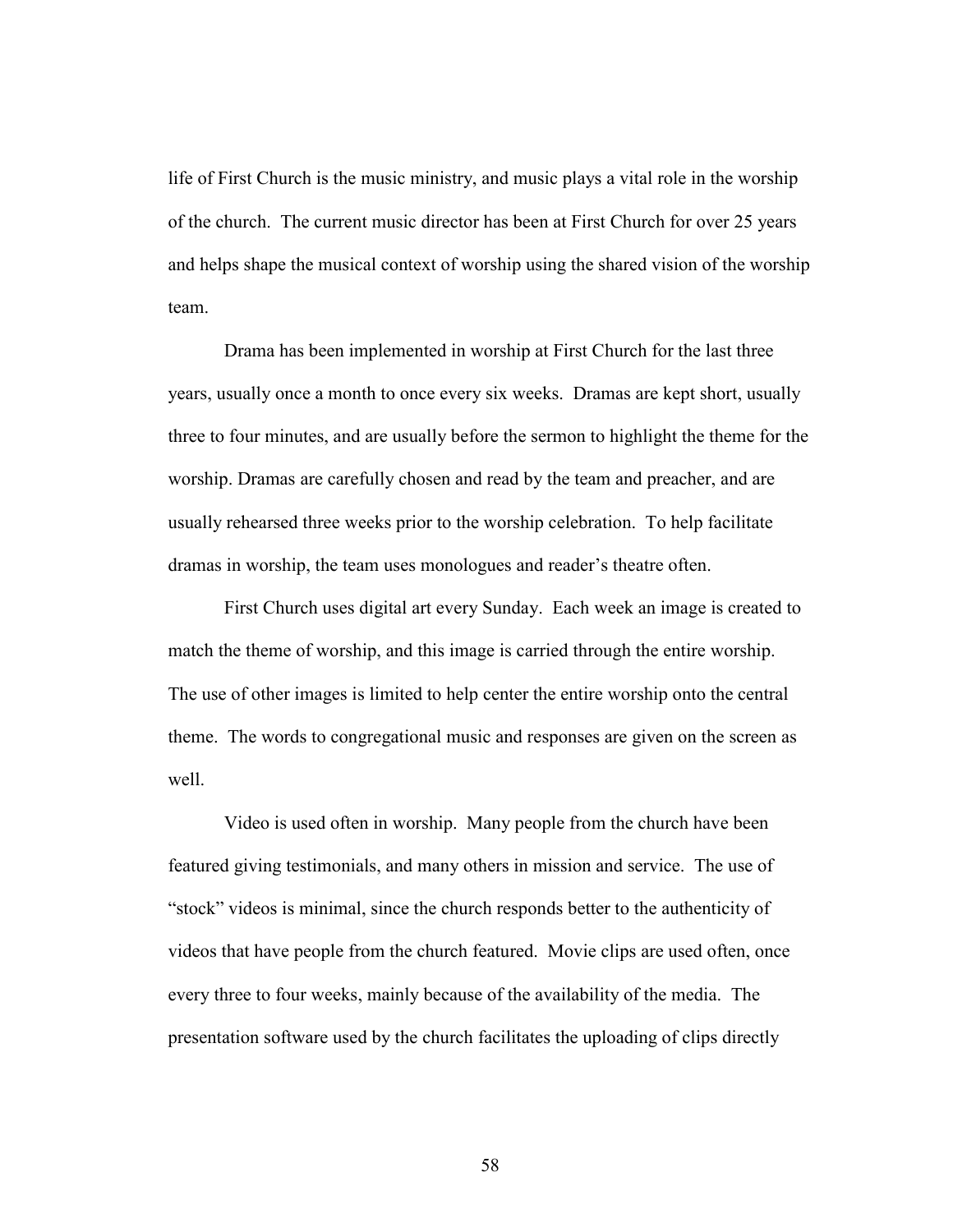life of First Church is the music ministry, and music plays a vital role in the worship of the church. The current music director has been at First Church for over 25 years and helps shape the musical context of worship using the shared vision of the worship team.

Drama has been implemented in worship at First Church for the last three years, usually once a month to once every six weeks. Dramas are kept short, usually three to four minutes, and are usually before the sermon to highlight the theme for the worship. Dramas are carefully chosen and read by the team and preacher, and are usually rehearsed three weeks prior to the worship celebration. To help facilitate dramas in worship, the team uses monologues and reader's theatre often.

First Church uses digital art every Sunday. Each week an image is created to match the theme of worship, and this image is carried through the entire worship. The use of other images is limited to help center the entire worship onto the central theme. The words to congregational music and responses are given on the screen as well.

Video is used often in worship. Many people from the church have been featured giving testimonials, and many others in mission and service. The use of "stock" videos is minimal, since the church responds better to the authenticity of videos that have people from the church featured. Movie clips are used often, once every three to four weeks, mainly because of the availability of the media. The presentation software used by the church facilitates the uploading of clips directly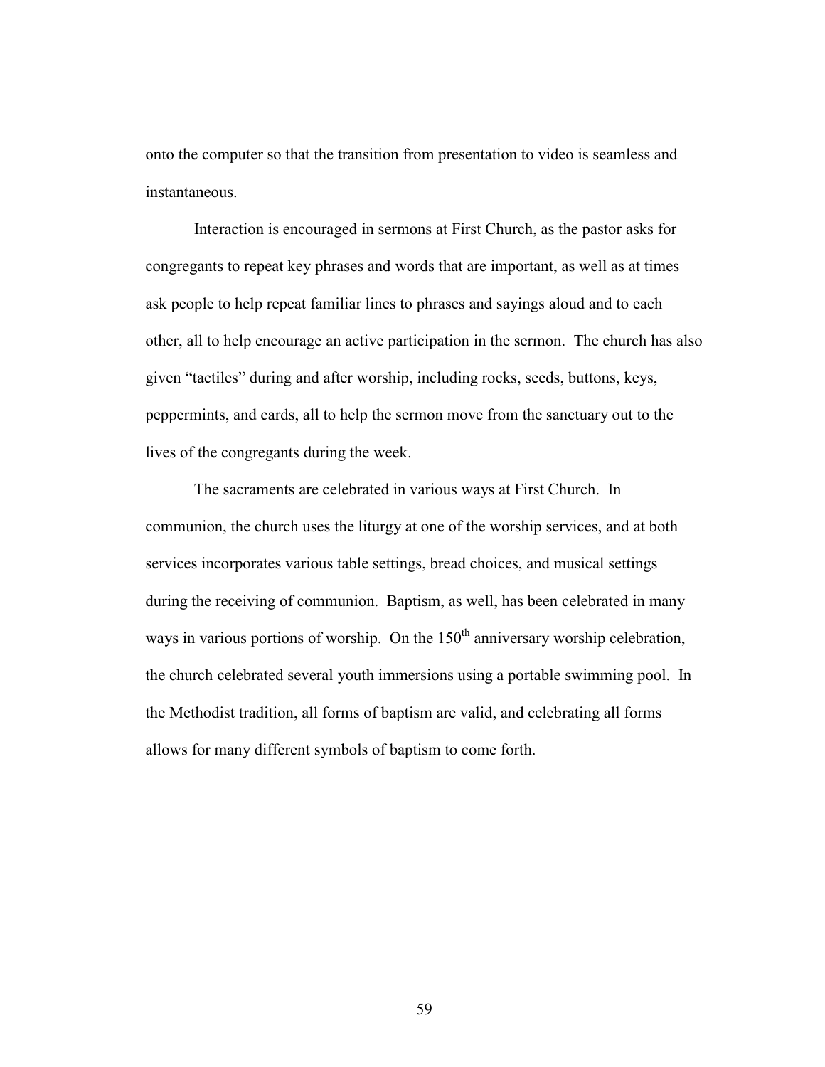onto the computer so that the transition from presentation to video is seamless and instantaneous.

Interaction is encouraged in sermons at First Church, as the pastor asks for congregants to repeat key phrases and words that are important, as well as at times ask people to help repeat familiar lines to phrases and sayings aloud and to each other, all to help encourage an active participation in the sermon. The church has also given "tactiles" during and after worship, including rocks, seeds, buttons, keys, peppermints, and cards, all to help the sermon move from the sanctuary out to the lives of the congregants during the week.

The sacraments are celebrated in various ways at First Church. In communion, the church uses the liturgy at one of the worship services, and at both services incorporates various table settings, bread choices, and musical settings during the receiving of communion. Baptism, as well, has been celebrated in many ways in various portions of worship. On the 150th anniversary worship celebration, the church celebrated several youth immersions using a portable swimming pool. In the Methodist tradition, all forms of baptism are valid, and celebrating all forms allows for many different symbols of baptism to come forth.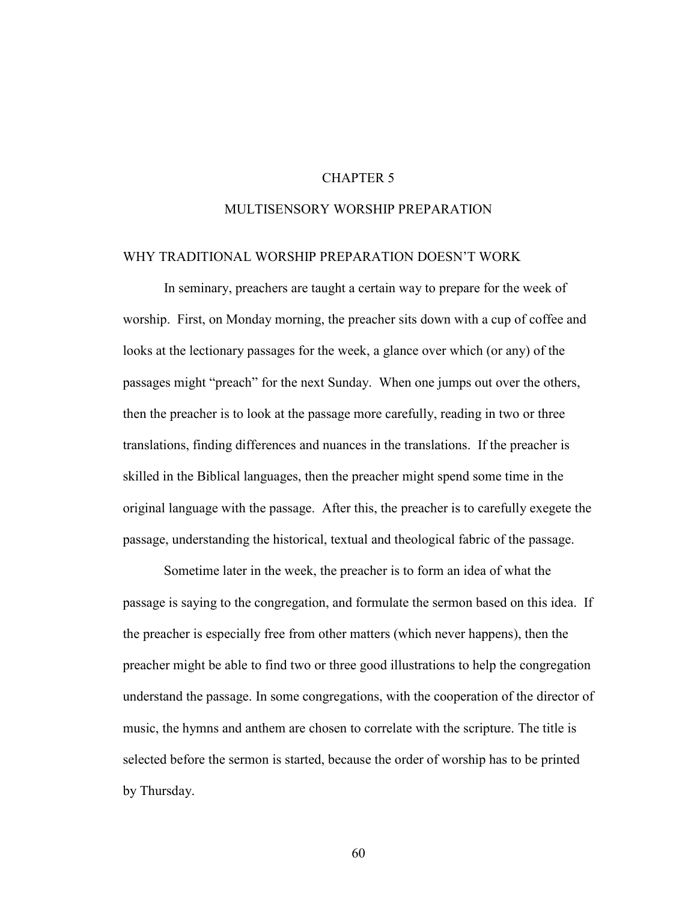# CHAPTER 5

# MULTISENSORY WORSHIP PREPARATION

## WHY TRADITIONAL WORSHIP PREPARATION DOESN'T WORK

In seminary, preachers are taught a certain way to prepare for the week of worship. First, on Monday morning, the preacher sits down with a cup of coffee and looks at the lectionary passages for the week, a glance over which (or any) of the passages might "preach" for the next Sunday. When one jumps out over the others, then the preacher is to look at the passage more carefully, reading in two or three translations, finding differences and nuances in the translations. If the preacher is skilled in the Biblical languages, then the preacher might spend some time in the original language with the passage. After this, the preacher is to carefully exegete the passage, understanding the historical, textual and theological fabric of the passage.

Sometime later in the week, the preacher is to form an idea of what the passage is saying to the congregation, and formulate the sermon based on this idea. If the preacher is especially free from other matters (which never happens), then the preacher might be able to find two or three good illustrations to help the congregation understand the passage. In some congregations, with the cooperation of the director of music, the hymns and anthem are chosen to correlate with the scripture. The title is selected before the sermon is started, because the order of worship has to be printed by Thursday.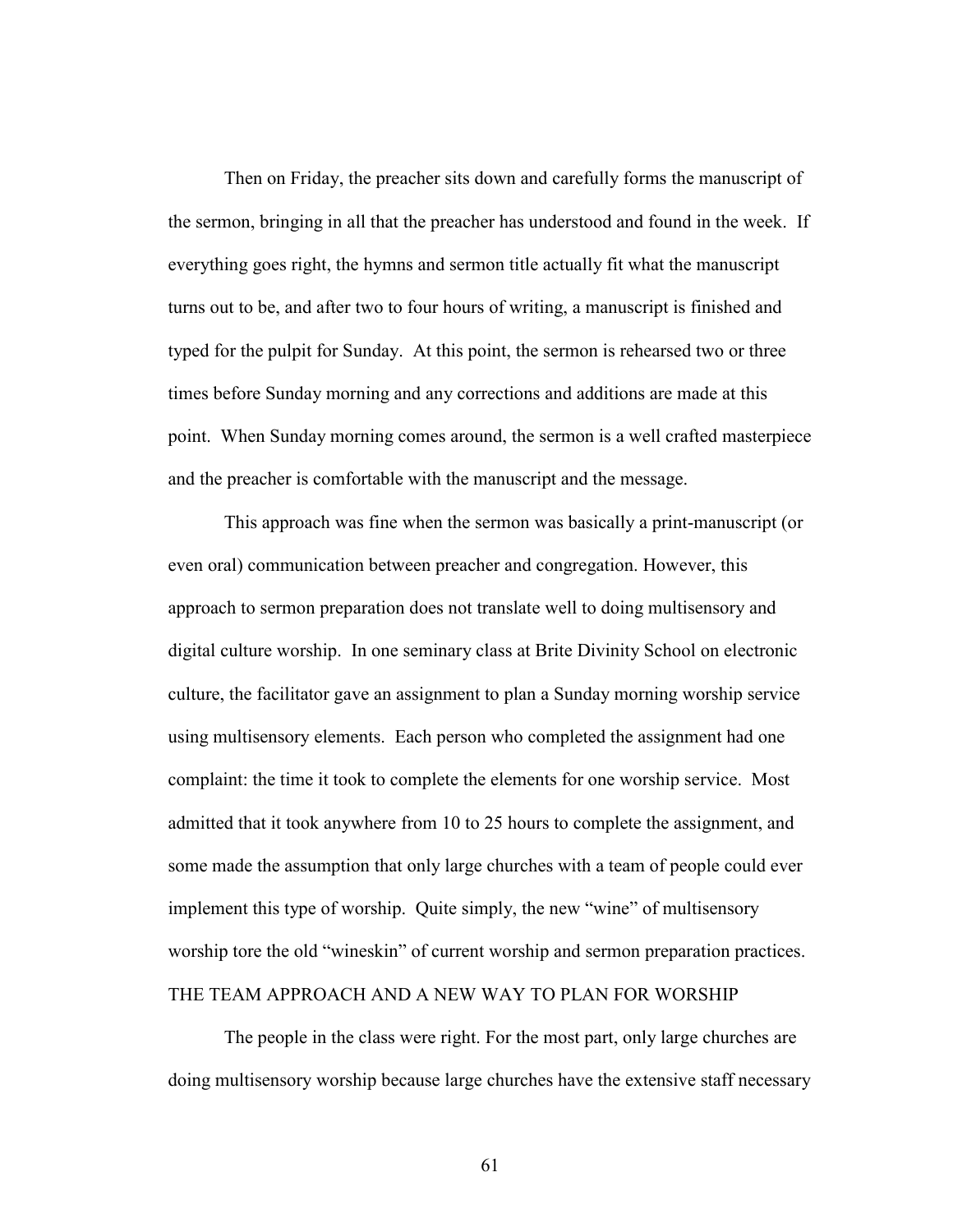Then on Friday, the preacher sits down and carefully forms the manuscript of the sermon, bringing in all that the preacher has understood and found in the week. If everything goes right, the hymns and sermon title actually fit what the manuscript turns out to be, and after two to four hours of writing, a manuscript is finished and typed for the pulpit for Sunday. At this point, the sermon is rehearsed two or three times before Sunday morning and any corrections and additions are made at this point. When Sunday morning comes around, the sermon is a well crafted masterpiece and the preacher is comfortable with the manuscript and the message.

This approach was fine when the sermon was basically a print-manuscript (or even oral) communication between preacher and congregation. However, this approach to sermon preparation does not translate well to doing multisensory and digital culture worship. In one seminary class at Brite Divinity School on electronic culture, the facilitator gave an assignment to plan a Sunday morning worship service using multisensory elements. Each person who completed the assignment had one complaint: the time it took to complete the elements for one worship service. Most admitted that it took anywhere from 10 to 25 hours to complete the assignment, and some made the assumption that only large churches with a team of people could ever implement this type of worship. Quite simply, the new "wine" of multisensory worship tore the old "wineskin" of current worship and sermon preparation practices.

## THE TEAM APPROACH AND A NEW WAY TO PLAN FOR WORSHIP

The people in the class were right. For the most part, only large churches are doing multisensory worship because large churches have the extensive staff necessary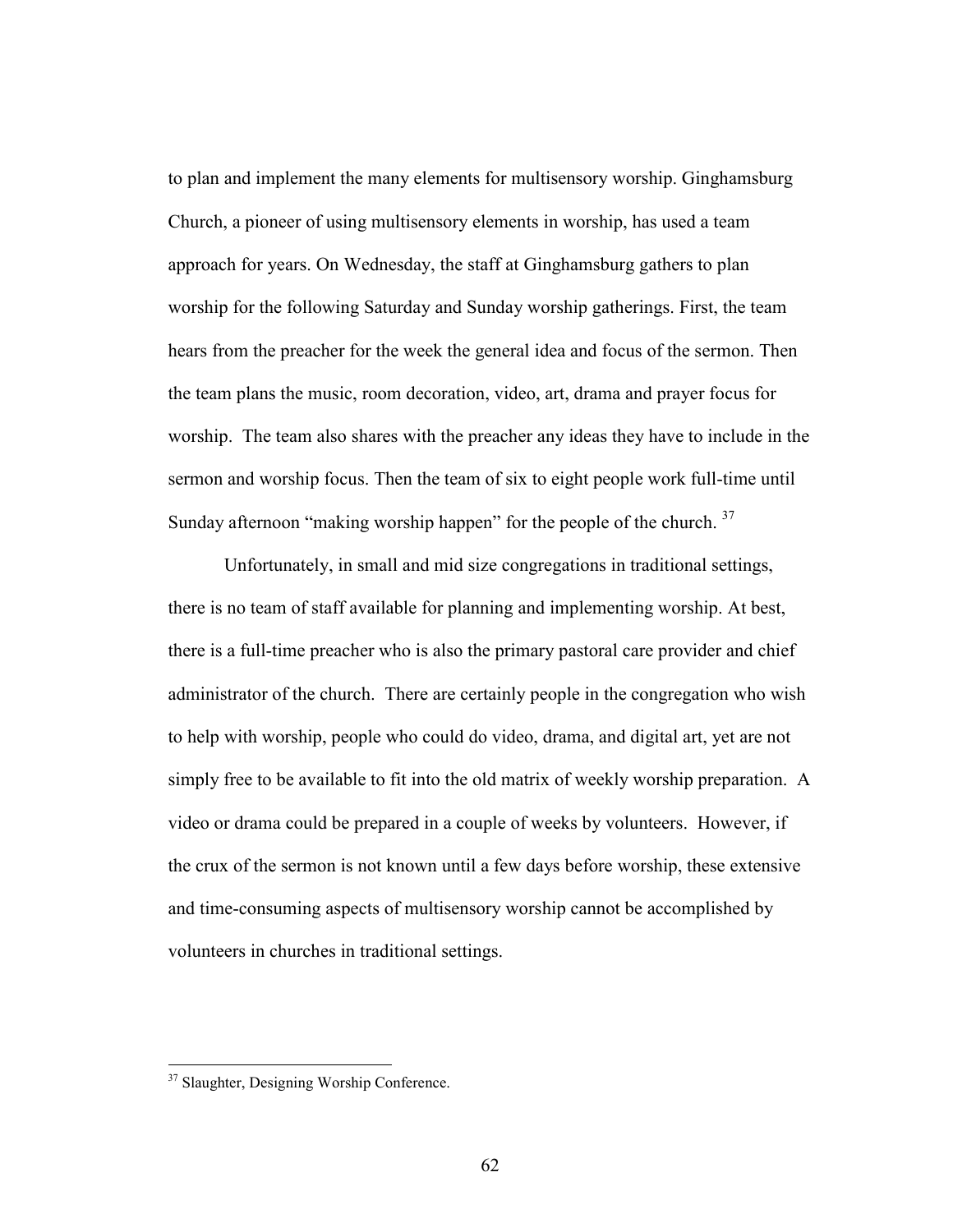to plan and implement the many elements for multisensory worship. Ginghamsburg Church, a pioneer of using multisensory elements in worship, has used a team approach for years. On Wednesday, the staff at Ginghamsburg gathers to plan worship for the following Saturday and Sunday worship gatherings. First, the team hears from the preacher for the week the general idea and focus of the sermon. Then the team plans the music, room decoration, video, art, drama and prayer focus for worship. The team also shares with the preacher any ideas they have to include in the sermon and worship focus. Then the team of six to eight people work full-time until Sunday afternoon "making worship happen" for the people of the church. [37]

Unfortunately, in small and mid size congregations in traditional settings, there is no team of staff available for planning and implementing worship. At best, there is a full-time preacher who is also the primary pastoral care provider and chief administrator of the church. There are certainly people in the congregation who wish to help with worship, people who could do video, drama, and digital art, yet are not simply free to be available to fit into the old matrix of weekly worship preparation. A video or drama could be prepared in a couple of weeks by volunteers. However, if the crux of the sermon is not known until a few days before worship, these extensive and time-consuming aspects of multisensory worship cannot be accomplished by volunteers in churches in traditional settings.

---

[37] Slaughter, Designing Worship Conference.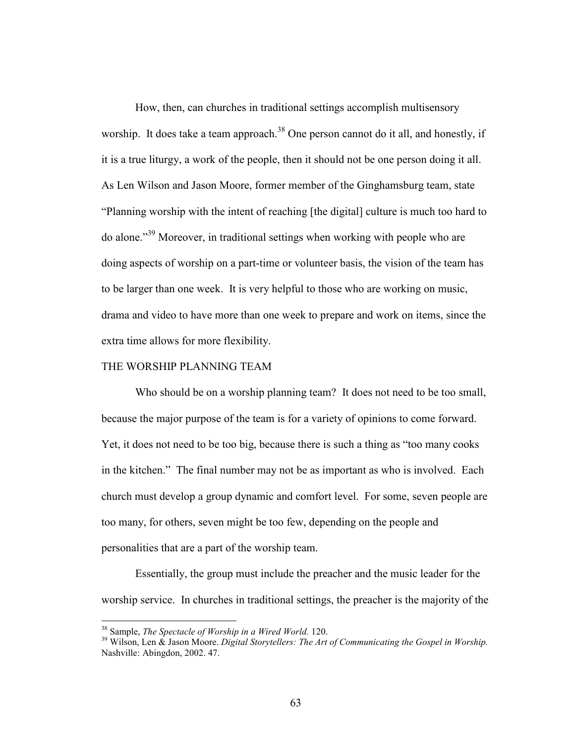How, then, can churches in traditional settings accomplish multisensory worship. It does take a team approach.[38] One person cannot do it all, and honestly, if it is a true liturgy, a work of the people, then it should not be one person doing it all. As Len Wilson and Jason Moore, former member of the Ginghamsburg team, state "Planning worship with the intent of reaching [the digital] culture is much too hard to do alone."[39] Moreover, in traditional settings when working with people who are doing aspects of worship on a part-time or volunteer basis, the vision of the team has to be larger than one week. It is very helpful to those who are working on music, drama and video to have more than one week to prepare and work on items, since the extra time allows for more flexibility.

## THE WORSHIP PLANNING TEAM

Who should be on a worship planning team? It does not need to be too small, because the major purpose of the team is for a variety of opinions to come forward. Yet, it does not need to be too big, because there is such a thing as "too many cooks in the kitchen." The final number may not be as important as who is involved. Each church must develop a group dynamic and comfort level. For some, seven people are too many, for others, seven might be too few, depending on the people and personalities that are a part of the worship team.

Essentially, the group must include the preacher and the music leader for the worship service. In churches in traditional settings, the preacher is the majority of the

---

[38] Sample, *The Spectacle of Worship in a Wired World.* 120.

[39] Wilson, Len & Jason Moore. *Digital Storytellers: The Art of Communicating the Gospel in Worship.* Nashville: Abingdon, 2002. 47.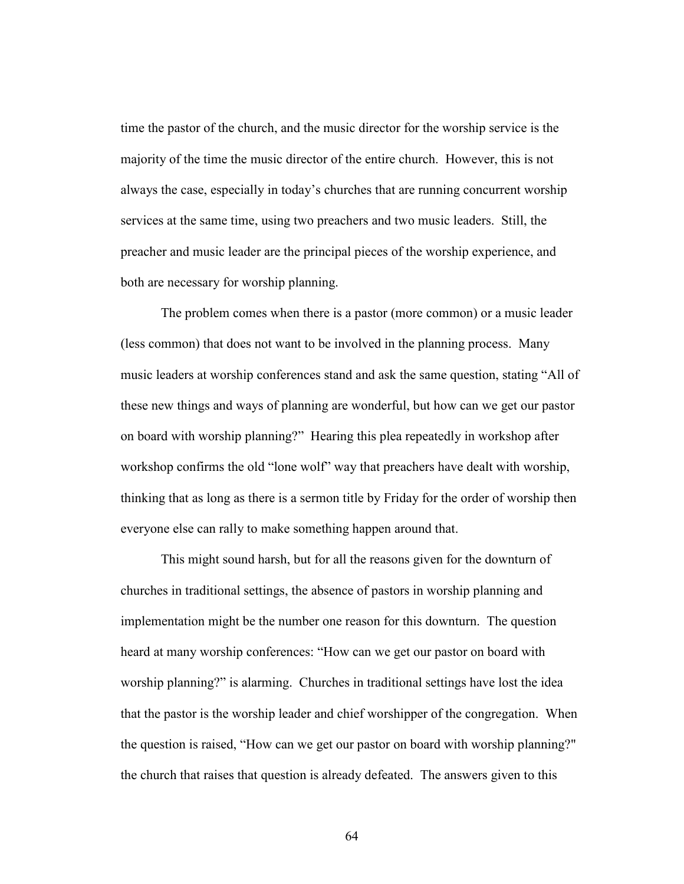time the pastor of the church, and the music director for the worship service is the majority of the time the music director of the entire church. However, this is not always the case, especially in today's churches that are running concurrent worship services at the same time, using two preachers and two music leaders. Still, the preacher and music leader are the principal pieces of the worship experience, and both are necessary for worship planning.

The problem comes when there is a pastor (more common) or a music leader (less common) that does not want to be involved in the planning process. Many music leaders at worship conferences stand and ask the same question, stating "All of these new things and ways of planning are wonderful, but how can we get our pastor on board with worship planning?" Hearing this plea repeatedly in workshop after workshop confirms the old "lone wolf" way that preachers have dealt with worship, thinking that as long as there is a sermon title by Friday for the order of worship then everyone else can rally to make something happen around that.

This might sound harsh, but for all the reasons given for the downturn of churches in traditional settings, the absence of pastors in worship planning and implementation might be the number one reason for this downturn. The question heard at many worship conferences: "How can we get our pastor on board with worship planning?" is alarming. Churches in traditional settings have lost the idea that the pastor is the worship leader and chief worshipper of the congregation. When the question is raised, "How can we get our pastor on board with worship planning?" the church that raises that question is already defeated. The answers given to this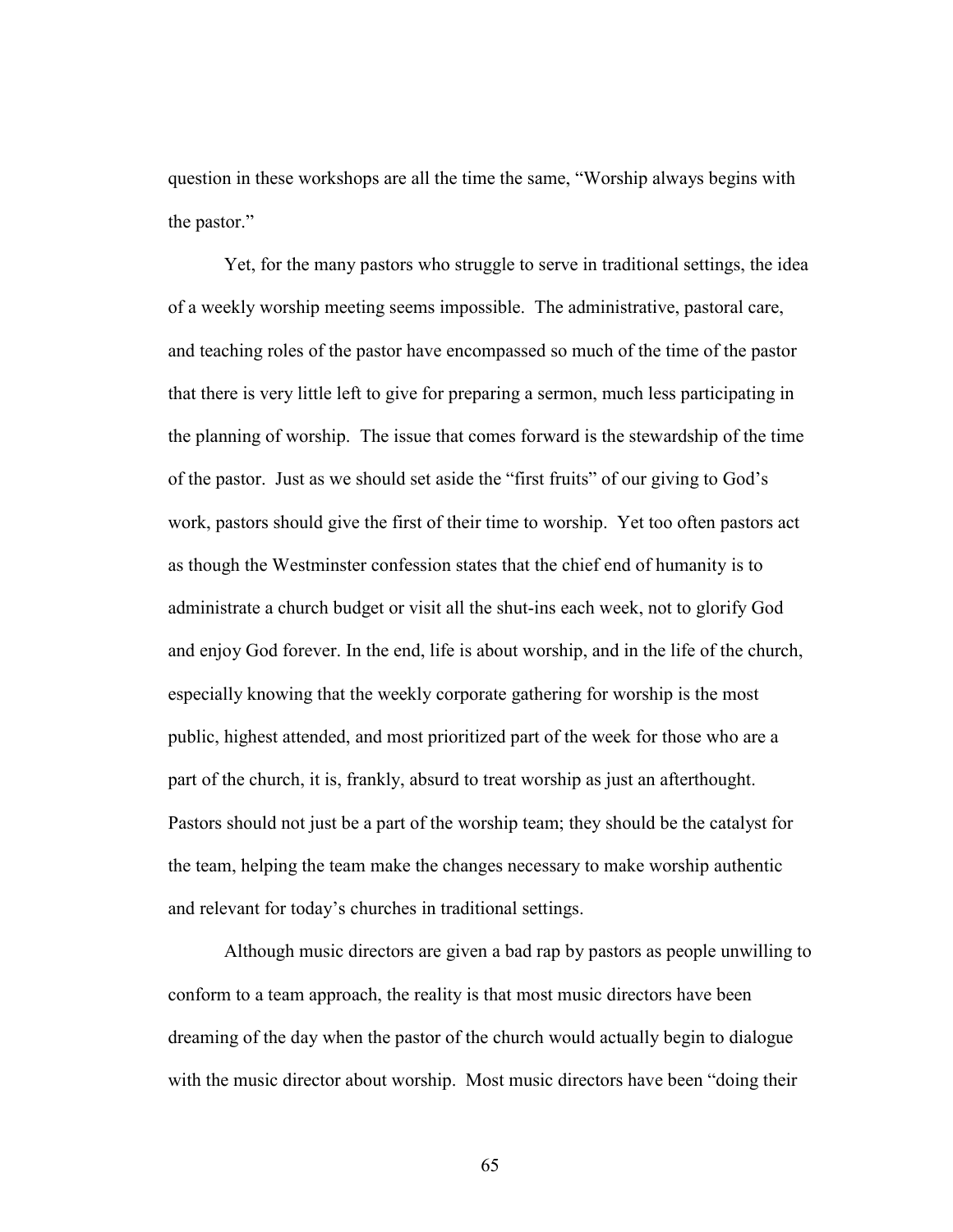question in these workshops are all the time the same, "Worship always begins with the pastor."

Yet, for the many pastors who struggle to serve in traditional settings, the idea of a weekly worship meeting seems impossible. The administrative, pastoral care, and teaching roles of the pastor have encompassed so much of the time of the pastor that there is very little left to give for preparing a sermon, much less participating in the planning of worship. The issue that comes forward is the stewardship of the time of the pastor. Just as we should set aside the "first fruits" of our giving to God's work, pastors should give the first of their time to worship. Yet too often pastors act as though the Westminster confession states that the chief end of humanity is to administrate a church budget or visit all the shut-ins each week, not to glorify God and enjoy God forever. In the end, life is about worship, and in the life of the church, especially knowing that the weekly corporate gathering for worship is the most public, highest attended, and most prioritized part of the week for those who are a part of the church, it is, frankly, absurd to treat worship as just an afterthought. Pastors should not just be a part of the worship team; they should be the catalyst for the team, helping the team make the changes necessary to make worship authentic and relevant for today's churches in traditional settings.

Although music directors are given a bad rap by pastors as people unwilling to conform to a team approach, the reality is that most music directors have been dreaming of the day when the pastor of the church would actually begin to dialogue with the music director about worship. Most music directors have been "doing their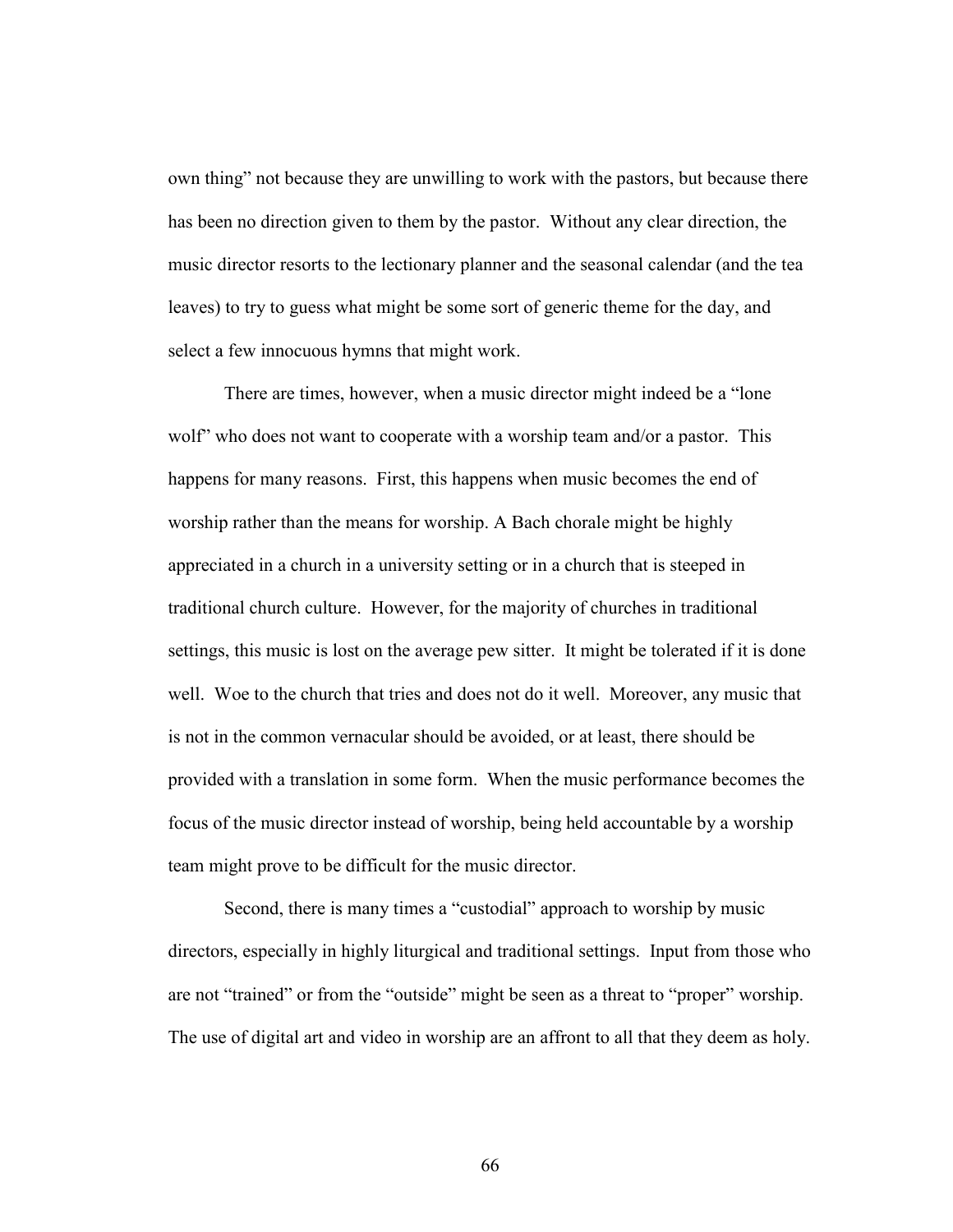own thing" not because they are unwilling to work with the pastors, but because there has been no direction given to them by the pastor. Without any clear direction, the music director resorts to the lectionary planner and the seasonal calendar (and the tea leaves) to try to guess what might be some sort of generic theme for the day, and select a few innocuous hymns that might work.

There are times, however, when a music director might indeed be a "lone wolf" who does not want to cooperate with a worship team and/or a pastor. This happens for many reasons. First, this happens when music becomes the end of worship rather than the means for worship. A Bach chorale might be highly appreciated in a church in a university setting or in a church that is steeped in traditional church culture. However, for the majority of churches in traditional settings, this music is lost on the average pew sitter. It might be tolerated if it is done well. Woe to the church that tries and does not do it well. Moreover, any music that is not in the common vernacular should be avoided, or at least, there should be provided with a translation in some form. When the music performance becomes the focus of the music director instead of worship, being held accountable by a worship team might prove to be difficult for the music director.

Second, there is many times a "custodial" approach to worship by music directors, especially in highly liturgical and traditional settings. Input from those who are not "trained" or from the "outside" might be seen as a threat to "proper" worship. The use of digital art and video in worship are an affront to all that they deem as holy.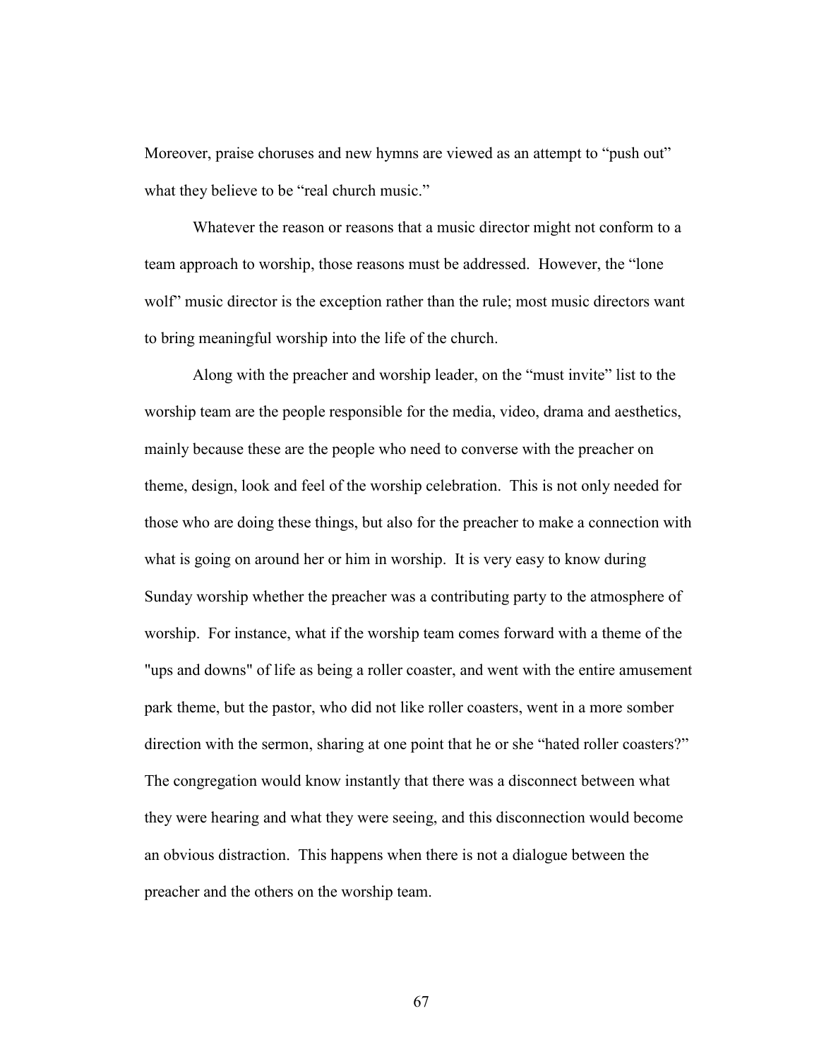Moreover, praise choruses and new hymns are viewed as an attempt to "push out" what they believe to be "real church music."

Whatever the reason or reasons that a music director might not conform to a team approach to worship, those reasons must be addressed. However, the "lone wolf" music director is the exception rather than the rule; most music directors want to bring meaningful worship into the life of the church.

Along with the preacher and worship leader, on the "must invite" list to the worship team are the people responsible for the media, video, drama and aesthetics, mainly because these are the people who need to converse with the preacher on theme, design, look and feel of the worship celebration. This is not only needed for those who are doing these things, but also for the preacher to make a connection with what is going on around her or him in worship. It is very easy to know during Sunday worship whether the preacher was a contributing party to the atmosphere of worship. For instance, what if the worship team comes forward with a theme of the "ups and downs" of life as being a roller coaster, and went with the entire amusement park theme, but the pastor, who did not like roller coasters, went in a more somber direction with the sermon, sharing at one point that he or she "hated roller coasters?" The congregation would know instantly that there was a disconnect between what they were hearing and what they were seeing, and this disconnection would become an obvious distraction. This happens when there is not a dialogue between the preacher and the others on the worship team.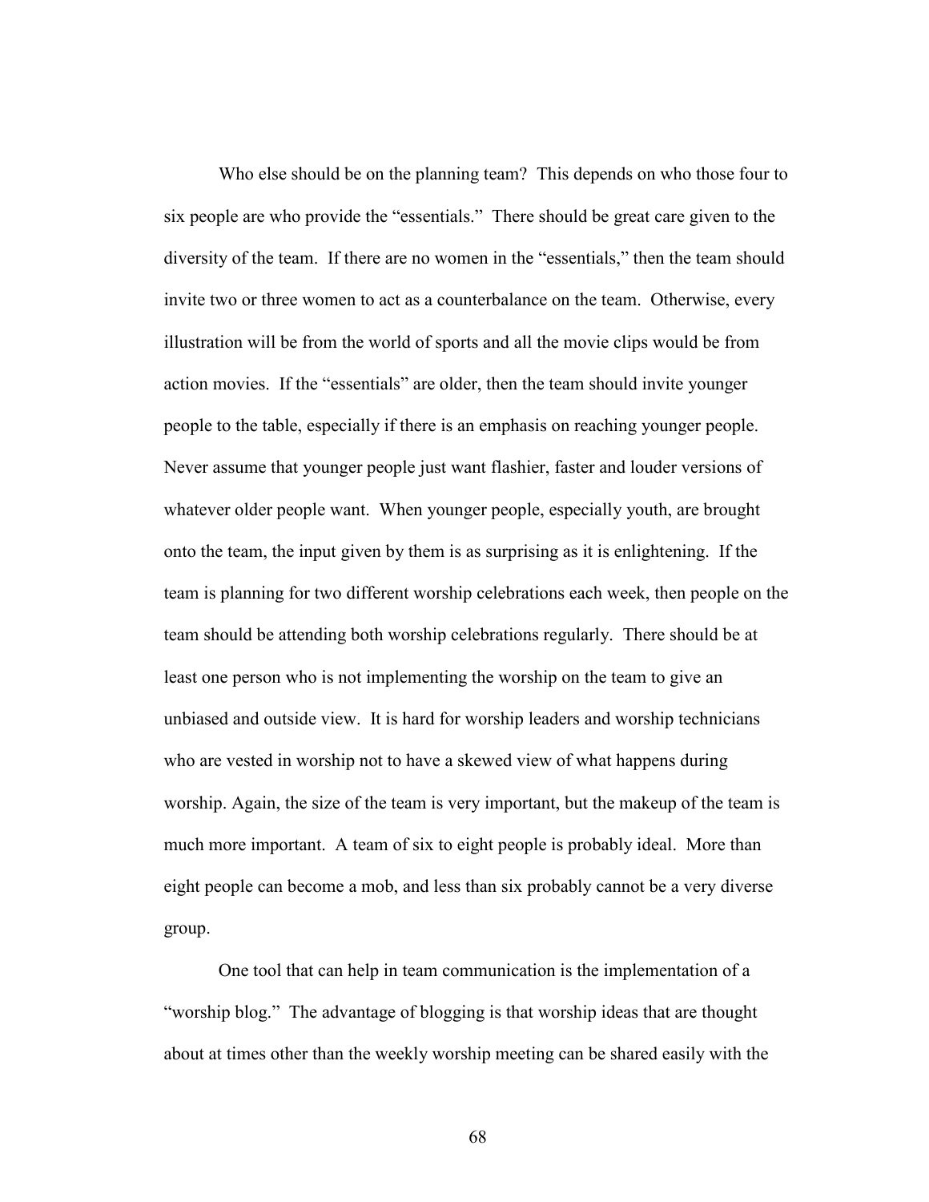Who else should be on the planning team? This depends on who those four to six people are who provide the "essentials." There should be great care given to the diversity of the team. If there are no women in the "essentials," then the team should invite two or three women to act as a counterbalance on the team. Otherwise, every illustration will be from the world of sports and all the movie clips would be from action movies. If the "essentials" are older, then the team should invite younger people to the table, especially if there is an emphasis on reaching younger people. Never assume that younger people just want flashier, faster and louder versions of whatever older people want. When younger people, especially youth, are brought onto the team, the input given by them is as surprising as it is enlightening. If the team is planning for two different worship celebrations each week, then people on the team should be attending both worship celebrations regularly. There should be at least one person who is not implementing the worship on the team to give an unbiased and outside view. It is hard for worship leaders and worship technicians who are vested in worship not to have a skewed view of what happens during worship. Again, the size of the team is very important, but the makeup of the team is much more important. A team of six to eight people is probably ideal. More than eight people can become a mob, and less than six probably cannot be a very diverse group.

One tool that can help in team communication is the implementation of a "worship blog." The advantage of blogging is that worship ideas that are thought about at times other than the weekly worship meeting can be shared easily with the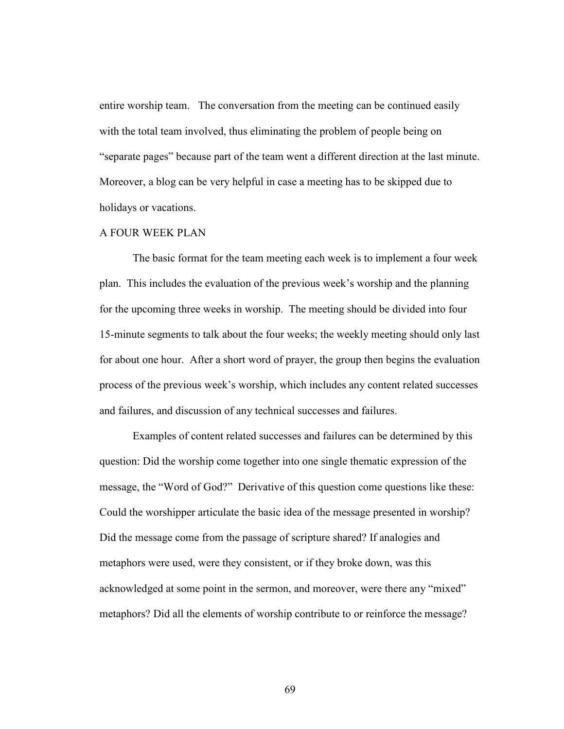entire worship team. The conversation from the meeting can be continued easily with the total team involved, thus eliminating the problem of people being on "separate pages" because part of the team went a different direction at the last minute. Moreover, a blog can be very helpful in case a meeting has to be skipped due to holidays or vacations.

## A FOUR WEEK PLAN

The basic format for the team meeting each week is to implement a four week plan. This includes the evaluation of the previous week's worship and the planning for the upcoming three weeks in worship. The meeting should be divided into four 15-minute segments to talk about the four weeks; the weekly meeting should only last for about one hour. After a short word of prayer, the group then begins the evaluation process of the previous week's worship, which includes any content related successes and failures, and discussion of any technical successes and failures.

Examples of content related successes and failures can be determined by this question: Did the worship come together into one single thematic expression of the message, the "Word of God?" Derivative of this question come questions like these: Could the worshipper articulate the basic idea of the message presented in worship? Did the message come from the passage of scripture shared? If analogies and metaphors were used, were they consistent, or if they broke down, was this acknowledged at some point in the sermon, and moreover, were there any "mixed" metaphors? Did all the elements of worship contribute to or reinforce the message?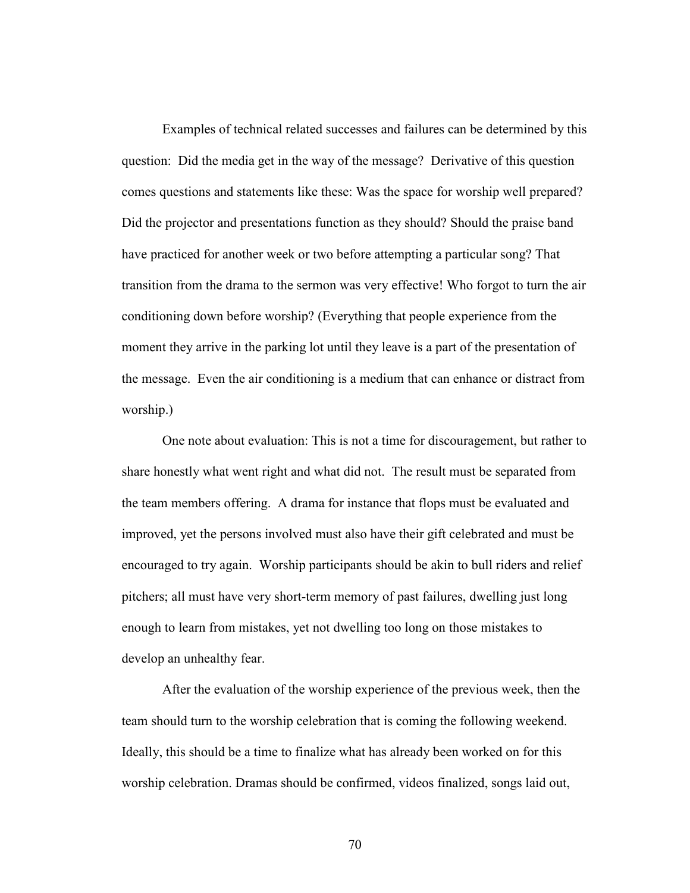Examples of technical related successes and failures can be determined by this question: Did the media get in the way of the message? Derivative of this question comes questions and statements like these: Was the space for worship well prepared? Did the projector and presentations function as they should? Should the praise band have practiced for another week or two before attempting a particular song? That transition from the drama to the sermon was very effective! Who forgot to turn the air conditioning down before worship? (Everything that people experience from the moment they arrive in the parking lot until they leave is a part of the presentation of the message. Even the air conditioning is a medium that can enhance or distract from worship.)

One note about evaluation: This is not a time for discouragement, but rather to share honestly what went right and what did not. The result must be separated from the team members offering. A drama for instance that flops must be evaluated and improved, yet the persons involved must also have their gift celebrated and must be encouraged to try again. Worship participants should be akin to bull riders and relief pitchers; all must have very short-term memory of past failures, dwelling just long enough to learn from mistakes, yet not dwelling too long on those mistakes to develop an unhealthy fear.

After the evaluation of the worship experience of the previous week, then the team should turn to the worship celebration that is coming the following weekend. Ideally, this should be a time to finalize what has already been worked on for this worship celebration. Dramas should be confirmed, videos finalized, songs laid out,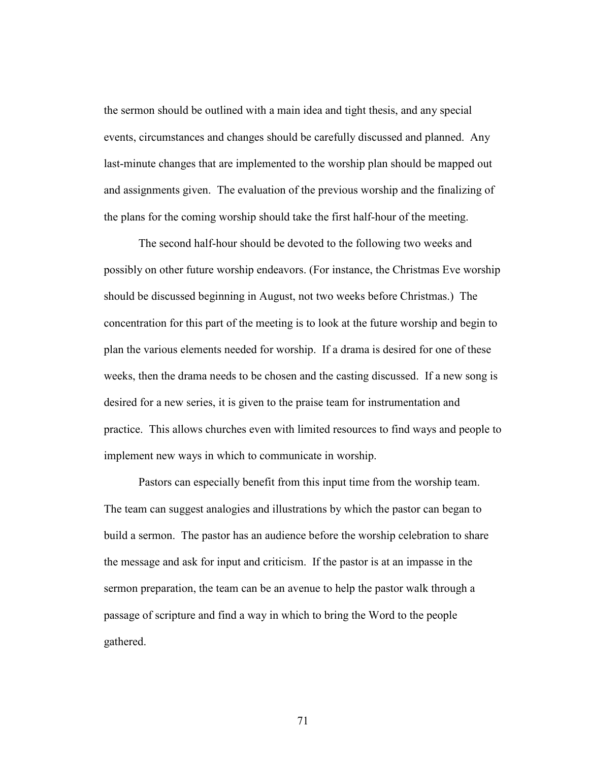the sermon should be outlined with a main idea and tight thesis, and any special events, circumstances and changes should be carefully discussed and planned. Any last-minute changes that are implemented to the worship plan should be mapped out and assignments given. The evaluation of the previous worship and the finalizing of the plans for the coming worship should take the first half-hour of the meeting.

The second half-hour should be devoted to the following two weeks and possibly on other future worship endeavors. (For instance, the Christmas Eve worship should be discussed beginning in August, not two weeks before Christmas.) The concentration for this part of the meeting is to look at the future worship and begin to plan the various elements needed for worship. If a drama is desired for one of these weeks, then the drama needs to be chosen and the casting discussed. If a new song is desired for a new series, it is given to the praise team for instrumentation and practice. This allows churches even with limited resources to find ways and people to implement new ways in which to communicate in worship.

Pastors can especially benefit from this input time from the worship team. The team can suggest analogies and illustrations by which the pastor can began to build a sermon. The pastor has an audience before the worship celebration to share the message and ask for input and criticism. If the pastor is at an impasse in the sermon preparation, the team can be an avenue to help the pastor walk through a passage of scripture and find a way in which to bring the Word to the people gathered.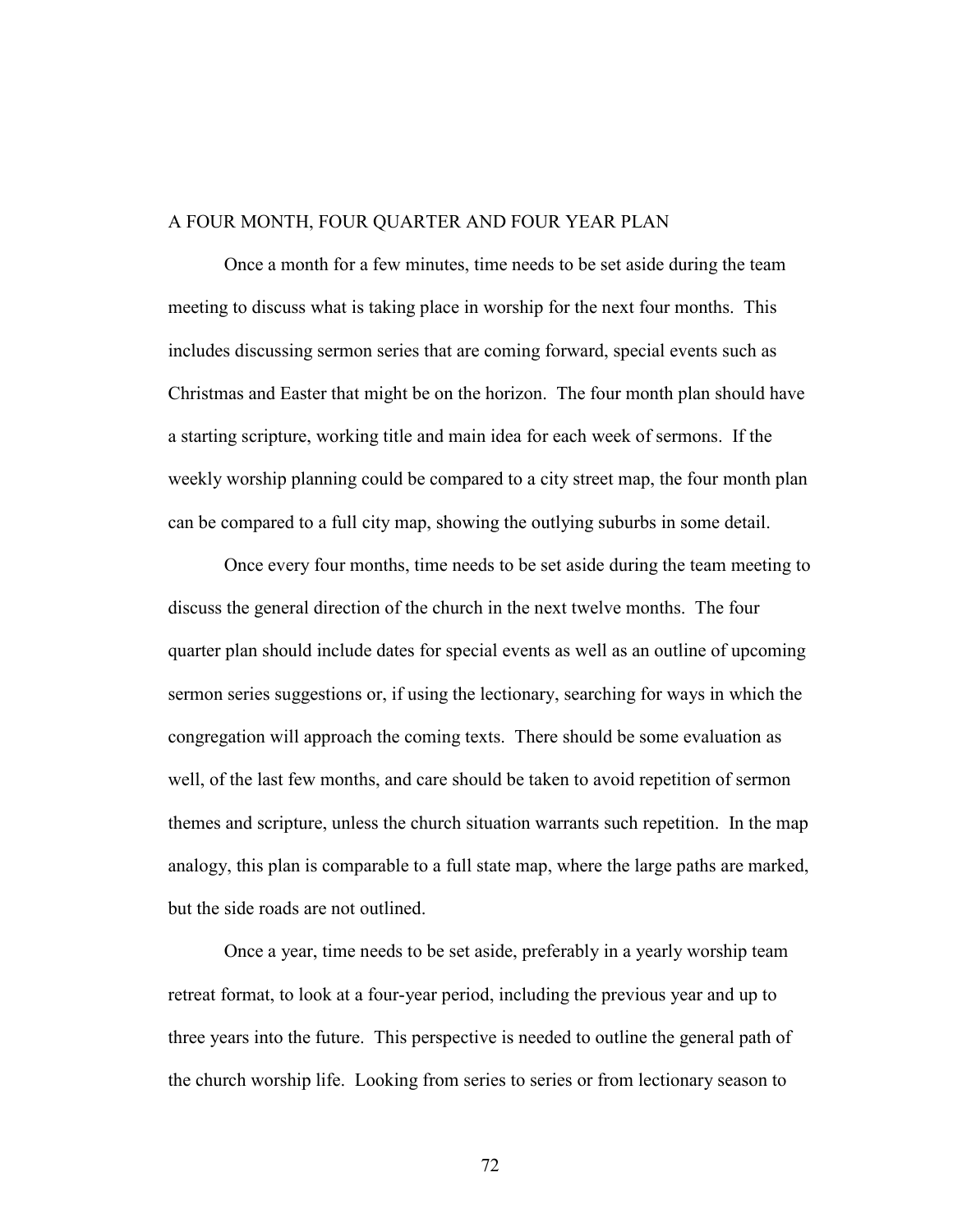## A FOUR MONTH, FOUR QUARTER AND FOUR YEAR PLAN

Once a month for a few minutes, time needs to be set aside during the team meeting to discuss what is taking place in worship for the next four months. This includes discussing sermon series that are coming forward, special events such as Christmas and Easter that might be on the horizon. The four month plan should have a starting scripture, working title and main idea for each week of sermons. If the weekly worship planning could be compared to a city street map, the four month plan can be compared to a full city map, showing the outlying suburbs in some detail.

Once every four months, time needs to be set aside during the team meeting to discuss the general direction of the church in the next twelve months. The four quarter plan should include dates for special events as well as an outline of upcoming sermon series suggestions or, if using the lectionary, searching for ways in which the congregation will approach the coming texts. There should be some evaluation as well, of the last few months, and care should be taken to avoid repetition of sermon themes and scripture, unless the church situation warrants such repetition. In the map analogy, this plan is comparable to a full state map, where the large paths are marked, but the side roads are not outlined.

Once a year, time needs to be set aside, preferably in a yearly worship team retreat format, to look at a four-year period, including the previous year and up to three years into the future. This perspective is needed to outline the general path of the church worship life. Looking from series to series or from lectionary season to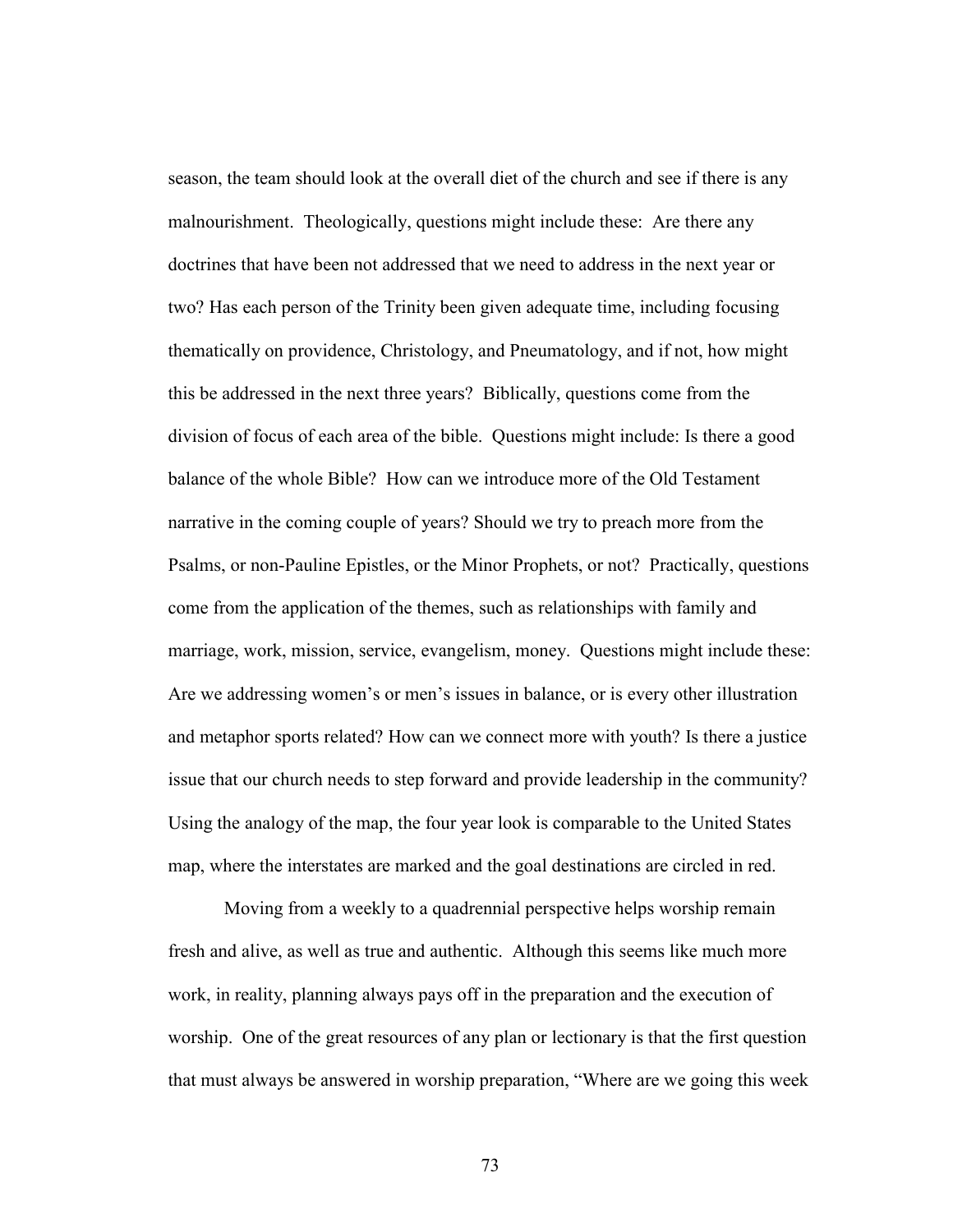season, the team should look at the overall diet of the church and see if there is any malnourishment. Theologically, questions might include these: Are there any doctrines that have been not addressed that we need to address in the next year or two? Has each person of the Trinity been given adequate time, including focusing thematically on providence, Christology, and Pneumatology, and if not, how might this be addressed in the next three years? Biblically, questions come from the division of focus of each area of the bible. Questions might include: Is there a good balance of the whole Bible? How can we introduce more of the Old Testament narrative in the coming couple of years? Should we try to preach more from the Psalms, or non-Pauline Epistles, or the Minor Prophets, or not? Practically, questions come from the application of the themes, such as relationships with family and marriage, work, mission, service, evangelism, money. Questions might include these: Are we addressing women's or men's issues in balance, or is every other illustration and metaphor sports related? How can we connect more with youth? Is there a justice issue that our church needs to step forward and provide leadership in the community? Using the analogy of the map, the four year look is comparable to the United States map, where the interstates are marked and the goal destinations are circled in red.

Moving from a weekly to a quadrennial perspective helps worship remain fresh and alive, as well as true and authentic. Although this seems like much more work, in reality, planning always pays off in the preparation and the execution of worship. One of the great resources of any plan or lectionary is that the first question that must always be answered in worship preparation, "Where are we going this week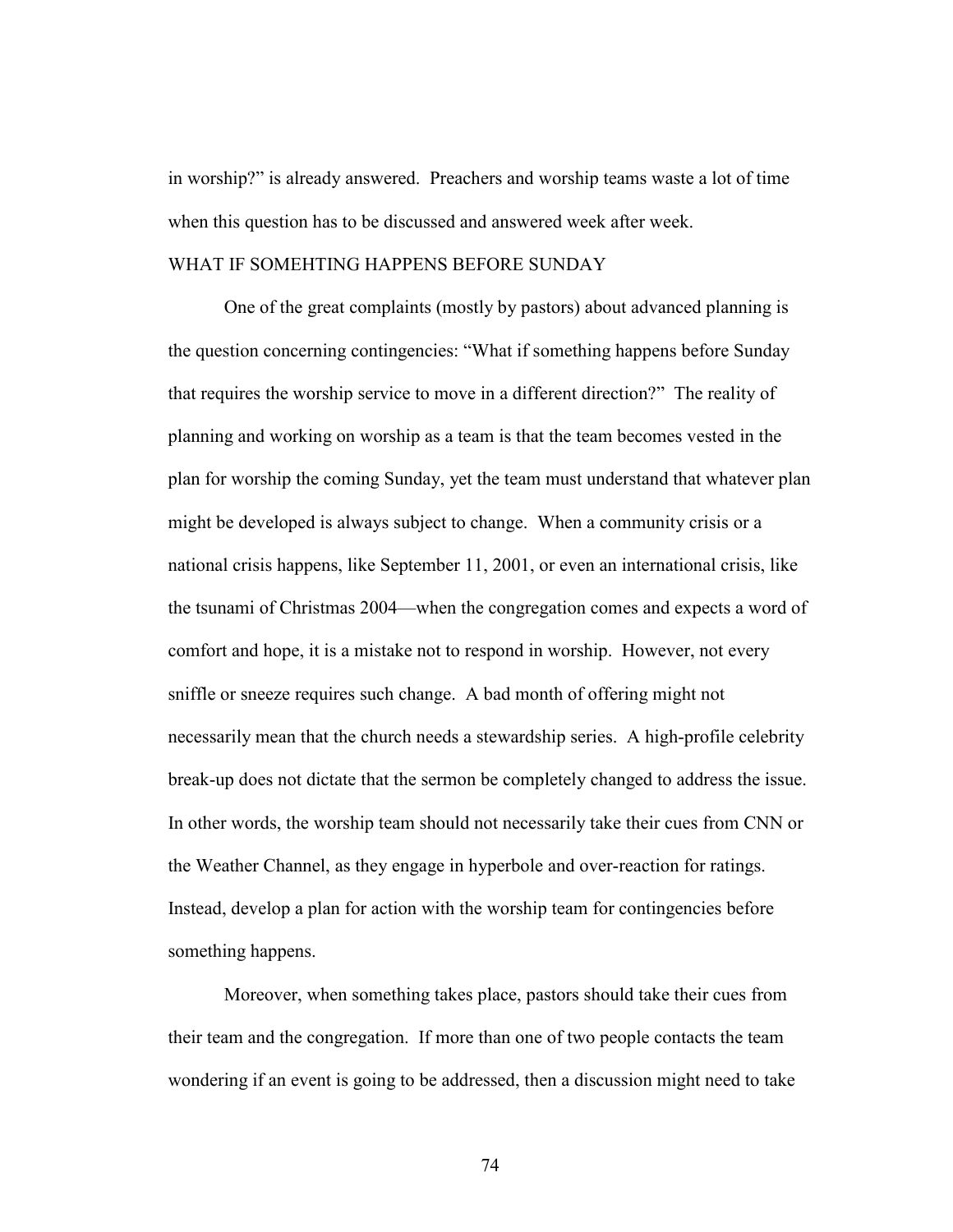in worship?" is already answered. Preachers and worship teams waste a lot of time when this question has to be discussed and answered week after week.

## WHAT IF SOMEHTING HAPPENS BEFORE SUNDAY

One of the great complaints (mostly by pastors) about advanced planning is the question concerning contingencies: "What if something happens before Sunday that requires the worship service to move in a different direction?" The reality of planning and working on worship as a team is that the team becomes vested in the plan for worship the coming Sunday, yet the team must understand that whatever plan might be developed is always subject to change. When a community crisis or a national crisis happens, like September 11, 2001, or even an international crisis, like the tsunami of Christmas 2004—when the congregation comes and expects a word of comfort and hope, it is a mistake not to respond in worship. However, not every sniffle or sneeze requires such change. A bad month of offering might not necessarily mean that the church needs a stewardship series. A high-profile celebrity break-up does not dictate that the sermon be completely changed to address the issue. In other words, the worship team should not necessarily take their cues from CNN or the Weather Channel, as they engage in hyperbole and over-reaction for ratings. Instead, develop a plan for action with the worship team for contingencies before something happens.

Moreover, when something takes place, pastors should take their cues from their team and the congregation. If more than one of two people contacts the team wondering if an event is going to be addressed, then a discussion might need to take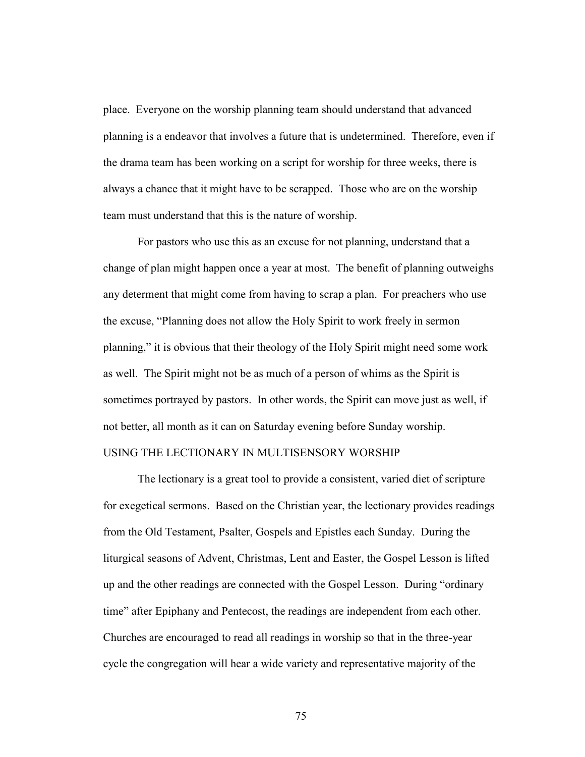place. Everyone on the worship planning team should understand that advanced planning is a endeavor that involves a future that is undetermined. Therefore, even if the drama team has been working on a script for worship for three weeks, there is always a chance that it might have to be scrapped. Those who are on the worship team must understand that this is the nature of worship.

For pastors who use this as an excuse for not planning, understand that a change of plan might happen once a year at most. The benefit of planning outweighs any determent that might come from having to scrap a plan. For preachers who use the excuse, "Planning does not allow the Holy Spirit to work freely in sermon planning," it is obvious that their theology of the Holy Spirit might need some work as well. The Spirit might not be as much of a person of whims as the Spirit is sometimes portrayed by pastors. In other words, the Spirit can move just as well, if not better, all month as it can on Saturday evening before Sunday worship.

## USING THE LECTIONARY IN MULTISENSORY WORSHIP

The lectionary is a great tool to provide a consistent, varied diet of scripture for exegetical sermons. Based on the Christian year, the lectionary provides readings from the Old Testament, Psalter, Gospels and Epistles each Sunday. During the liturgical seasons of Advent, Christmas, Lent and Easter, the Gospel Lesson is lifted up and the other readings are connected with the Gospel Lesson. During "ordinary time" after Epiphany and Pentecost, the readings are independent from each other. Churches are encouraged to read all readings in worship so that in the three-year cycle the congregation will hear a wide variety and representative majority of the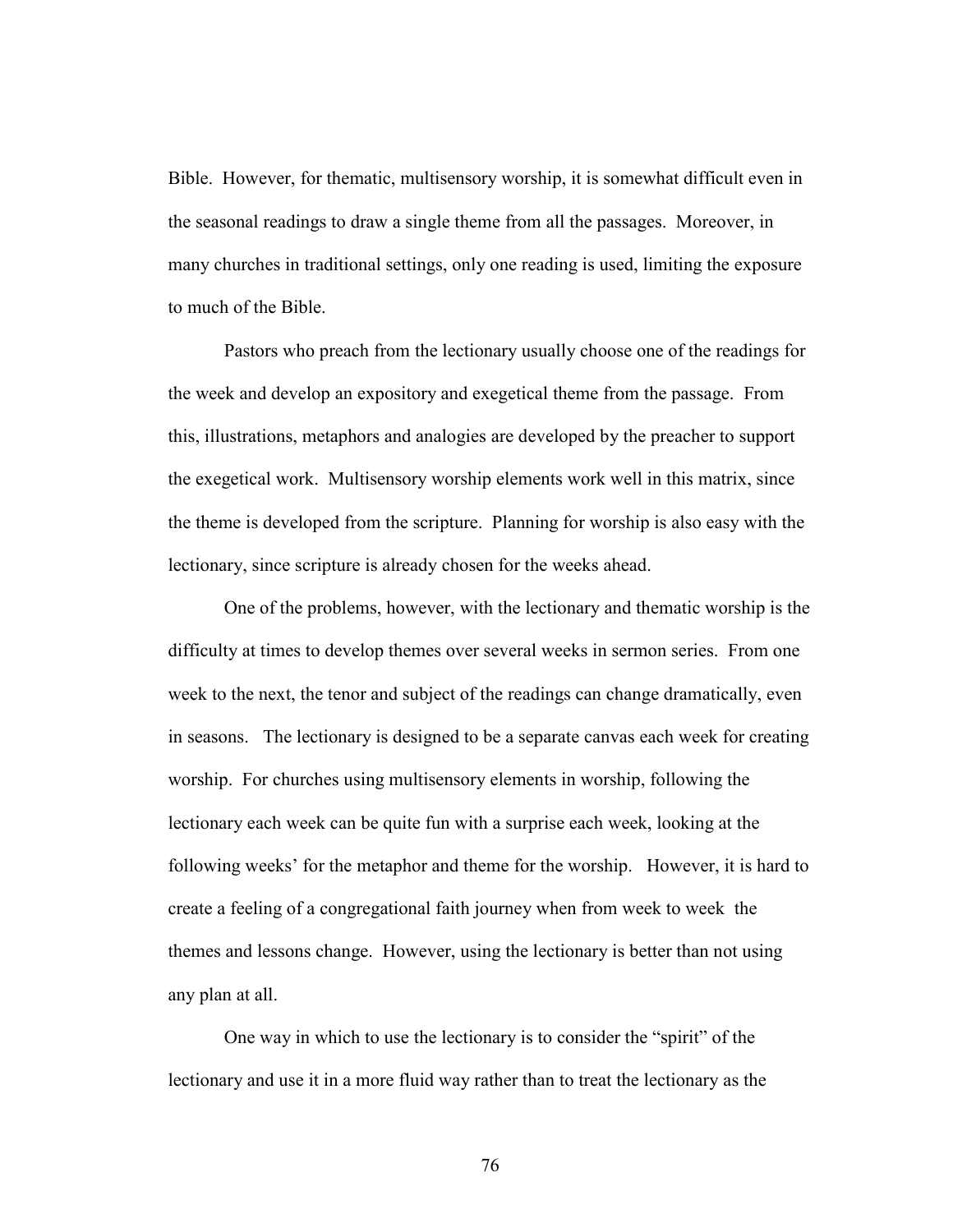Bible. However, for thematic, multisensory worship, it is somewhat difficult even in the seasonal readings to draw a single theme from all the passages. Moreover, in many churches in traditional settings, only one reading is used, limiting the exposure to much of the Bible.

Pastors who preach from the lectionary usually choose one of the readings for the week and develop an expository and exegetical theme from the passage. From this, illustrations, metaphors and analogies are developed by the preacher to support the exegetical work. Multisensory worship elements work well in this matrix, since the theme is developed from the scripture. Planning for worship is also easy with the lectionary, since scripture is already chosen for the weeks ahead.

One of the problems, however, with the lectionary and thematic worship is the difficulty at times to develop themes over several weeks in sermon series. From one week to the next, the tenor and subject of the readings can change dramatically, even in seasons. The lectionary is designed to be a separate canvas each week for creating worship. For churches using multisensory elements in worship, following the lectionary each week can be quite fun with a surprise each week, looking at the following weeks' for the metaphor and theme for the worship. However, it is hard to create a feeling of a congregational faith journey when from week to week the themes and lessons change. However, using the lectionary is better than not using any plan at all.

One way in which to use the lectionary is to consider the "spirit" of the lectionary and use it in a more fluid way rather than to treat the lectionary as the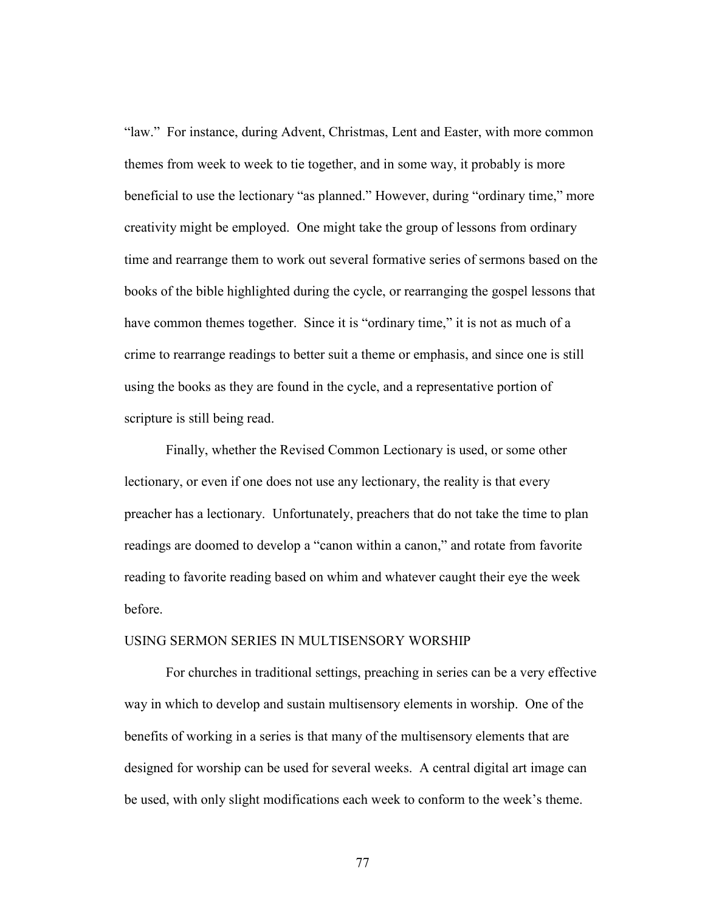"law." For instance, during Advent, Christmas, Lent and Easter, with more common themes from week to week to tie together, and in some way, it probably is more beneficial to use the lectionary "as planned." However, during "ordinary time," more creativity might be employed. One might take the group of lessons from ordinary time and rearrange them to work out several formative series of sermons based on the books of the bible highlighted during the cycle, or rearranging the gospel lessons that have common themes together. Since it is "ordinary time," it is not as much of a crime to rearrange readings to better suit a theme or emphasis, and since one is still using the books as they are found in the cycle, and a representative portion of scripture is still being read.

Finally, whether the Revised Common Lectionary is used, or some other lectionary, or even if one does not use any lectionary, the reality is that every preacher has a lectionary. Unfortunately, preachers that do not take the time to plan readings are doomed to develop a "canon within a canon," and rotate from favorite reading to favorite reading based on whim and whatever caught their eye the week before.

## USING SERMON SERIES IN MULTISENSORY WORSHIP

For churches in traditional settings, preaching in series can be a very effective way in which to develop and sustain multisensory elements in worship. One of the benefits of working in a series is that many of the multisensory elements that are designed for worship can be used for several weeks. A central digital art image can be used, with only slight modifications each week to conform to the week's theme.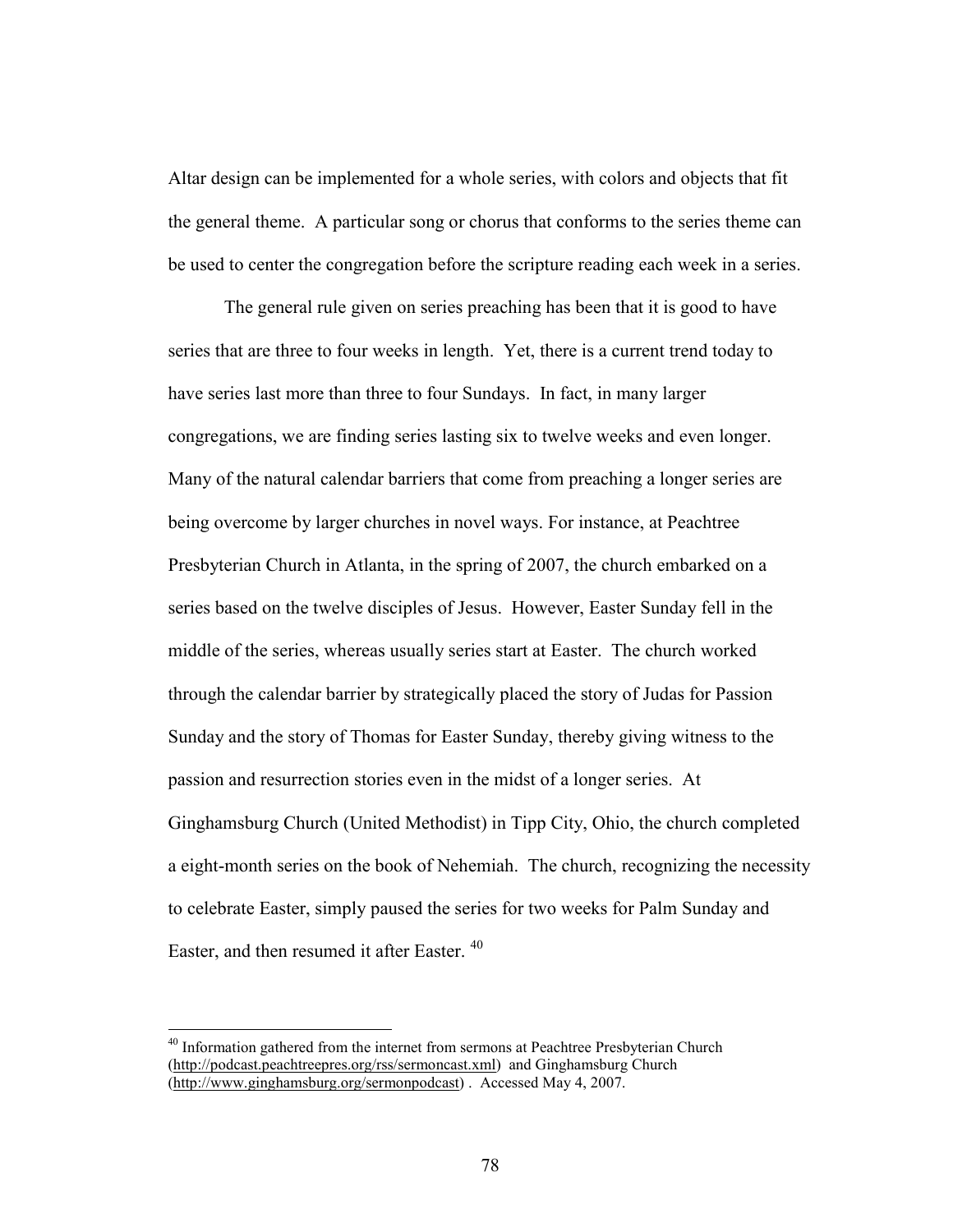Altar design can be implemented for a whole series, with colors and objects that fit the general theme. A particular song or chorus that conforms to the series theme can be used to center the congregation before the scripture reading each week in a series.

The general rule given on series preaching has been that it is good to have series that are three to four weeks in length. Yet, there is a current trend today to have series last more than three to four Sundays. In fact, in many larger congregations, we are finding series lasting six to twelve weeks and even longer. Many of the natural calendar barriers that come from preaching a longer series are being overcome by larger churches in novel ways. For instance, at Peachtree Presbyterian Church in Atlanta, in the spring of 2007, the church embarked on a series based on the twelve disciples of Jesus. However, Easter Sunday fell in the middle of the series, whereas usually series start at Easter. The church worked through the calendar barrier by strategically placed the story of Judas for Passion Sunday and the story of Thomas for Easter Sunday, thereby giving witness to the passion and resurrection stories even in the midst of a longer series. At Ginghamsburg Church (United Methodist) in Tipp City, Ohio, the church completed a eight-month series on the book of Nehemiah. The church, recognizing the necessity to celebrate Easter, simply paused the series for two weeks for Palm Sunday and Easter, and then resumed it after Easter. [40]

---

[40] Information gathered from the internet from sermons at Peachtree Presbyterian Church (http://podcast.peachtreepres.org/rss/sermoncast.xml) and Ginghamsburg Church (http://www.ginghamsburg.org/sermonpodcast) . Accessed May 4, 2007.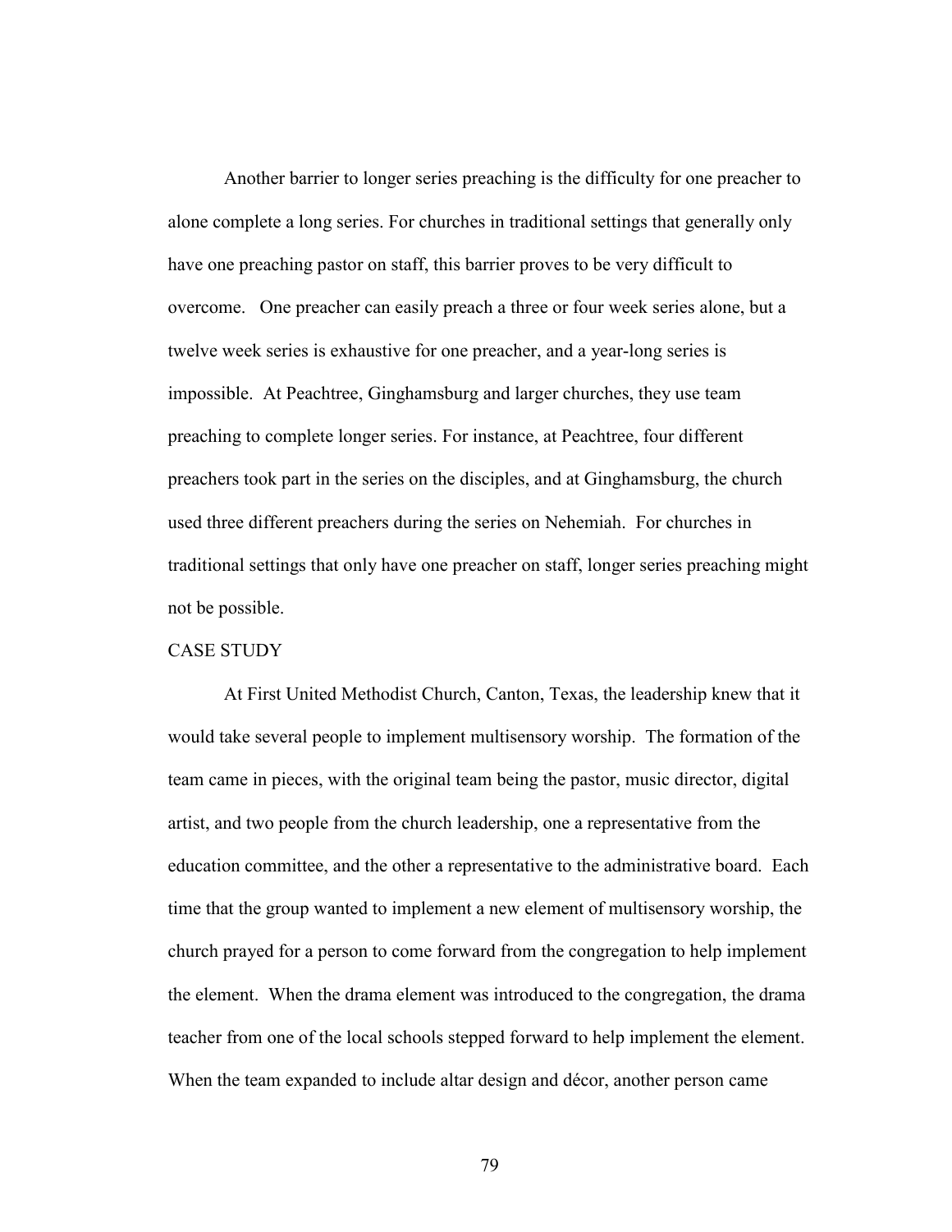Another barrier to longer series preaching is the difficulty for one preacher to alone complete a long series. For churches in traditional settings that generally only have one preaching pastor on staff, this barrier proves to be very difficult to overcome. One preacher can easily preach a three or four week series alone, but a twelve week series is exhaustive for one preacher, and a year-long series is impossible. At Peachtree, Ginghamsburg and larger churches, they use team preaching to complete longer series. For instance, at Peachtree, four different preachers took part in the series on the disciples, and at Ginghamsburg, the church used three different preachers during the series on Nehemiah. For churches in traditional settings that only have one preacher on staff, longer series preaching might not be possible.

## CASE STUDY

At First United Methodist Church, Canton, Texas, the leadership knew that it would take several people to implement multisensory worship. The formation of the team came in pieces, with the original team being the pastor, music director, digital artist, and two people from the church leadership, one a representative from the education committee, and the other a representative to the administrative board. Each time that the group wanted to implement a new element of multisensory worship, the church prayed for a person to come forward from the congregation to help implement the element. When the drama element was introduced to the congregation, the drama teacher from one of the local schools stepped forward to help implement the element. When the team expanded to include altar design and décor, another person came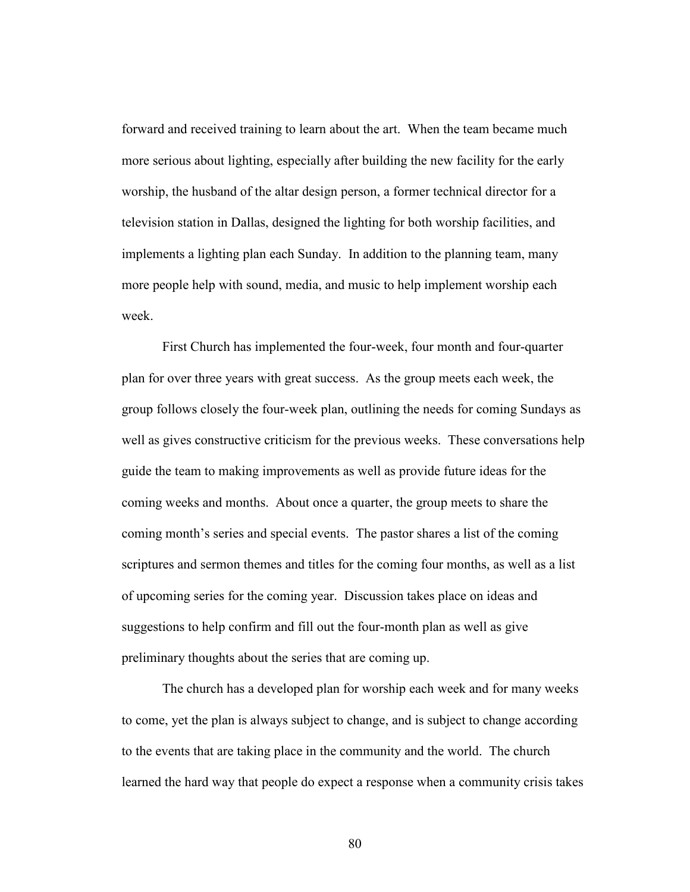forward and received training to learn about the art. When the team became much more serious about lighting, especially after building the new facility for the early worship, the husband of the altar design person, a former technical director for a television station in Dallas, designed the lighting for both worship facilities, and implements a lighting plan each Sunday. In addition to the planning team, many more people help with sound, media, and music to help implement worship each week.

First Church has implemented the four-week, four month and four-quarter plan for over three years with great success. As the group meets each week, the group follows closely the four-week plan, outlining the needs for coming Sundays as well as gives constructive criticism for the previous weeks. These conversations help guide the team to making improvements as well as provide future ideas for the coming weeks and months. About once a quarter, the group meets to share the coming month's series and special events. The pastor shares a list of the coming scriptures and sermon themes and titles for the coming four months, as well as a list of upcoming series for the coming year. Discussion takes place on ideas and suggestions to help confirm and fill out the four-month plan as well as give preliminary thoughts about the series that are coming up.

The church has a developed plan for worship each week and for many weeks to come, yet the plan is always subject to change, and is subject to change according to the events that are taking place in the community and the world. The church learned the hard way that people do expect a response when a community crisis takes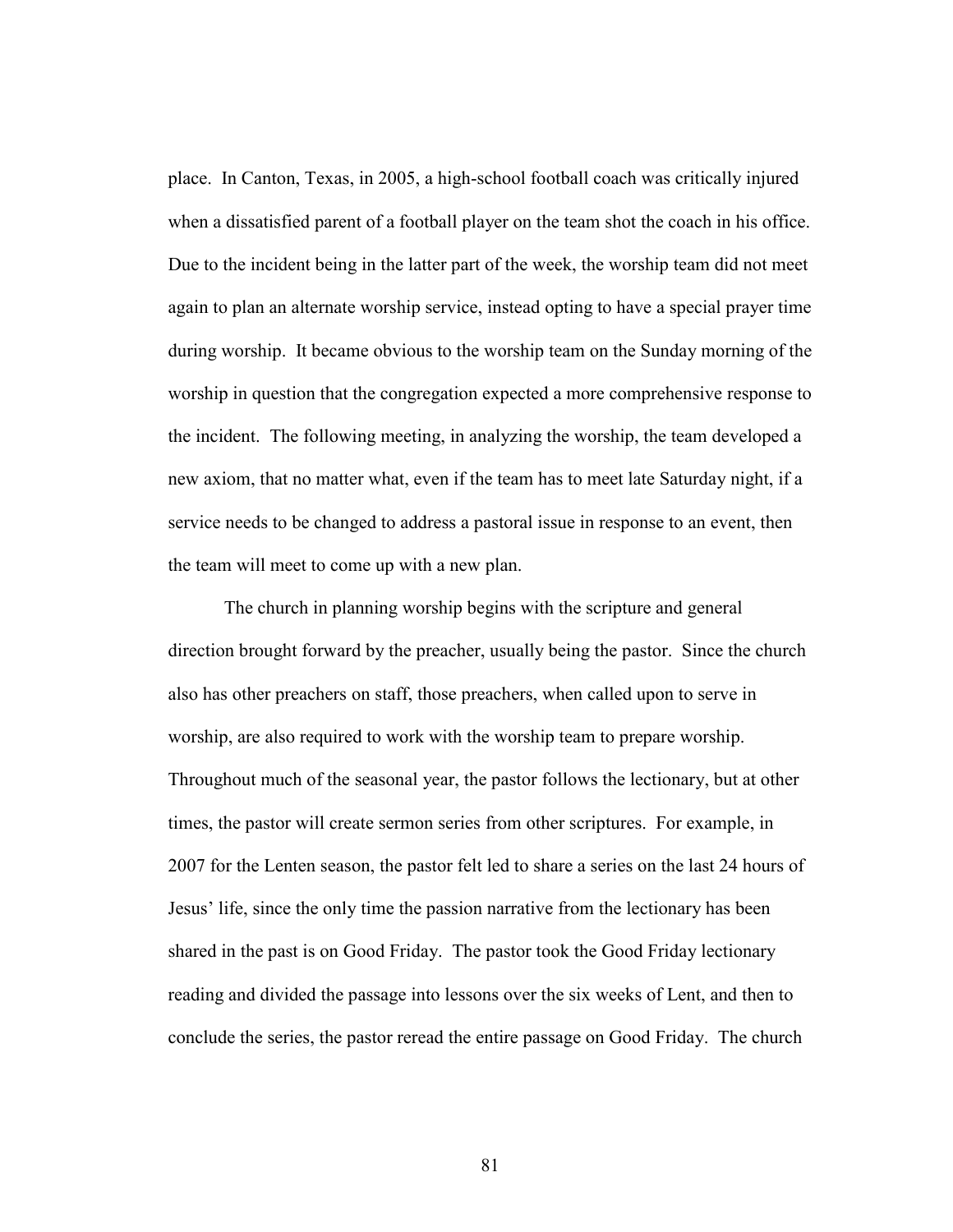place. In Canton, Texas, in 2005, a high-school football coach was critically injured when a dissatisfied parent of a football player on the team shot the coach in his office. Due to the incident being in the latter part of the week, the worship team did not meet again to plan an alternate worship service, instead opting to have a special prayer time during worship. It became obvious to the worship team on the Sunday morning of the worship in question that the congregation expected a more comprehensive response to the incident. The following meeting, in analyzing the worship, the team developed a new axiom, that no matter what, even if the team has to meet late Saturday night, if a service needs to be changed to address a pastoral issue in response to an event, then the team will meet to come up with a new plan.

The church in planning worship begins with the scripture and general direction brought forward by the preacher, usually being the pastor. Since the church also has other preachers on staff, those preachers, when called upon to serve in worship, are also required to work with the worship team to prepare worship. Throughout much of the seasonal year, the pastor follows the lectionary, but at other times, the pastor will create sermon series from other scriptures. For example, in 2007 for the Lenten season, the pastor felt led to share a series on the last 24 hours of Jesus' life, since the only time the passion narrative from the lectionary has been shared in the past is on Good Friday. The pastor took the Good Friday lectionary reading and divided the passage into lessons over the six weeks of Lent, and then to conclude the series, the pastor reread the entire passage on Good Friday. The church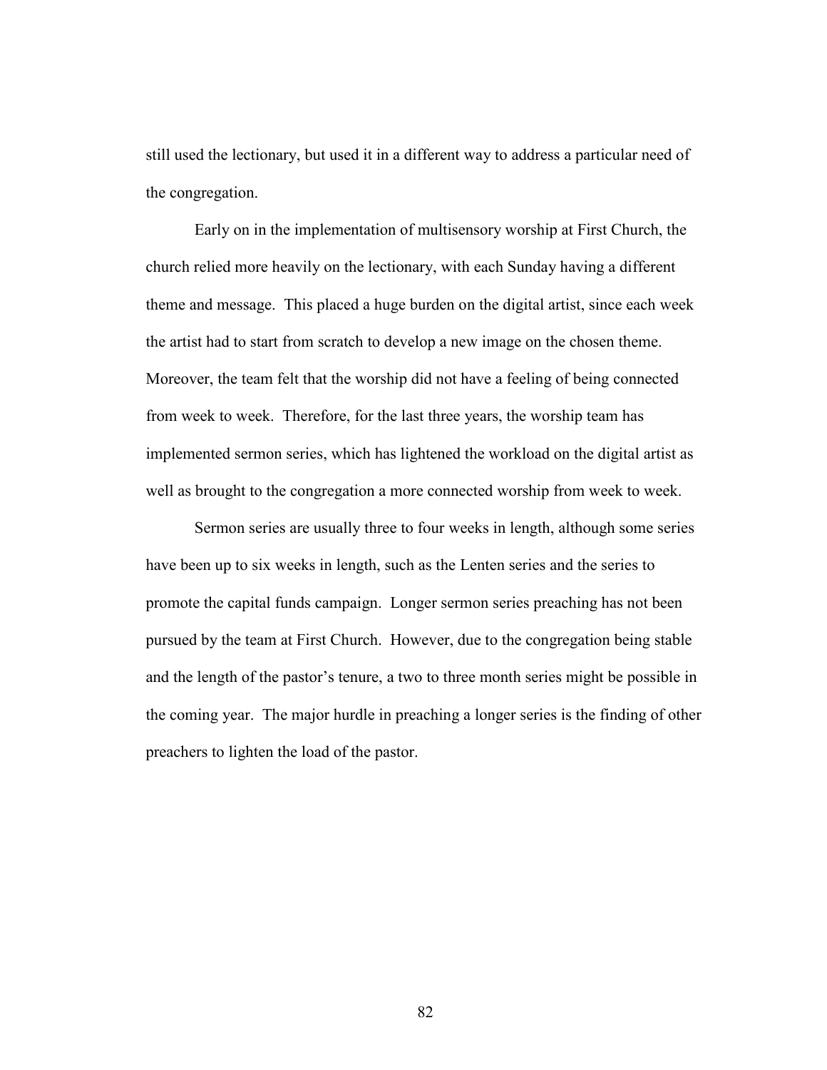still used the lectionary, but used it in a different way to address a particular need of the congregation.

Early on in the implementation of multisensory worship at First Church, the church relied more heavily on the lectionary, with each Sunday having a different theme and message. This placed a huge burden on the digital artist, since each week the artist had to start from scratch to develop a new image on the chosen theme. Moreover, the team felt that the worship did not have a feeling of being connected from week to week. Therefore, for the last three years, the worship team has implemented sermon series, which has lightened the workload on the digital artist as well as brought to the congregation a more connected worship from week to week.

Sermon series are usually three to four weeks in length, although some series have been up to six weeks in length, such as the Lenten series and the series to promote the capital funds campaign. Longer sermon series preaching has not been pursued by the team at First Church. However, due to the congregation being stable and the length of the pastor's tenure, a two to three month series might be possible in the coming year. The major hurdle in preaching a longer series is the finding of other preachers to lighten the load of the pastor.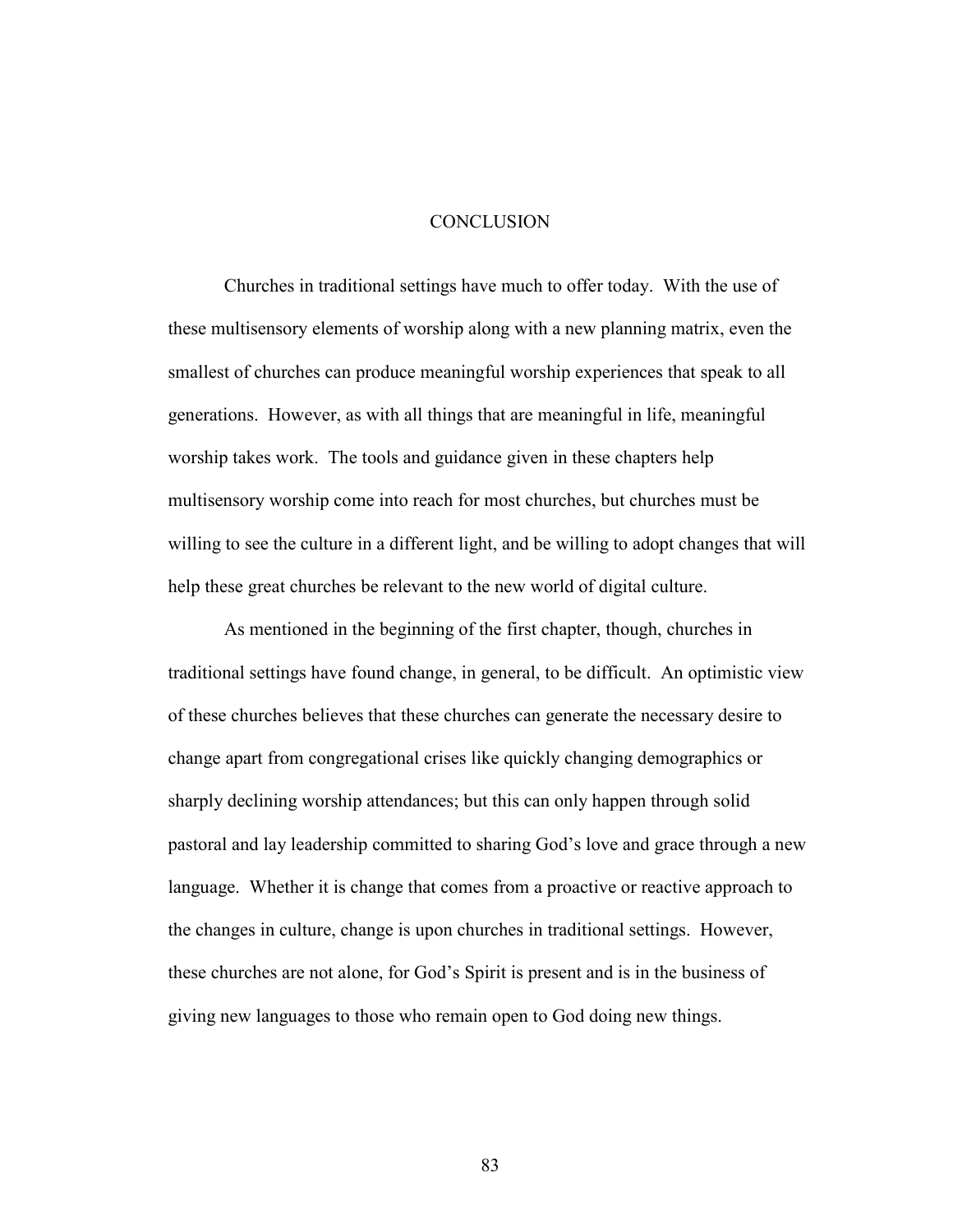# CONCLUSION

Churches in traditional settings have much to offer today. With the use of these multisensory elements of worship along with a new planning matrix, even the smallest of churches can produce meaningful worship experiences that speak to all generations. However, as with all things that are meaningful in life, meaningful worship takes work. The tools and guidance given in these chapters help multisensory worship come into reach for most churches, but churches must be willing to see the culture in a different light, and be willing to adopt changes that will help these great churches be relevant to the new world of digital culture.

As mentioned in the beginning of the first chapter, though, churches in traditional settings have found change, in general, to be difficult. An optimistic view of these churches believes that these churches can generate the necessary desire to change apart from congregational crises like quickly changing demographics or sharply declining worship attendances; but this can only happen through solid pastoral and lay leadership committed to sharing God's love and grace through a new language. Whether it is change that comes from a proactive or reactive approach to the changes in culture, change is upon churches in traditional settings. However, these churches are not alone, for God's Spirit is present and is in the business of giving new languages to those who remain open to God doing new things.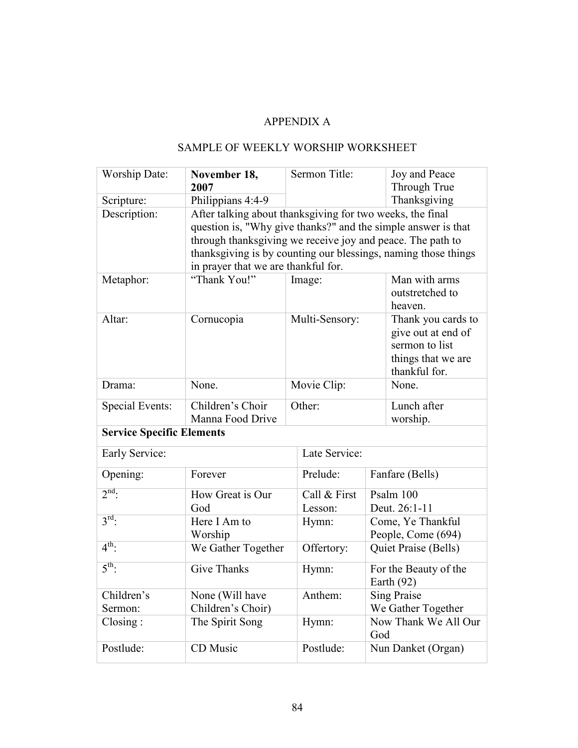# APPENDIX A

## SAMPLE OF WEEKLY WORSHIP WORKSHEET

| Worship Date: | **November 18, 2007** | Sermon Title: | Joy and Peace Through True Thanksgiving |
|---|---|---|---|
| Scripture: | Philippians 4:4-9 | | |
| Description: | After talking about thanksgiving for two weeks, the final question is, "Why give thanks?" and the simple answer is that through thanksgiving we receive joy and peace. The path to thanksgiving is by counting our blessings, naming those things in prayer that we are thankful for. | | |
| Metaphor: | "Thank You!" | Image: | Man with arms outstretched to heaven. |
| Altar: | Cornucopia | Multi-Sensory: | Thank you cards to give out at end of sermon to list things that we are thankful for. |
| Drama: | None. | Movie Clip: | None. |
| Special Events: | Children's Choir Manna Food Drive | Other: | Lunch after worship. |
| **Service Specific Elements** | | | |
| Early Service: | | Late Service: | |
| Opening: | Forever | Prelude: | Fanfare (Bells) |
| 2nd: | How Great is Our God | Call & First Lesson: | Psalm 100 Deut. 26:1-11 |
| 3rd: | Here I Am to Worship | Hymn: | Come, Ye Thankful People, Come (694) |
| 4th: | We Gather Together | Offertory: | Quiet Praise (Bells) |
| 5th: | Give Thanks | Hymn: | For the Beauty of the Earth (92) |
| Children's Sermon: | None (Will have Children's Choir) | Anthem: | Sing Praise We Gather Together |
| Closing : | The Spirit Song | Hymn: | Now Thank We All Our God |
| Postlude: | CD Music | Postlude: | Nun Danket (Organ) |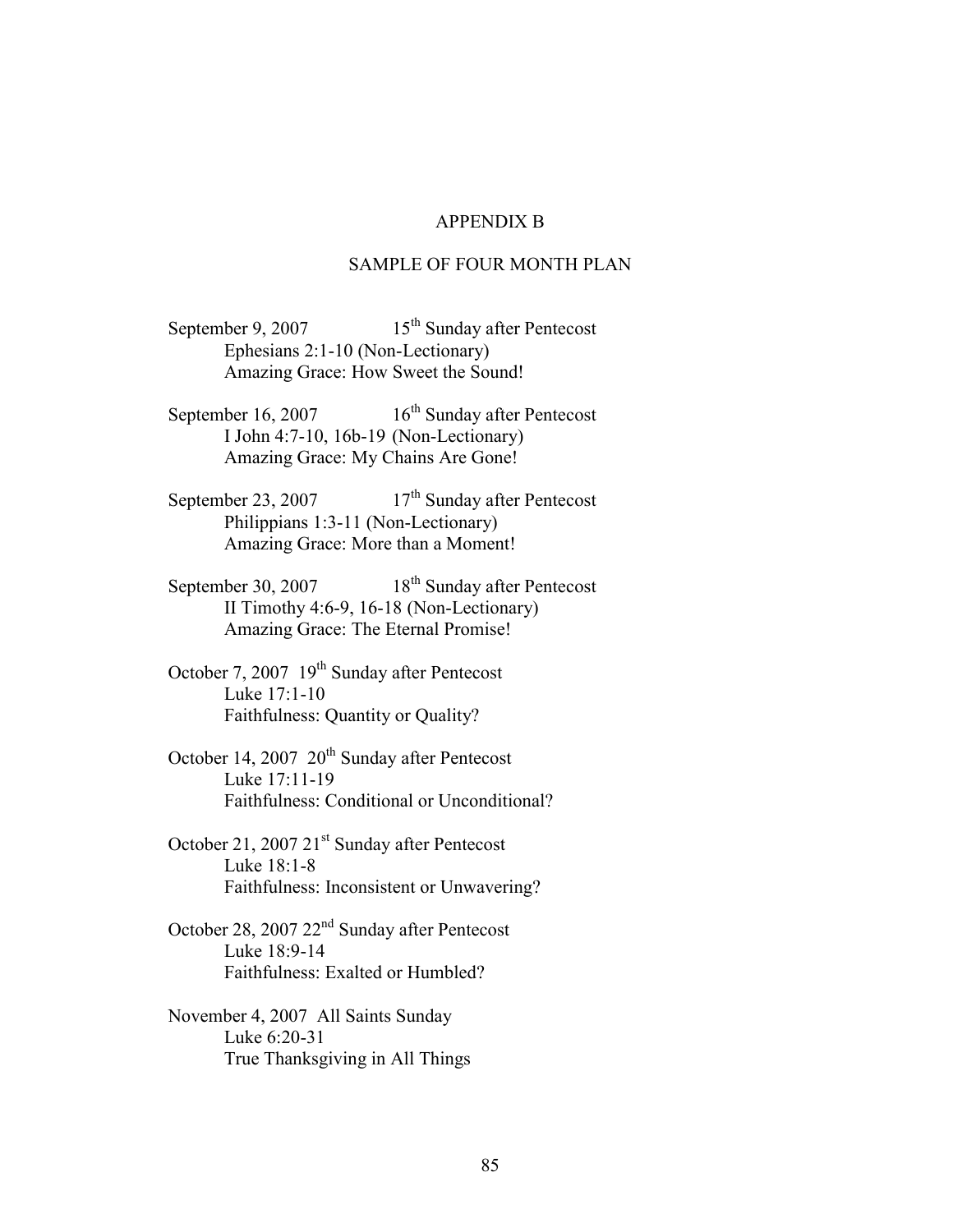# APPENDIX B

## SAMPLE OF FOUR MONTH PLAN

September 9, 2007 15th Sunday after Pentecost
Ephesians 2:1-10 (Non-Lectionary)
Amazing Grace: How Sweet the Sound!

September 16, 2007 16th Sunday after Pentecost
I John 4:7-10, 16b-19 (Non-Lectionary)
Amazing Grace: My Chains Are Gone!

September 23, 2007 17th Sunday after Pentecost
Philippians 1:3-11 (Non-Lectionary)
Amazing Grace: More than a Moment!

September 30, 2007 18th Sunday after Pentecost
II Timothy 4:6-9, 16-18 (Non-Lectionary)
Amazing Grace: The Eternal Promise!

October 7, 2007 19th Sunday after Pentecost
Luke 17:1-10
Faithfulness: Quantity or Quality?

October 14, 2007 20th Sunday after Pentecost
Luke 17:11-19
Faithfulness: Conditional or Unconditional?

October 21, 2007 21st Sunday after Pentecost
Luke 18:1-8
Faithfulness: Inconsistent or Unwavering?

October 28, 2007 22nd Sunday after Pentecost
Luke 18:9-14
Faithfulness: Exalted or Humbled?

November 4, 2007 All Saints Sunday
Luke 6:20-31
True Thanksgiving in All Things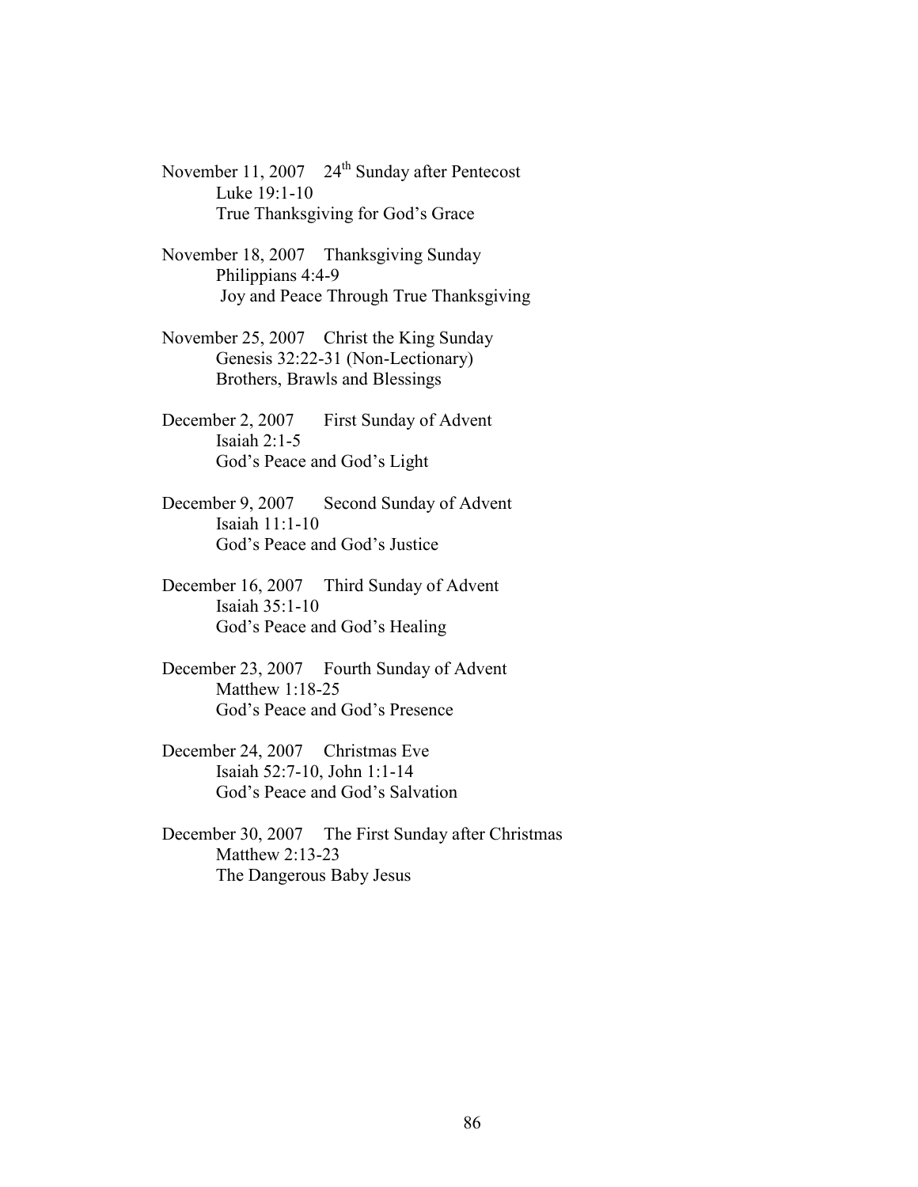November 11, 2007 24th Sunday after Pentecost
Luke 19:1-10
True Thanksgiving for God's Grace

November 18, 2007 Thanksgiving Sunday
Philippians 4:4-9
Joy and Peace Through True Thanksgiving

November 25, 2007 Christ the King Sunday
Genesis 32:22-31 (Non-Lectionary)
Brothers, Brawls and Blessings

December 2, 2007 First Sunday of Advent
Isaiah 2:1-5
God's Peace and God's Light

December 9, 2007 Second Sunday of Advent
Isaiah 11:1-10
God's Peace and God's Justice

December 16, 2007 Third Sunday of Advent
Isaiah 35:1-10
God's Peace and God's Healing

December 23, 2007 Fourth Sunday of Advent
Matthew 1:18-25
God's Peace and God's Presence

December 24, 2007 Christmas Eve
Isaiah 52:7-10, John 1:1-14
God's Peace and God's Salvation

December 30, 2007 The First Sunday after Christmas
Matthew 2:13-23
The Dangerous Baby Jesus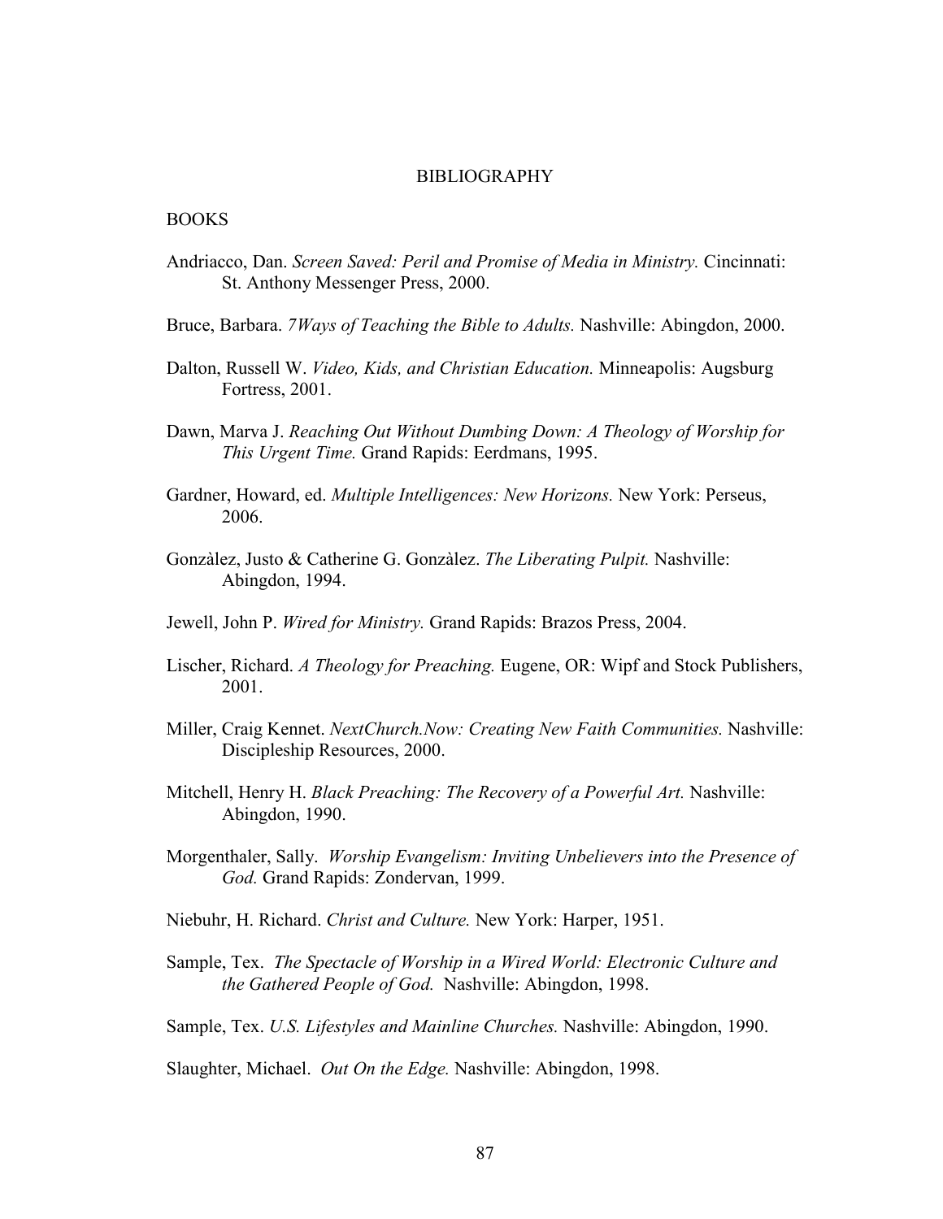# BIBLIOGRAPHY

## BOOKS

Andriacco, Dan. *Screen Saved: Peril and Promise of Media in Ministry.* Cincinnati: St. Anthony Messenger Press, 2000.

Bruce, Barbara. *7Ways of Teaching the Bible to Adults.* Nashville: Abingdon, 2000.

Dalton, Russell W. *Video, Kids, and Christian Education.* Minneapolis: Augsburg Fortress, 2001.

Dawn, Marva J. *Reaching Out Without Dumbing Down: A Theology of Worship for This Urgent Time.* Grand Rapids: Eerdmans, 1995.

Gardner, Howard, ed. *Multiple Intelligences: New Horizons.* New York: Perseus, 2006.

Gonzàlez, Justo & Catherine G. Gonzàlez. *The Liberating Pulpit.* Nashville: Abingdon, 1994.

Jewell, John P. *Wired for Ministry.* Grand Rapids: Brazos Press, 2004.

Lischer, Richard. *A Theology for Preaching.* Eugene, OR: Wipf and Stock Publishers, 2001.

Miller, Craig Kennet. *NextChurch.Now: Creating New Faith Communities.* Nashville: Discipleship Resources, 2000.

Mitchell, Henry H. *Black Preaching: The Recovery of a Powerful Art.* Nashville: Abingdon, 1990.

Morgenthaler, Sally. *Worship Evangelism: Inviting Unbelievers into the Presence of God.* Grand Rapids: Zondervan, 1999.

Niebuhr, H. Richard. *Christ and Culture.* New York: Harper, 1951.

Sample, Tex. *The Spectacle of Worship in a Wired World: Electronic Culture and the Gathered People of God.* Nashville: Abingdon, 1998.

Sample, Tex. *U.S. Lifestyles and Mainline Churches.* Nashville: Abingdon, 1990.

Slaughter, Michael. *Out On the Edge.* Nashville: Abingdon, 1998.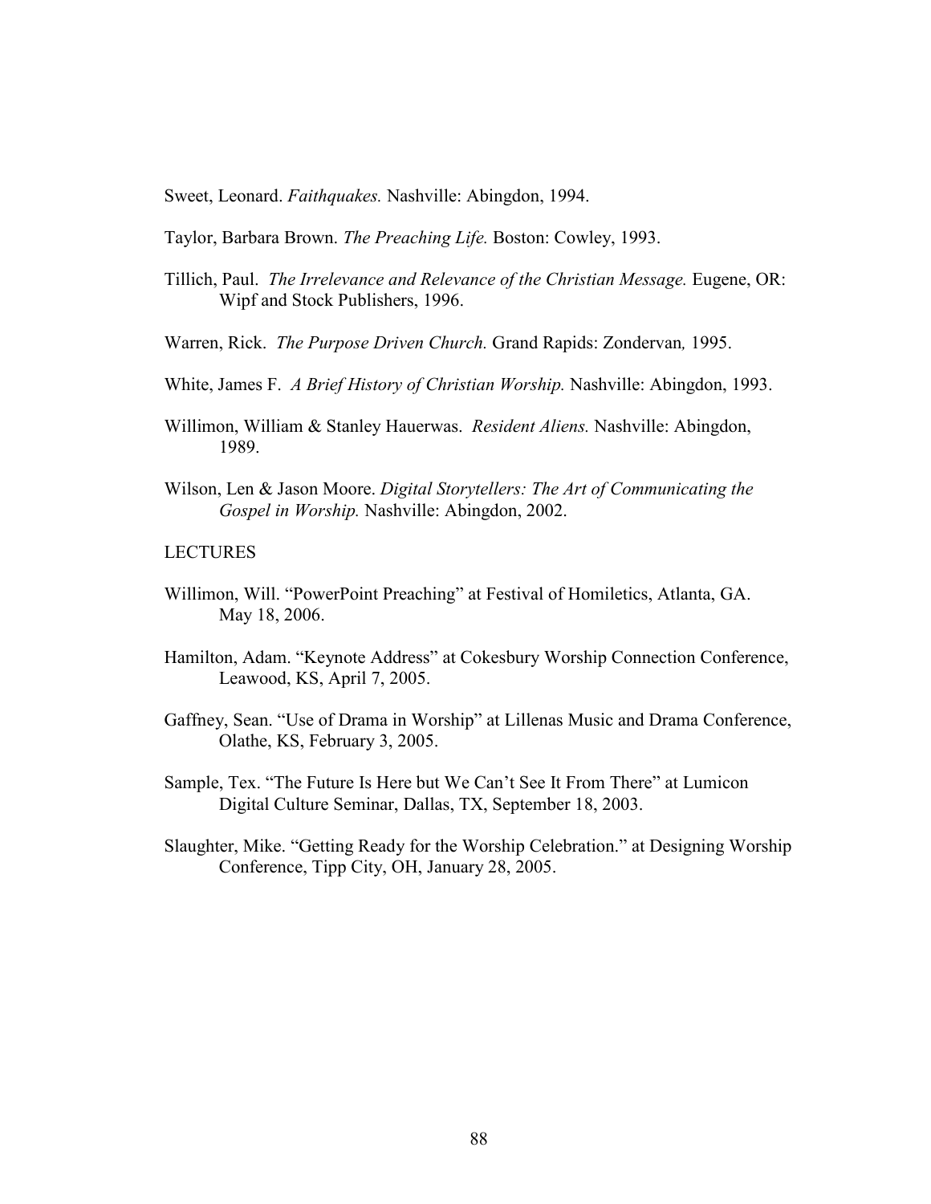Sweet, Leonard. *Faithquakes.* Nashville: Abingdon, 1994.

Taylor, Barbara Brown. *The Preaching Life.* Boston: Cowley, 1993.

Tillich, Paul. *The Irrelevance and Relevance of the Christian Message.* Eugene, OR: Wipf and Stock Publishers, 1996.

Warren, Rick. *The Purpose Driven Church.* Grand Rapids: Zondervan*,* 1995.

White, James F. *A Brief History of Christian Worship.* Nashville: Abingdon, 1993.

Willimon, William & Stanley Hauerwas. *Resident Aliens.* Nashville: Abingdon, 1989.

Wilson, Len & Jason Moore. *Digital Storytellers: The Art of Communicating the Gospel in Worship.* Nashville: Abingdon, 2002.

LECTURES

Willimon, Will. "PowerPoint Preaching" at Festival of Homiletics, Atlanta, GA. May 18, 2006.

Hamilton, Adam. "Keynote Address" at Cokesbury Worship Connection Conference, Leawood, KS, April 7, 2005.

Gaffney, Sean. "Use of Drama in Worship" at Lillenas Music and Drama Conference, Olathe, KS, February 3, 2005.

Sample, Tex. "The Future Is Here but We Can't See It From There" at Lumicon Digital Culture Seminar, Dallas, TX, September 18, 2003.

Slaughter, Mike. "Getting Ready for the Worship Celebration." at Designing Worship Conference, Tipp City, OH, January 28, 2005.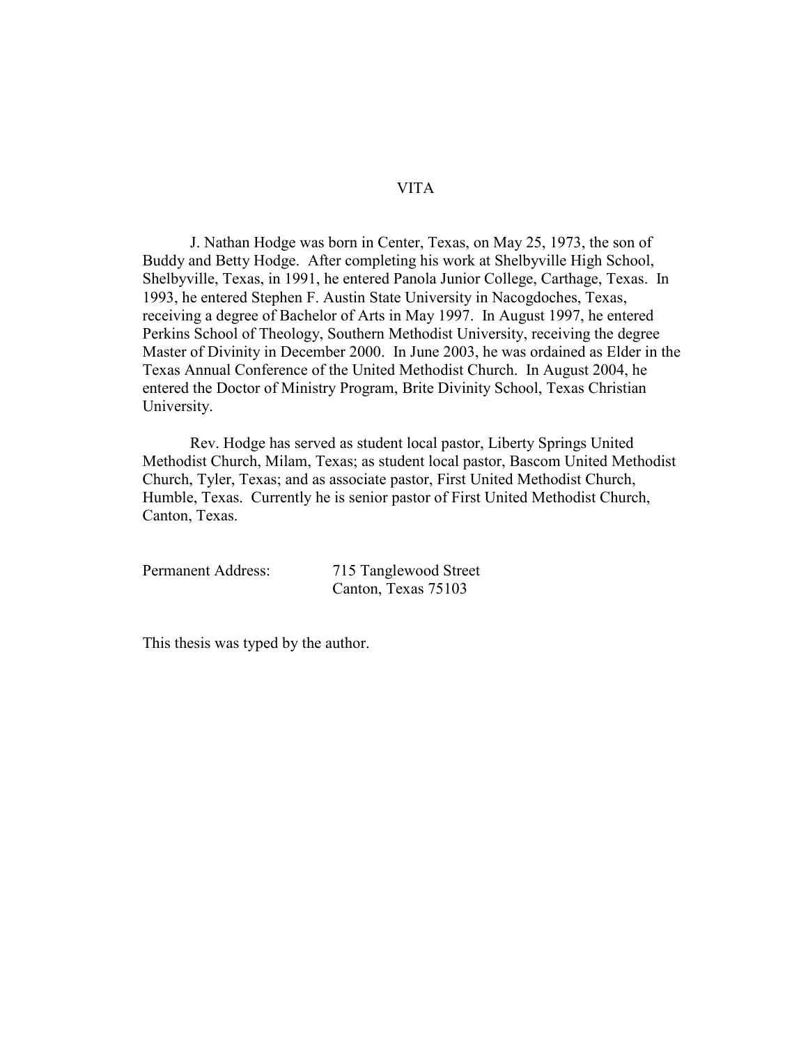# VITA

J. Nathan Hodge was born in Center, Texas, on May 25, 1973, the son of Buddy and Betty Hodge. After completing his work at Shelbyville High School, Shelbyville, Texas, in 1991, he entered Panola Junior College, Carthage, Texas. In 1993, he entered Stephen F. Austin State University in Nacogdoches, Texas, receiving a degree of Bachelor of Arts in May 1997. In August 1997, he entered Perkins School of Theology, Southern Methodist University, receiving the degree Master of Divinity in December 2000. In June 2003, he was ordained as Elder in the Texas Annual Conference of the United Methodist Church. In August 2004, he entered the Doctor of Ministry Program, Brite Divinity School, Texas Christian University.

Rev. Hodge has served as student local pastor, Liberty Springs United Methodist Church, Milam, Texas; as student local pastor, Bascom United Methodist Church, Tyler, Texas; and as associate pastor, First United Methodist Church, Humble, Texas. Currently he is senior pastor of First United Methodist Church, Canton, Texas.

Permanent Address: 715 Tanglewood Street
Canton, Texas 75103

This thesis was typed by the author.